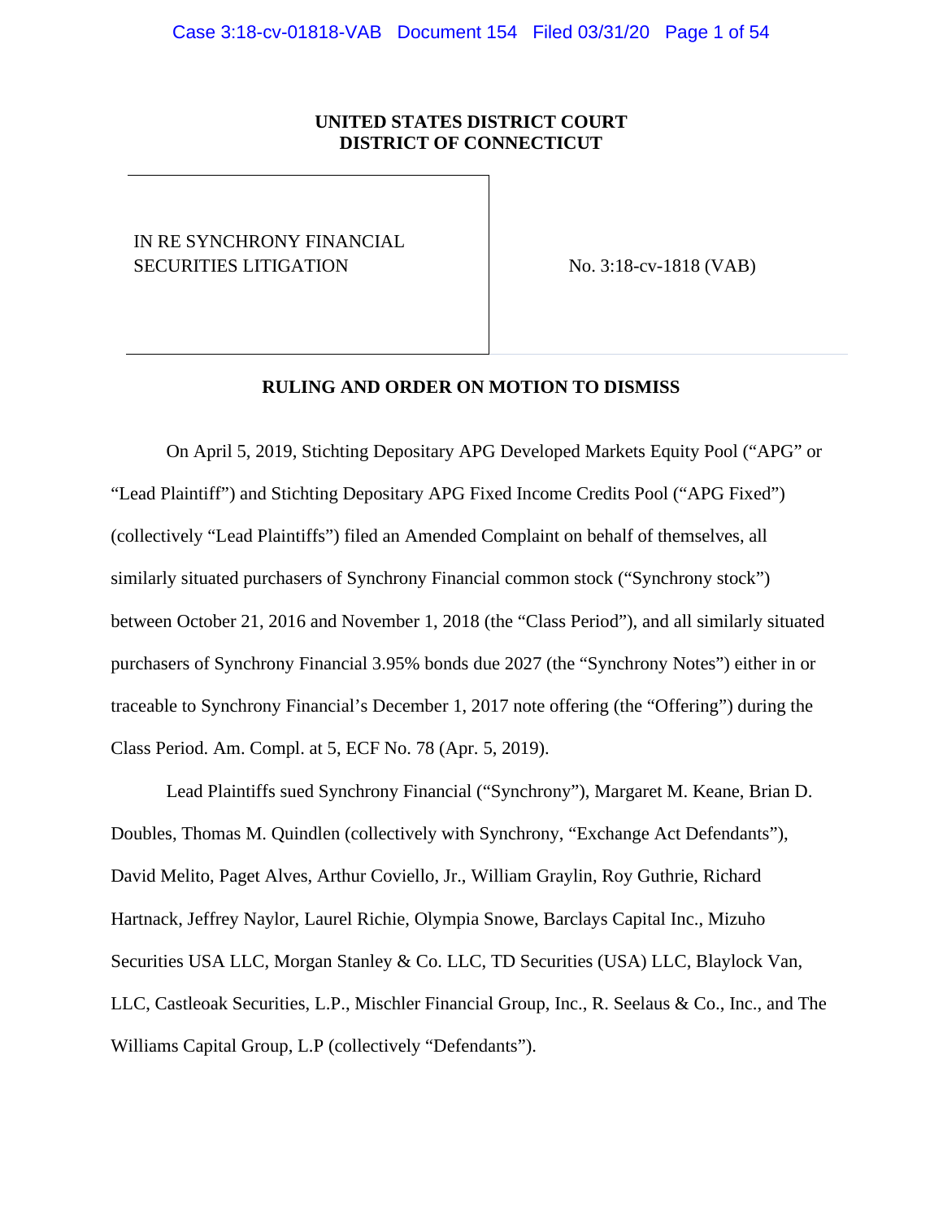**UNITED STATES DISTRICT COURT**
**DISTRICT OF CONNECTICUT**

| IN RE SYNCHRONY FINANCIAL SECURITIES LITIGATION | No. 3:18-cv-1818 (VAB) |
|---|---|

**RULING AND ORDER ON MOTION TO DISMISS**

On April 5, 2019, Stichting Depositary APG Developed Markets Equity Pool ("APG" or "Lead Plaintiff") and Stichting Depositary APG Fixed Income Credits Pool ("APG Fixed") (collectively "Lead Plaintiffs") filed an Amended Complaint on behalf of themselves, all similarly situated purchasers of Synchrony Financial common stock ("Synchrony stock") between October 21, 2016 and November 1, 2018 (the "Class Period"), and all similarly situated purchasers of Synchrony Financial 3.95% bonds due 2027 (the "Synchrony Notes") either in or traceable to Synchrony Financial's December 1, 2017 note offering (the "Offering") during the Class Period. Am. Compl. at 5, ECF No. 78 (Apr. 5, 2019).

Lead Plaintiffs sued Synchrony Financial ("Synchrony"), Margaret M. Keane, Brian D. Doubles, Thomas M. Quindlen (collectively with Synchrony, "Exchange Act Defendants"), David Melito, Paget Alves, Arthur Coviello, Jr., William Graylin, Roy Guthrie, Richard Hartnack, Jeffrey Naylor, Laurel Richie, Olympia Snowe, Barclays Capital Inc., Mizuho Securities USA LLC, Morgan Stanley & Co. LLC, TD Securities (USA) LLC, Blaylock Van, LLC, Castleoak Securities, L.P., Mischler Financial Group, Inc., R. Seelaus & Co., Inc., and The Williams Capital Group, L.P (collectively "Defendants").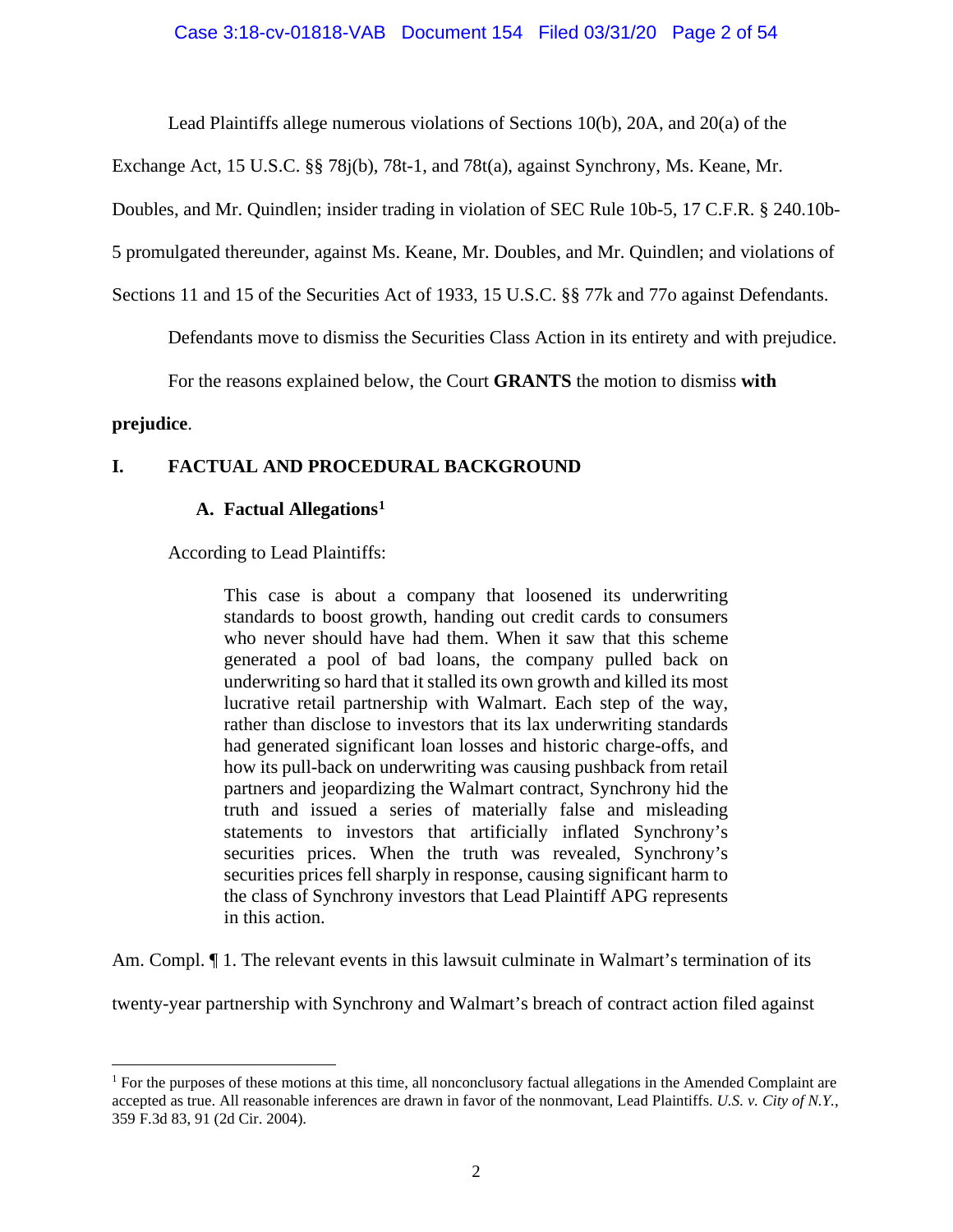Lead Plaintiffs allege numerous violations of Sections 10(b), 20A, and 20(a) of the Exchange Act, 15 U.S.C. §§ 78j(b), 78t-1, and 78t(a), against Synchrony, Ms. Keane, Mr. Doubles, and Mr. Quindlen; insider trading in violation of SEC Rule 10b-5, 17 C.F.R. § 240.10b-5 promulgated thereunder, against Ms. Keane, Mr. Doubles, and Mr. Quindlen; and violations of Sections 11 and 15 of the Securities Act of 1933, 15 U.S.C. §§ 77k and 77o against Defendants.

Defendants move to dismiss the Securities Class Action in its entirety and with prejudice.

For the reasons explained below, the Court **GRANTS** the motion to dismiss **with prejudice**.

## I. FACTUAL AND PROCEDURAL BACKGROUND

### A. Factual Allegations[1]

According to Lead Plaintiffs:

> This case is about a company that loosened its underwriting standards to boost growth, handing out credit cards to consumers who never should have had them. When it saw that this scheme generated a pool of bad loans, the company pulled back on underwriting so hard that it stalled its own growth and killed its most lucrative retail partnership with Walmart. Each step of the way, rather than disclose to investors that its lax underwriting standards had generated significant loan losses and historic charge-offs, and how its pull-back on underwriting was causing pushback from retail partners and jeopardizing the Walmart contract, Synchrony hid the truth and issued a series of materially false and misleading statements to investors that artificially inflated Synchrony's securities prices. When the truth was revealed, Synchrony's securities prices fell sharply in response, causing significant harm to the class of Synchrony investors that Lead Plaintiff APG represents in this action.

Am. Compl. ¶ 1. The relevant events in this lawsuit culminate in Walmart's termination of its twenty-year partnership with Synchrony and Walmart's breach of contract action filed against

[1] For the purposes of these motions at this time, all nonconclusory factual allegations in the Amended Complaint are accepted as true. All reasonable inferences are drawn in favor of the nonmovant, Lead Plaintiffs. *U.S. v. City of N.Y.*, 359 F.3d 83, 91 (2d Cir. 2004).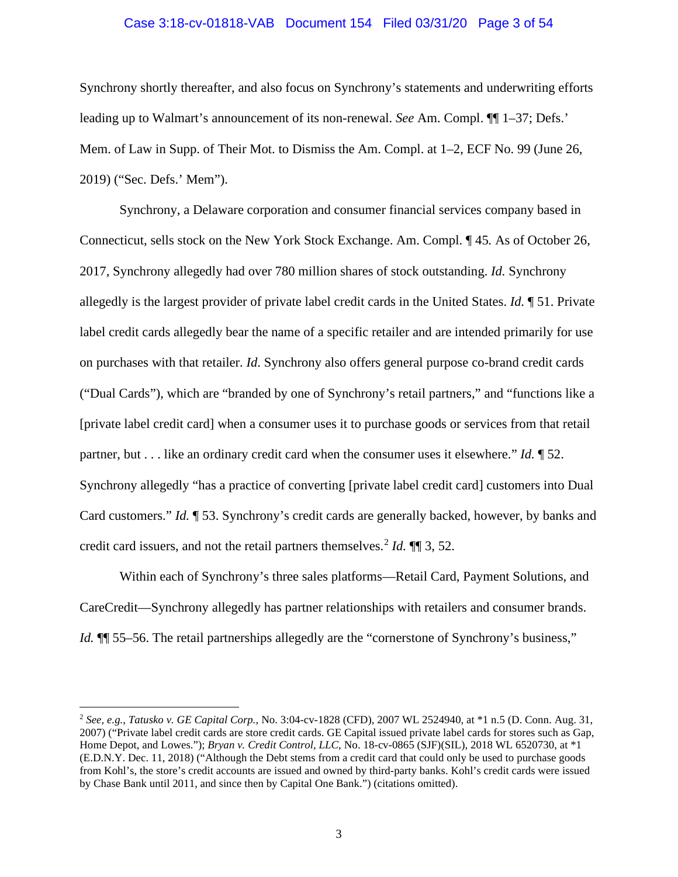Synchrony shortly thereafter, and also focus on Synchrony's statements and underwriting efforts leading up to Walmart's announcement of its non-renewal. *See* Am. Compl. ¶¶ 1–37; Defs.' Mem. of Law in Supp. of Their Mot. to Dismiss the Am. Compl. at 1–2, ECF No. 99 (June 26, 2019) ("Sec. Defs.' Mem").

Synchrony, a Delaware corporation and consumer financial services company based in Connecticut, sells stock on the New York Stock Exchange. Am. Compl. ¶ 45*.* As of October 26, 2017, Synchrony allegedly had over 780 million shares of stock outstanding. *Id.* Synchrony allegedly is the largest provider of private label credit cards in the United States. *Id.* ¶ 51. Private label credit cards allegedly bear the name of a specific retailer and are intended primarily for use on purchases with that retailer. *Id*. Synchrony also offers general purpose co-brand credit cards ("Dual Cards"), which are "branded by one of Synchrony's retail partners," and "functions like a [private label credit card] when a consumer uses it to purchase goods or services from that retail partner, but . . . like an ordinary credit card when the consumer uses it elsewhere." *Id.* ¶ 52. Synchrony allegedly "has a practice of converting [private label credit card] customers into Dual Card customers." *Id.* ¶ 53. Synchrony's credit cards are generally backed, however, by banks and credit card issuers, and not the retail partners themselves.[2] *Id.* ¶¶ 3, 52.

Within each of Synchrony's three sales platforms—Retail Card, Payment Solutions, and CareCredit—Synchrony allegedly has partner relationships with retailers and consumer brands. *Id.* ¶¶ 55–56. The retail partnerships allegedly are the "cornerstone of Synchrony's business,"

---

[2] *See, e.g.*, *Tatusko v. GE Capital Corp.*, No. 3:04-cv-1828 (CFD), 2007 WL 2524940, at *1 n.5 (D. Conn. Aug. 31, 2007) ("Private label credit cards are store credit cards. GE Capital issued private label cards for stores such as Gap, Home Depot, and Lowes."); *Bryan v. Credit Control, LLC*, No. 18-cv-0865 (SJF)(SIL), 2018 WL 6520730, at *1 (E.D.N.Y. Dec. 11, 2018) ("Although the Debt stems from a credit card that could only be used to purchase goods from Kohl's, the store's credit accounts are issued and owned by third-party banks. Kohl's credit cards were issued by Chase Bank until 2011, and since then by Capital One Bank.") (citations omitted).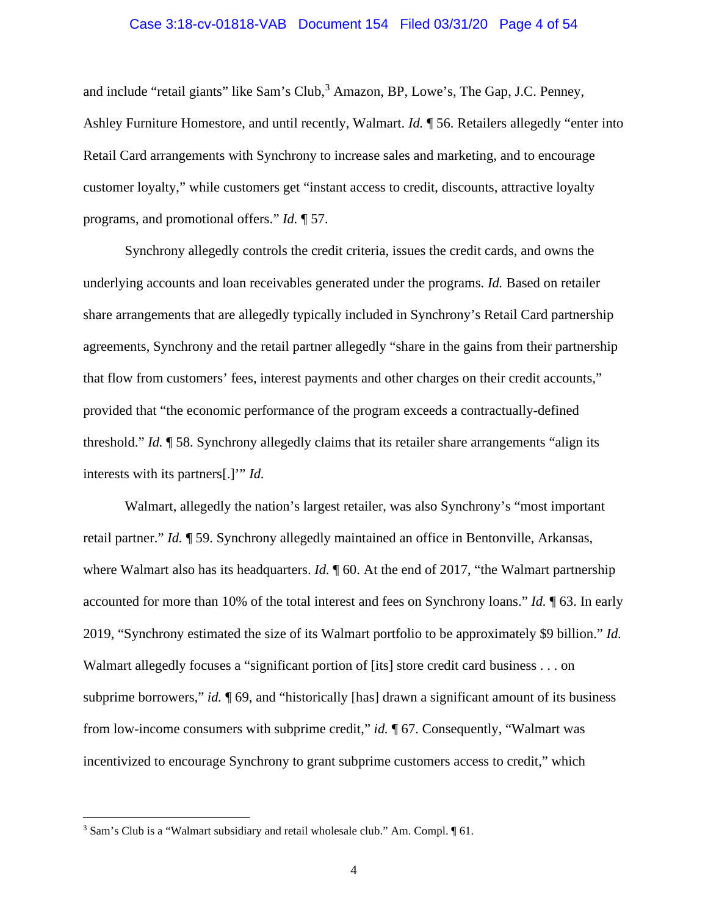and include "retail giants" like Sam's Club,[3] Amazon, BP, Lowe's, The Gap, J.C. Penney, Ashley Furniture Homestore, and until recently, Walmart. *Id.* ¶ 56. Retailers allegedly "enter into Retail Card arrangements with Synchrony to increase sales and marketing, and to encourage customer loyalty," while customers get "instant access to credit, discounts, attractive loyalty programs, and promotional offers." *Id.* ¶ 57.

Synchrony allegedly controls the credit criteria, issues the credit cards, and owns the underlying accounts and loan receivables generated under the programs. *Id.* Based on retailer share arrangements that are allegedly typically included in Synchrony's Retail Card partnership agreements, Synchrony and the retail partner allegedly "share in the gains from their partnership that flow from customers' fees, interest payments and other charges on their credit accounts," provided that "the economic performance of the program exceeds a contractually-defined threshold." *Id.* ¶ 58. Synchrony allegedly claims that its retailer share arrangements "align its interests with its partners[.]'" *Id.*

Walmart, allegedly the nation's largest retailer, was also Synchrony's "most important retail partner." *Id.* ¶ 59. Synchrony allegedly maintained an office in Bentonville, Arkansas, where Walmart also has its headquarters. *Id.* ¶ 60. At the end of 2017, "the Walmart partnership accounted for more than 10% of the total interest and fees on Synchrony loans." *Id.* ¶ 63. In early 2019, "Synchrony estimated the size of its Walmart portfolio to be approximately $9 billion." *Id.* Walmart allegedly focuses a "significant portion of [its] store credit card business . . . on subprime borrowers," *id.* ¶ 69, and "historically [has] drawn a significant amount of its business from low-income consumers with subprime credit," *id.* ¶ 67. Consequently, "Walmart was incentivized to encourage Synchrony to grant subprime customers access to credit," which

[3] Sam's Club is a "Walmart subsidiary and retail wholesale club." Am. Compl. ¶ 61.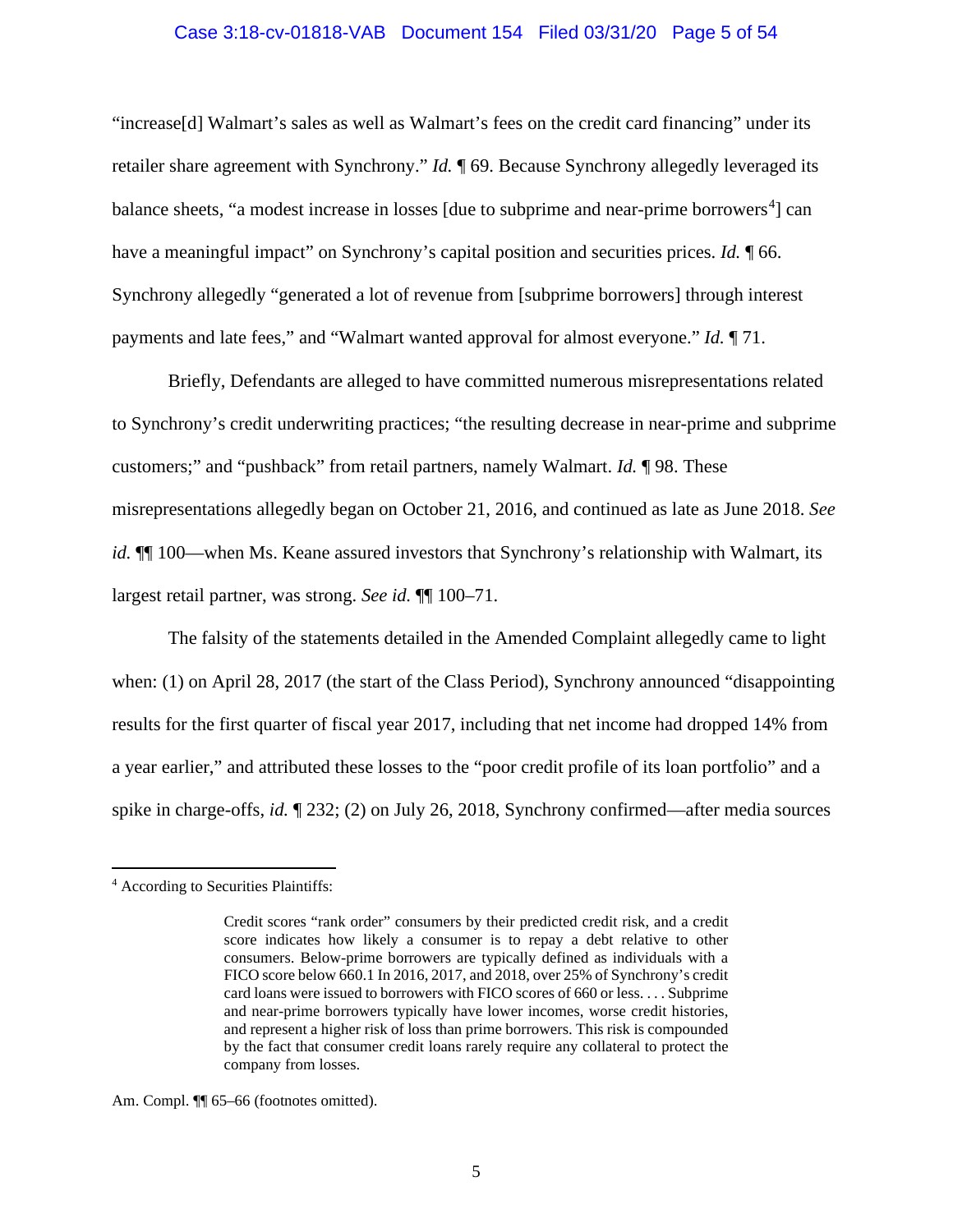"increase[d] Walmart's sales as well as Walmart's fees on the credit card financing" under its retailer share agreement with Synchrony." *Id.* ¶ 69. Because Synchrony allegedly leveraged its balance sheets, "a modest increase in losses [due to subprime and near-prime borrowers[4]] can have a meaningful impact" on Synchrony's capital position and securities prices. *Id.* ¶ 66. Synchrony allegedly "generated a lot of revenue from [subprime borrowers] through interest payments and late fees," and "Walmart wanted approval for almost everyone." *Id.* ¶ 71.

Briefly, Defendants are alleged to have committed numerous misrepresentations related to Synchrony's credit underwriting practices; "the resulting decrease in near-prime and subprime customers;" and "pushback" from retail partners, namely Walmart. *Id.* ¶ 98. These misrepresentations allegedly began on October 21, 2016, and continued as late as June 2018. *See id.* ¶¶ 100—when Ms. Keane assured investors that Synchrony's relationship with Walmart, its largest retail partner, was strong. *See id.* ¶¶ 100–71.

The falsity of the statements detailed in the Amended Complaint allegedly came to light when: (1) on April 28, 2017 (the start of the Class Period), Synchrony announced "disappointing results for the first quarter of fiscal year 2017, including that net income had dropped 14% from a year earlier," and attributed these losses to the "poor credit profile of its loan portfolio" and a spike in charge-offs, *id.* ¶ 232; (2) on July 26, 2018, Synchrony confirmed—after media sources

---

[4] According to Securities Plaintiffs:

> Credit scores "rank order" consumers by their predicted credit risk, and a credit score indicates how likely a consumer is to repay a debt relative to other consumers. Below-prime borrowers are typically defined as individuals with a FICO score below 660.1 In 2016, 2017, and 2018, over 25% of Synchrony's credit card loans were issued to borrowers with FICO scores of 660 or less. . . . Subprime and near-prime borrowers typically have lower incomes, worse credit histories, and represent a higher risk of loss than prime borrowers. This risk is compounded by the fact that consumer credit loans rarely require any collateral to protect the company from losses.

Am. Compl. ¶¶ 65–66 (footnotes omitted).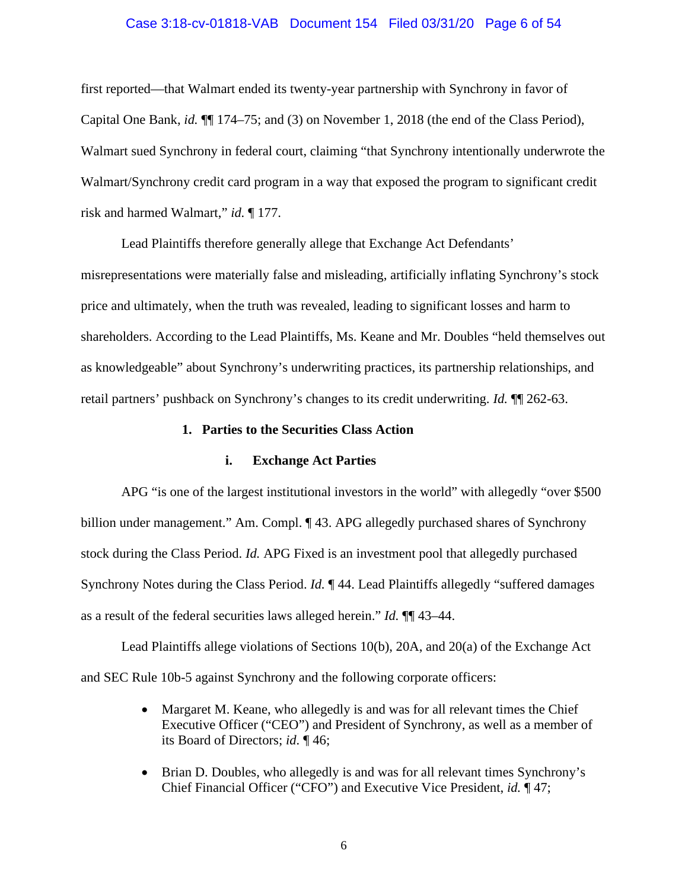first reported—that Walmart ended its twenty-year partnership with Synchrony in favor of Capital One Bank, *id.* ¶¶ 174–75; and (3) on November 1, 2018 (the end of the Class Period), Walmart sued Synchrony in federal court, claiming "that Synchrony intentionally underwrote the Walmart/Synchrony credit card program in a way that exposed the program to significant credit risk and harmed Walmart," *id.* ¶ 177.

Lead Plaintiffs therefore generally allege that Exchange Act Defendants' misrepresentations were materially false and misleading, artificially inflating Synchrony's stock price and ultimately, when the truth was revealed, leading to significant losses and harm to shareholders. According to the Lead Plaintiffs, Ms. Keane and Mr. Doubles "held themselves out as knowledgeable" about Synchrony's underwriting practices, its partnership relationships, and retail partners' pushback on Synchrony's changes to its credit underwriting. *Id.* ¶¶ 262-63.

### 1. Parties to the Securities Class Action

#### i. Exchange Act Parties

APG "is one of the largest institutional investors in the world" with allegedly "over $500 billion under management." Am. Compl. ¶ 43. APG allegedly purchased shares of Synchrony stock during the Class Period. *Id.* APG Fixed is an investment pool that allegedly purchased Synchrony Notes during the Class Period. *Id.* ¶ 44. Lead Plaintiffs allegedly "suffered damages as a result of the federal securities laws alleged herein." *Id.* ¶¶ 43–44.

Lead Plaintiffs allege violations of Sections 10(b), 20A, and 20(a) of the Exchange Act and SEC Rule 10b-5 against Synchrony and the following corporate officers:

- Margaret M. Keane, who allegedly is and was for all relevant times the Chief Executive Officer ("CEO") and President of Synchrony, as well as a member of its Board of Directors; *id.* ¶ 46;
- Brian D. Doubles, who allegedly is and was for all relevant times Synchrony's Chief Financial Officer ("CFO") and Executive Vice President, *id.* ¶ 47;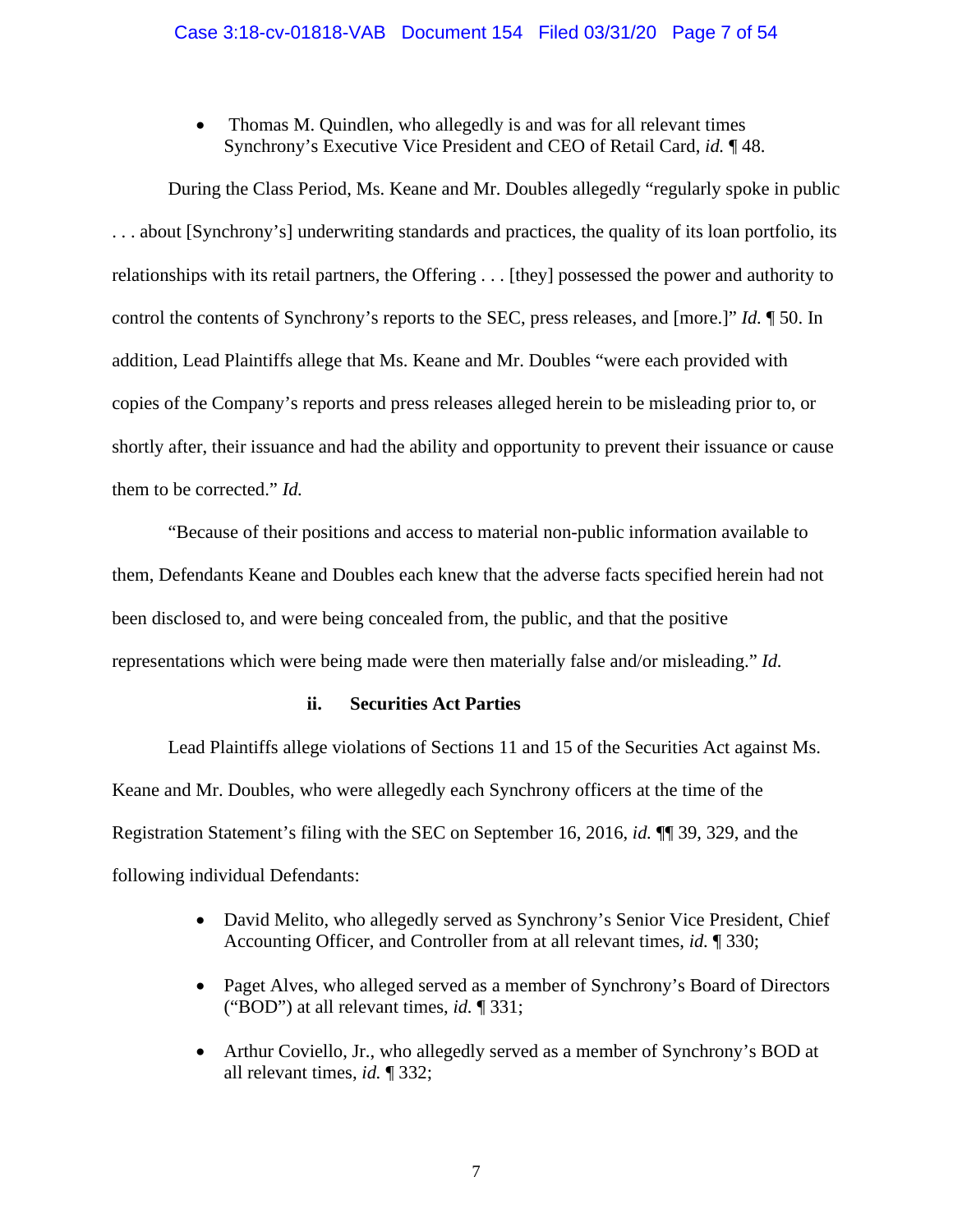- Thomas M. Quindlen, who allegedly is and was for all relevant times Synchrony's Executive Vice President and CEO of Retail Card, *id.* ¶ 48.

During the Class Period, Ms. Keane and Mr. Doubles allegedly "regularly spoke in public . . . about [Synchrony's] underwriting standards and practices, the quality of its loan portfolio, its relationships with its retail partners, the Offering . . . [they] possessed the power and authority to control the contents of Synchrony's reports to the SEC, press releases, and [more.]" *Id.* ¶ 50. In addition, Lead Plaintiffs allege that Ms. Keane and Mr. Doubles "were each provided with copies of the Company's reports and press releases alleged herein to be misleading prior to, or shortly after, their issuance and had the ability and opportunity to prevent their issuance or cause them to be corrected." *Id.*

"Because of their positions and access to material non-public information available to them, Defendants Keane and Doubles each knew that the adverse facts specified herein had not been disclosed to, and were being concealed from, the public, and that the positive representations which were being made were then materially false and/or misleading." *Id.*

#### ii. Securities Act Parties

Lead Plaintiffs allege violations of Sections 11 and 15 of the Securities Act against Ms. Keane and Mr. Doubles, who were allegedly each Synchrony officers at the time of the Registration Statement's filing with the SEC on September 16, 2016, *id.* ¶¶ 39, 329, and the following individual Defendants:

- David Melito, who allegedly served as Synchrony's Senior Vice President, Chief Accounting Officer, and Controller from at all relevant times, *id.* ¶ 330;
- Paget Alves, who alleged served as a member of Synchrony's Board of Directors ("BOD") at all relevant times, *id.* ¶ 331;
- Arthur Coviello, Jr., who allegedly served as a member of Synchrony's BOD at all relevant times, *id.* ¶ 332;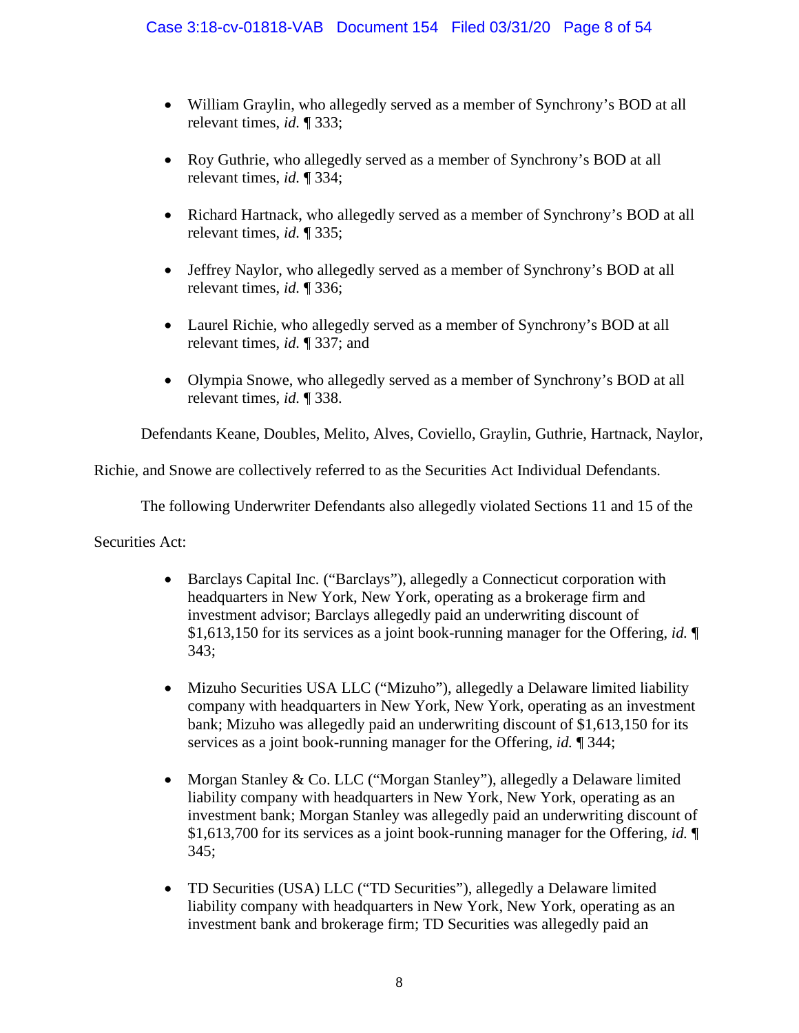- William Graylin, who allegedly served as a member of Synchrony's BOD at all relevant times, *id.* ¶ 333;

- Roy Guthrie, who allegedly served as a member of Synchrony's BOD at all relevant times, *id.* ¶ 334;

- Richard Hartnack, who allegedly served as a member of Synchrony's BOD at all relevant times, *id.* ¶ 335;

- Jeffrey Naylor, who allegedly served as a member of Synchrony's BOD at all relevant times, *id.* ¶ 336;

- Laurel Richie, who allegedly served as a member of Synchrony's BOD at all relevant times, *id.* ¶ 337; and

- Olympia Snowe, who allegedly served as a member of Synchrony's BOD at all relevant times, *id.* ¶ 338.

Defendants Keane, Doubles, Melito, Alves, Coviello, Graylin, Guthrie, Hartnack, Naylor, Richie, and Snowe are collectively referred to as the Securities Act Individual Defendants.

The following Underwriter Defendants also allegedly violated Sections 11 and 15 of the Securities Act:

- Barclays Capital Inc. ("Barclays"), allegedly a Connecticut corporation with headquarters in New York, New York, operating as a brokerage firm and investment advisor; Barclays allegedly paid an underwriting discount of $1,613,150 for its services as a joint book-running manager for the Offering, *id.* ¶ 343;

- Mizuho Securities USA LLC ("Mizuho"), allegedly a Delaware limited liability company with headquarters in New York, New York, operating as an investment bank; Mizuho was allegedly paid an underwriting discount of $1,613,150 for its services as a joint book-running manager for the Offering, *id.* ¶ 344;

- Morgan Stanley & Co. LLC ("Morgan Stanley"), allegedly a Delaware limited liability company with headquarters in New York, New York, operating as an investment bank; Morgan Stanley was allegedly paid an underwriting discount of $1,613,700 for its services as a joint book-running manager for the Offering, *id.* ¶ 345;

- TD Securities (USA) LLC ("TD Securities"), allegedly a Delaware limited liability company with headquarters in New York, New York, operating as an investment bank and brokerage firm; TD Securities was allegedly paid an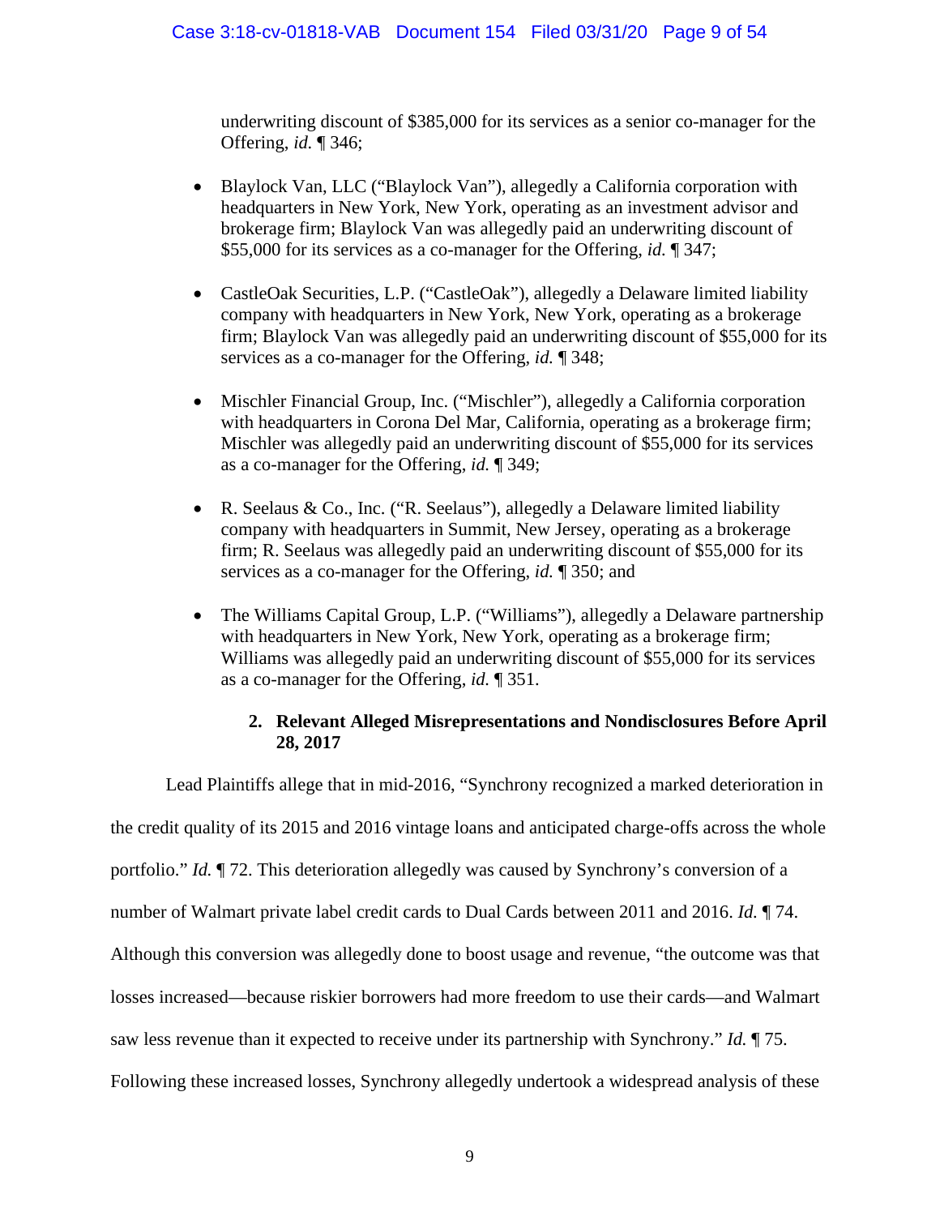underwriting discount of $385,000 for its services as a senior co-manager for the Offering, *id.* ¶ 346;

- Blaylock Van, LLC ("Blaylock Van"), allegedly a California corporation with headquarters in New York, New York, operating as an investment advisor and brokerage firm; Blaylock Van was allegedly paid an underwriting discount of $55,000 for its services as a co-manager for the Offering, *id.* ¶ 347;

- CastleOak Securities, L.P. ("CastleOak"), allegedly a Delaware limited liability company with headquarters in New York, New York, operating as a brokerage firm; Blaylock Van was allegedly paid an underwriting discount of $55,000 for its services as a co-manager for the Offering, *id.* ¶ 348;

- Mischler Financial Group, Inc. ("Mischler"), allegedly a California corporation with headquarters in Corona Del Mar, California, operating as a brokerage firm; Mischler was allegedly paid an underwriting discount of $55,000 for its services as a co-manager for the Offering, *id.* ¶ 349;

- R. Seelaus & Co., Inc. ("R. Seelaus"), allegedly a Delaware limited liability company with headquarters in Summit, New Jersey, operating as a brokerage firm; R. Seelaus was allegedly paid an underwriting discount of $55,000 for its services as a co-manager for the Offering, *id.* ¶ 350; and

- The Williams Capital Group, L.P. ("Williams"), allegedly a Delaware partnership with headquarters in New York, New York, operating as a brokerage firm; Williams was allegedly paid an underwriting discount of $55,000 for its services as a co-manager for the Offering, *id.* ¶ 351.

### 2. Relevant Alleged Misrepresentations and Nondisclosures Before April 28, 2017

Lead Plaintiffs allege that in mid-2016, "Synchrony recognized a marked deterioration in the credit quality of its 2015 and 2016 vintage loans and anticipated charge-offs across the whole portfolio." *Id.* ¶ 72. This deterioration allegedly was caused by Synchrony's conversion of a number of Walmart private label credit cards to Dual Cards between 2011 and 2016. *Id.* ¶ 74. Although this conversion was allegedly done to boost usage and revenue, "the outcome was that losses increased—because riskier borrowers had more freedom to use their cards—and Walmart saw less revenue than it expected to receive under its partnership with Synchrony." *Id.* ¶ 75. Following these increased losses, Synchrony allegedly undertook a widespread analysis of these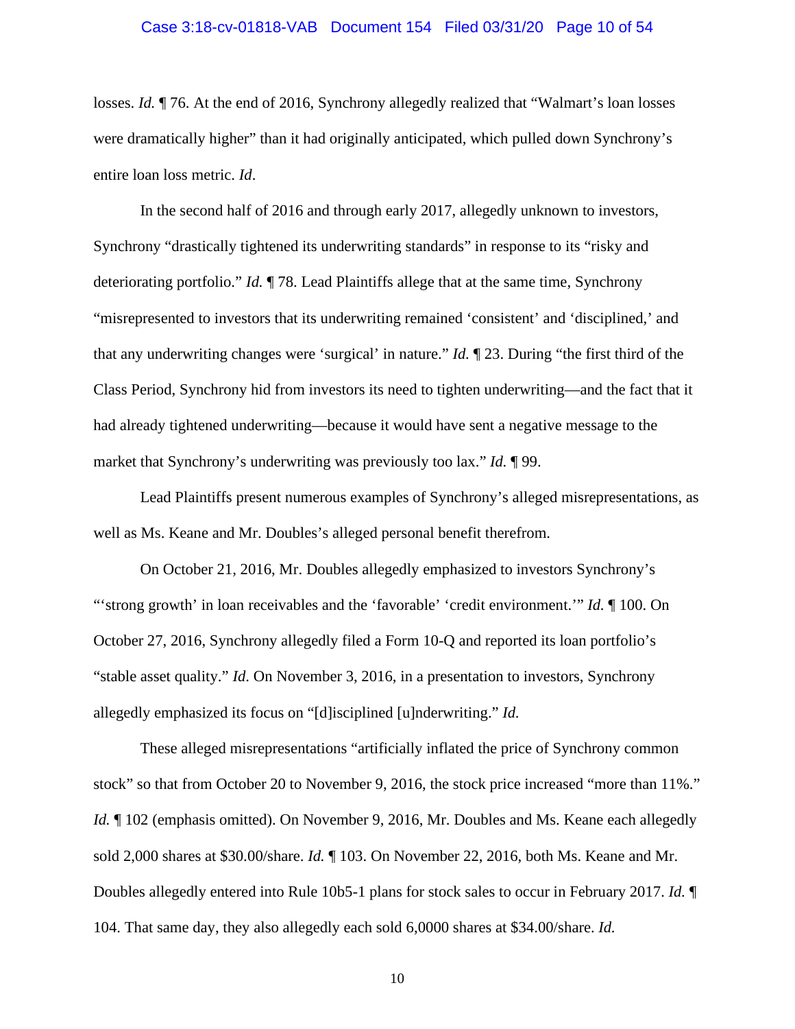losses. *Id.* ¶ 76. At the end of 2016, Synchrony allegedly realized that "Walmart's loan losses were dramatically higher" than it had originally anticipated, which pulled down Synchrony's entire loan loss metric. *Id*.

In the second half of 2016 and through early 2017, allegedly unknown to investors, Synchrony "drastically tightened its underwriting standards" in response to its "risky and deteriorating portfolio." *Id.* ¶ 78. Lead Plaintiffs allege that at the same time, Synchrony "misrepresented to investors that its underwriting remained 'consistent' and 'disciplined,' and that any underwriting changes were 'surgical' in nature." *Id.* ¶ 23. During "the first third of the Class Period, Synchrony hid from investors its need to tighten underwriting—and the fact that it had already tightened underwriting—because it would have sent a negative message to the market that Synchrony's underwriting was previously too lax." *Id.* ¶ 99.

Lead Plaintiffs present numerous examples of Synchrony's alleged misrepresentations, as well as Ms. Keane and Mr. Doubles's alleged personal benefit therefrom.

On October 21, 2016, Mr. Doubles allegedly emphasized to investors Synchrony's "'strong growth' in loan receivables and the 'favorable' 'credit environment.'" *Id.* ¶ 100. On October 27, 2016, Synchrony allegedly filed a Form 10-Q and reported its loan portfolio's "stable asset quality." *Id*. On November 3, 2016, in a presentation to investors, Synchrony allegedly emphasized its focus on "[d]isciplined [u]nderwriting." *Id.*

These alleged misrepresentations "artificially inflated the price of Synchrony common stock" so that from October 20 to November 9, 2016, the stock price increased "more than 11%." *Id.* ¶ 102 (emphasis omitted). On November 9, 2016, Mr. Doubles and Ms. Keane each allegedly sold 2,000 shares at $30.00/share. *Id.* ¶ 103. On November 22, 2016, both Ms. Keane and Mr. Doubles allegedly entered into Rule 10b5-1 plans for stock sales to occur in February 2017. *Id.* ¶ 104. That same day, they also allegedly each sold 6,0000 shares at $34.00/share. *Id.*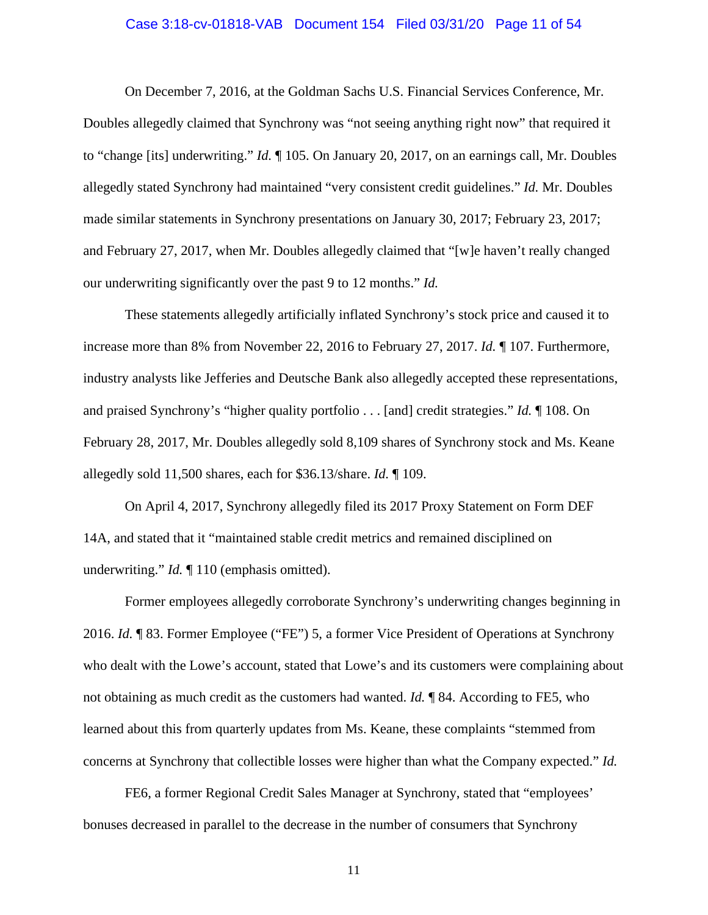On December 7, 2016, at the Goldman Sachs U.S. Financial Services Conference, Mr. Doubles allegedly claimed that Synchrony was "not seeing anything right now" that required it to "change [its] underwriting." *Id.* ¶ 105. On January 20, 2017, on an earnings call, Mr. Doubles allegedly stated Synchrony had maintained "very consistent credit guidelines." *Id.* Mr. Doubles made similar statements in Synchrony presentations on January 30, 2017; February 23, 2017; and February 27, 2017, when Mr. Doubles allegedly claimed that "[w]e haven't really changed our underwriting significantly over the past 9 to 12 months." *Id.*

These statements allegedly artificially inflated Synchrony's stock price and caused it to increase more than 8% from November 22, 2016 to February 27, 2017. *Id.* ¶ 107. Furthermore, industry analysts like Jefferies and Deutsche Bank also allegedly accepted these representations, and praised Synchrony's "higher quality portfolio . . . [and] credit strategies." *Id.* ¶ 108. On February 28, 2017, Mr. Doubles allegedly sold 8,109 shares of Synchrony stock and Ms. Keane allegedly sold 11,500 shares, each for $36.13/share. *Id.* ¶ 109.

On April 4, 2017, Synchrony allegedly filed its 2017 Proxy Statement on Form DEF 14A, and stated that it "maintained stable credit metrics and remained disciplined on underwriting." *Id.* ¶ 110 (emphasis omitted).

Former employees allegedly corroborate Synchrony's underwriting changes beginning in 2016. *Id.* ¶ 83. Former Employee ("FE") 5, a former Vice President of Operations at Synchrony who dealt with the Lowe's account, stated that Lowe's and its customers were complaining about not obtaining as much credit as the customers had wanted. *Id.* ¶ 84. According to FE5, who learned about this from quarterly updates from Ms. Keane, these complaints "stemmed from concerns at Synchrony that collectible losses were higher than what the Company expected." *Id.*

FE6, a former Regional Credit Sales Manager at Synchrony, stated that "employees' bonuses decreased in parallel to the decrease in the number of consumers that Synchrony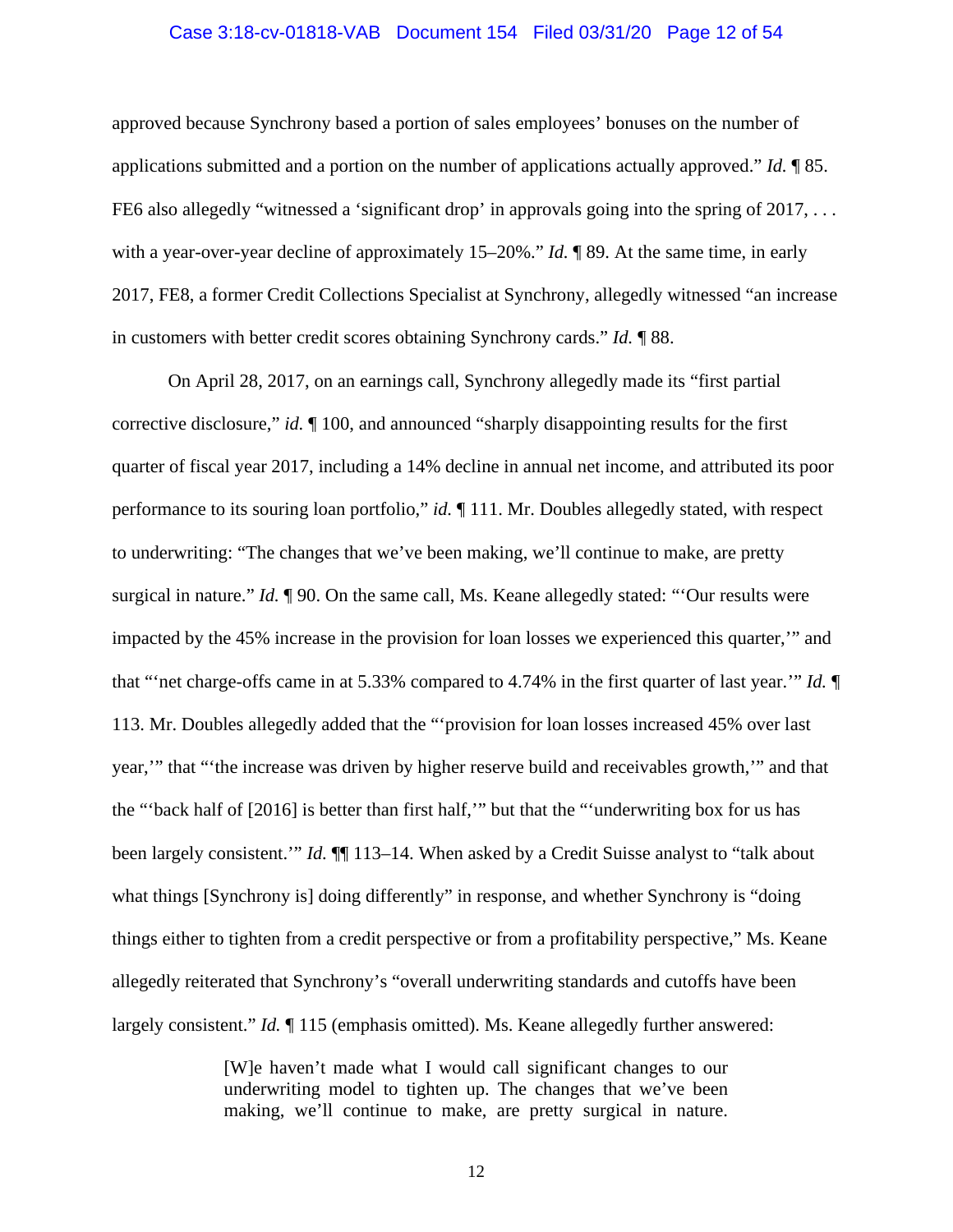approved because Synchrony based a portion of sales employees' bonuses on the number of applications submitted and a portion on the number of applications actually approved." *Id.* ¶ 85. FE6 also allegedly "witnessed a 'significant drop' in approvals going into the spring of 2017, . . . with a year-over-year decline of approximately 15–20%." *Id.* ¶ 89. At the same time, in early 2017, FE8, a former Credit Collections Specialist at Synchrony, allegedly witnessed "an increase in customers with better credit scores obtaining Synchrony cards." *Id.* ¶ 88.

On April 28, 2017, on an earnings call, Synchrony allegedly made its "first partial corrective disclosure," *id.* ¶ 100, and announced "sharply disappointing results for the first quarter of fiscal year 2017, including a 14% decline in annual net income, and attributed its poor performance to its souring loan portfolio," *id.* ¶ 111. Mr. Doubles allegedly stated, with respect to underwriting: "The changes that we've been making, we'll continue to make, are pretty surgical in nature." *Id.* ¶ 90. On the same call, Ms. Keane allegedly stated: "'Our results were impacted by the 45% increase in the provision for loan losses we experienced this quarter,'" and that "'net charge-offs came in at 5.33% compared to 4.74% in the first quarter of last year.'" *Id.* ¶ 113. Mr. Doubles allegedly added that the "'provision for loan losses increased 45% over last year,'" that "'the increase was driven by higher reserve build and receivables growth,'" and that the "'back half of [2016] is better than first half,'" but that the "'underwriting box for us has been largely consistent.'" *Id.* ¶¶ 113–14. When asked by a Credit Suisse analyst to "talk about what things [Synchrony is] doing differently" in response, and whether Synchrony is "doing things either to tighten from a credit perspective or from a profitability perspective," Ms. Keane allegedly reiterated that Synchrony's "overall underwriting standards and cutoffs have been largely consistent." *Id.* ¶ 115 (emphasis omitted). Ms. Keane allegedly further answered:

> [W]e haven't made what I would call significant changes to our underwriting model to tighten up. The changes that we've been making, we'll continue to make, are pretty surgical in nature.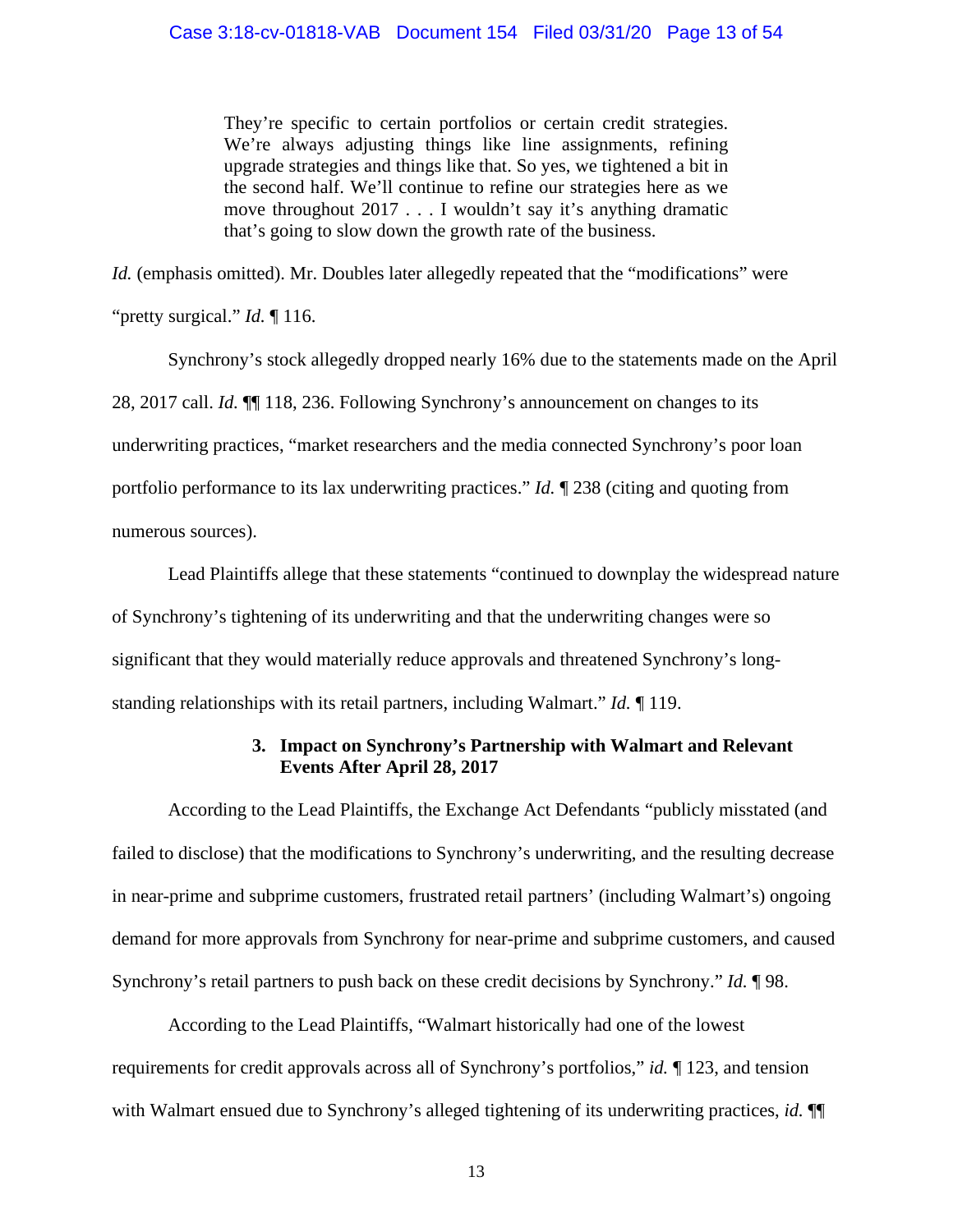> They're specific to certain portfolios or certain credit strategies. We're always adjusting things like line assignments, refining upgrade strategies and things like that. So yes, we tightened a bit in the second half. We'll continue to refine our strategies here as we move throughout 2017 . . . I wouldn't say it's anything dramatic that's going to slow down the growth rate of the business.

*Id.* (emphasis omitted). Mr. Doubles later allegedly repeated that the "modifications" were "pretty surgical." *Id.* ¶ 116.

Synchrony's stock allegedly dropped nearly 16% due to the statements made on the April 28, 2017 call. *Id.* ¶¶ 118, 236. Following Synchrony's announcement on changes to its underwriting practices, "market researchers and the media connected Synchrony's poor loan portfolio performance to its lax underwriting practices." *Id.* ¶ 238 (citing and quoting from numerous sources).

Lead Plaintiffs allege that these statements "continued to downplay the widespread nature of Synchrony's tightening of its underwriting and that the underwriting changes were so significant that they would materially reduce approvals and threatened Synchrony's long-standing relationships with its retail partners, including Walmart." *Id.* ¶ 119.

### 3. Impact on Synchrony's Partnership with Walmart and Relevant Events After April 28, 2017

According to the Lead Plaintiffs, the Exchange Act Defendants "publicly misstated (and failed to disclose) that the modifications to Synchrony's underwriting, and the resulting decrease in near-prime and subprime customers, frustrated retail partners' (including Walmart's) ongoing demand for more approvals from Synchrony for near-prime and subprime customers, and caused Synchrony's retail partners to push back on these credit decisions by Synchrony." *Id.* ¶ 98.

According to the Lead Plaintiffs, "Walmart historically had one of the lowest requirements for credit approvals across all of Synchrony's portfolios," *id.* ¶ 123, and tension with Walmart ensued due to Synchrony's alleged tightening of its underwriting practices, *id.* ¶¶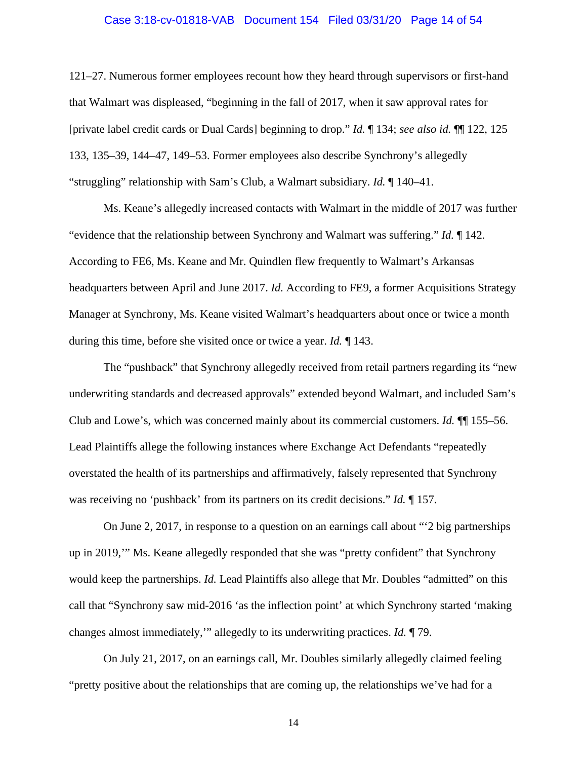121–27. Numerous former employees recount how they heard through supervisors or first-hand that Walmart was displeased, "beginning in the fall of 2017, when it saw approval rates for [private label credit cards or Dual Cards] beginning to drop." *Id.* ¶ 134; *see also id.* ¶¶ 122, 125 133, 135–39, 144–47, 149–53. Former employees also describe Synchrony's allegedly "struggling" relationship with Sam's Club, a Walmart subsidiary. *Id.* ¶ 140–41.

Ms. Keane's allegedly increased contacts with Walmart in the middle of 2017 was further "evidence that the relationship between Synchrony and Walmart was suffering." *Id.* ¶ 142. According to FE6, Ms. Keane and Mr. Quindlen flew frequently to Walmart's Arkansas headquarters between April and June 2017. *Id.* According to FE9, a former Acquisitions Strategy Manager at Synchrony, Ms. Keane visited Walmart's headquarters about once or twice a month during this time, before she visited once or twice a year. *Id.* ¶ 143.

The "pushback" that Synchrony allegedly received from retail partners regarding its "new underwriting standards and decreased approvals" extended beyond Walmart, and included Sam's Club and Lowe's, which was concerned mainly about its commercial customers. *Id.* ¶¶ 155–56. Lead Plaintiffs allege the following instances where Exchange Act Defendants "repeatedly overstated the health of its partnerships and affirmatively, falsely represented that Synchrony was receiving no 'pushback' from its partners on its credit decisions." *Id.* ¶ 157.

On June 2, 2017, in response to a question on an earnings call about "'2 big partnerships up in 2019,'" Ms. Keane allegedly responded that she was "pretty confident" that Synchrony would keep the partnerships. *Id.* Lead Plaintiffs also allege that Mr. Doubles "admitted" on this call that "Synchrony saw mid-2016 'as the inflection point' at which Synchrony started 'making changes almost immediately,'" allegedly to its underwriting practices. *Id.* ¶ 79.

On July 21, 2017, on an earnings call, Mr. Doubles similarly allegedly claimed feeling "pretty positive about the relationships that are coming up, the relationships we've had for a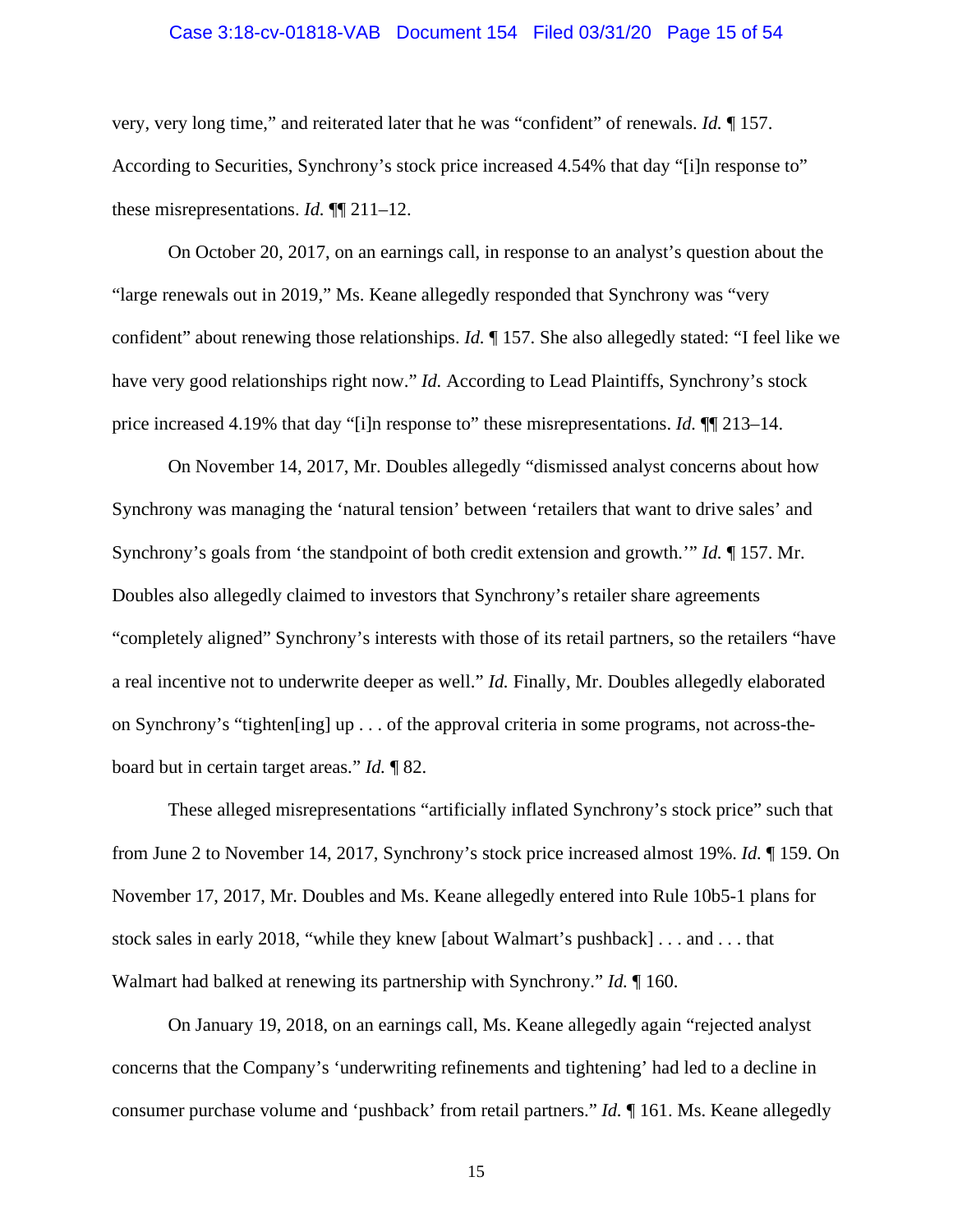very, very long time," and reiterated later that he was "confident" of renewals. *Id.* ¶ 157. According to Securities, Synchrony's stock price increased 4.54% that day "[i]n response to" these misrepresentations. *Id.* ¶¶ 211–12.

On October 20, 2017, on an earnings call, in response to an analyst's question about the "large renewals out in 2019," Ms. Keane allegedly responded that Synchrony was "very confident" about renewing those relationships. *Id.* ¶ 157. She also allegedly stated: "I feel like we have very good relationships right now." *Id.* According to Lead Plaintiffs, Synchrony's stock price increased 4.19% that day "[i]n response to" these misrepresentations. *Id.* ¶¶ 213–14.

On November 14, 2017, Mr. Doubles allegedly "dismissed analyst concerns about how Synchrony was managing the 'natural tension' between 'retailers that want to drive sales' and Synchrony's goals from 'the standpoint of both credit extension and growth.'" *Id.* ¶ 157. Mr. Doubles also allegedly claimed to investors that Synchrony's retailer share agreements "completely aligned" Synchrony's interests with those of its retail partners, so the retailers "have a real incentive not to underwrite deeper as well." *Id.* Finally, Mr. Doubles allegedly elaborated on Synchrony's "tighten[ing] up . . . of the approval criteria in some programs, not across-the-board but in certain target areas." *Id.* ¶ 82.

These alleged misrepresentations "artificially inflated Synchrony's stock price" such that from June 2 to November 14, 2017, Synchrony's stock price increased almost 19%. *Id.* ¶ 159. On November 17, 2017, Mr. Doubles and Ms. Keane allegedly entered into Rule 10b5-1 plans for stock sales in early 2018, "while they knew [about Walmart's pushback] . . . and . . . that Walmart had balked at renewing its partnership with Synchrony." *Id.* ¶ 160.

On January 19, 2018, on an earnings call, Ms. Keane allegedly again "rejected analyst concerns that the Company's 'underwriting refinements and tightening' had led to a decline in consumer purchase volume and 'pushback' from retail partners." *Id.* ¶ 161. Ms. Keane allegedly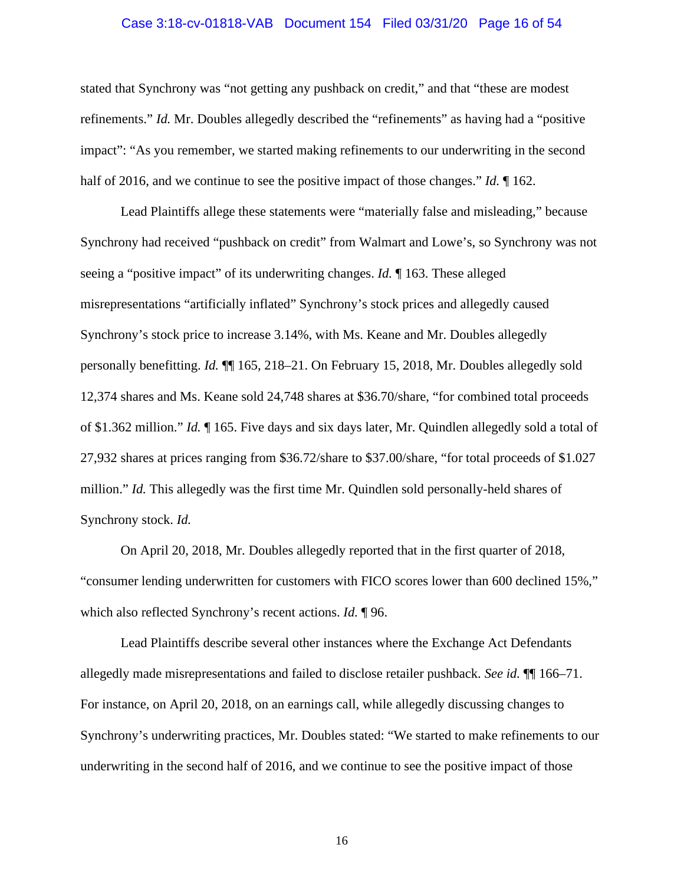stated that Synchrony was "not getting any pushback on credit," and that "these are modest refinements." *Id.* Mr. Doubles allegedly described the "refinements" as having had a "positive impact": "As you remember, we started making refinements to our underwriting in the second half of 2016, and we continue to see the positive impact of those changes." *Id.* ¶ 162.

Lead Plaintiffs allege these statements were "materially false and misleading," because Synchrony had received "pushback on credit" from Walmart and Lowe's, so Synchrony was not seeing a "positive impact" of its underwriting changes. *Id.* ¶ 163. These alleged misrepresentations "artificially inflated" Synchrony's stock prices and allegedly caused Synchrony's stock price to increase 3.14%, with Ms. Keane and Mr. Doubles allegedly personally benefitting. *Id.* ¶¶ 165, 218–21. On February 15, 2018, Mr. Doubles allegedly sold 12,374 shares and Ms. Keane sold 24,748 shares at $36.70/share, "for combined total proceeds of $1.362 million." *Id.* ¶ 165. Five days and six days later, Mr. Quindlen allegedly sold a total of 27,932 shares at prices ranging from $36.72/share to $37.00/share, "for total proceeds of $1.027 million." *Id.* This allegedly was the first time Mr. Quindlen sold personally-held shares of Synchrony stock. *Id.*

On April 20, 2018, Mr. Doubles allegedly reported that in the first quarter of 2018, "consumer lending underwritten for customers with FICO scores lower than 600 declined 15%," which also reflected Synchrony's recent actions. *Id.* ¶ 96.

Lead Plaintiffs describe several other instances where the Exchange Act Defendants allegedly made misrepresentations and failed to disclose retailer pushback. *See id.* ¶¶ 166–71. For instance, on April 20, 2018, on an earnings call, while allegedly discussing changes to Synchrony's underwriting practices, Mr. Doubles stated: "We started to make refinements to our underwriting in the second half of 2016, and we continue to see the positive impact of those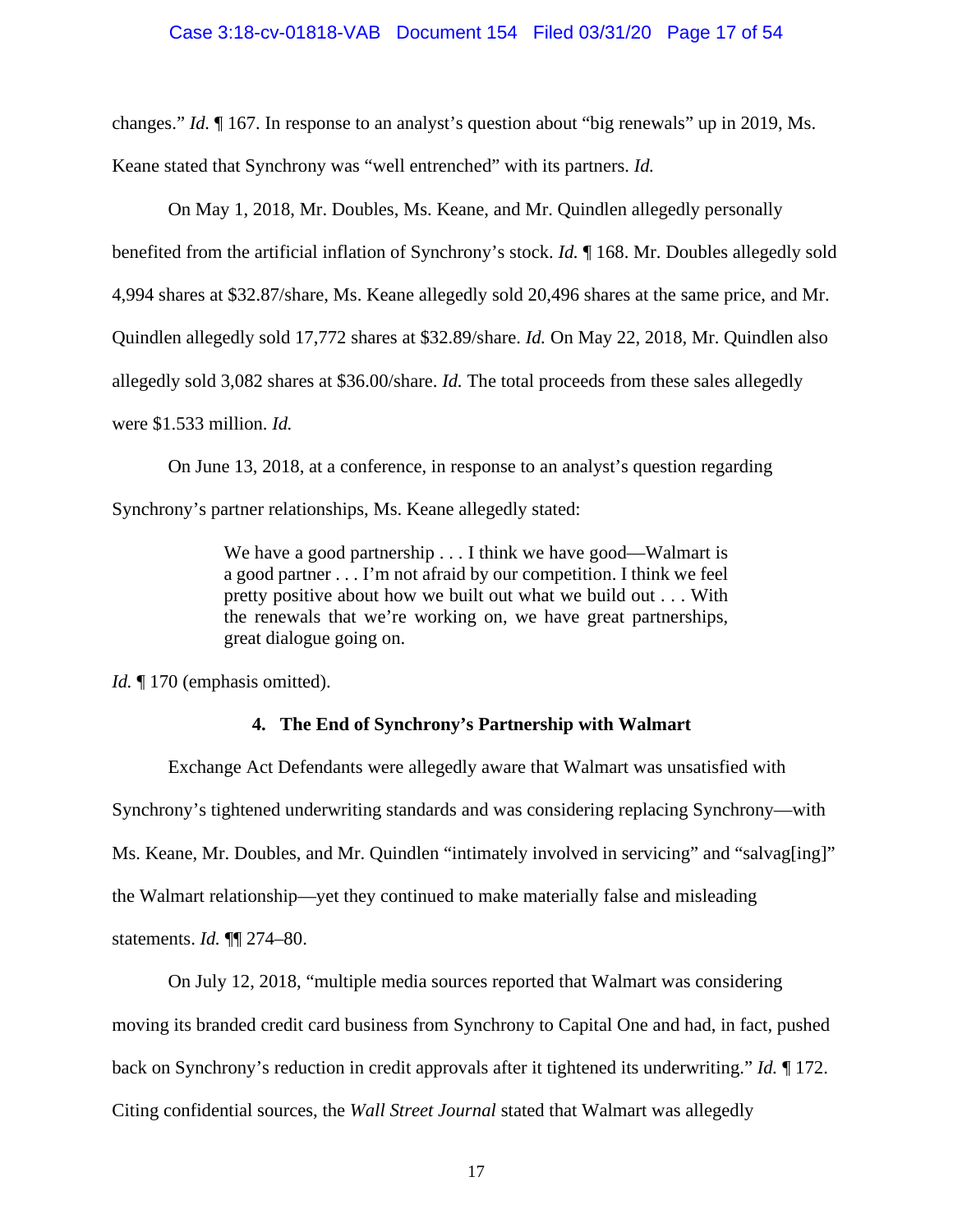changes." *Id.* ¶ 167. In response to an analyst's question about "big renewals" up in 2019, Ms. Keane stated that Synchrony was "well entrenched" with its partners. *Id.*

On May 1, 2018, Mr. Doubles, Ms. Keane, and Mr. Quindlen allegedly personally benefited from the artificial inflation of Synchrony's stock. *Id.* ¶ 168. Mr. Doubles allegedly sold 4,994 shares at $32.87/share, Ms. Keane allegedly sold 20,496 shares at the same price, and Mr. Quindlen allegedly sold 17,772 shares at $32.89/share. *Id.* On May 22, 2018, Mr. Quindlen also allegedly sold 3,082 shares at $36.00/share. *Id.* The total proceeds from these sales allegedly were $1.533 million. *Id.*

On June 13, 2018, at a conference, in response to an analyst's question regarding Synchrony's partner relationships, Ms. Keane allegedly stated:

> We have a good partnership . . . I think we have good—Walmart is a good partner . . . I'm not afraid by our competition. I think we feel pretty positive about how we built out what we build out . . . With the renewals that we're working on, we have great partnerships, great dialogue going on.

*Id.* ¶ 170 (emphasis omitted).

#### 4. The End of Synchrony's Partnership with Walmart

Exchange Act Defendants were allegedly aware that Walmart was unsatisfied with Synchrony's tightened underwriting standards and was considering replacing Synchrony—with Ms. Keane, Mr. Doubles, and Mr. Quindlen "intimately involved in servicing" and "salvag[ing]" the Walmart relationship—yet they continued to make materially false and misleading statements. *Id.* ¶¶ 274–80.

On July 12, 2018, "multiple media sources reported that Walmart was considering moving its branded credit card business from Synchrony to Capital One and had, in fact, pushed back on Synchrony's reduction in credit approvals after it tightened its underwriting." *Id.* ¶ 172. Citing confidential sources, the *Wall Street Journal* stated that Walmart was allegedly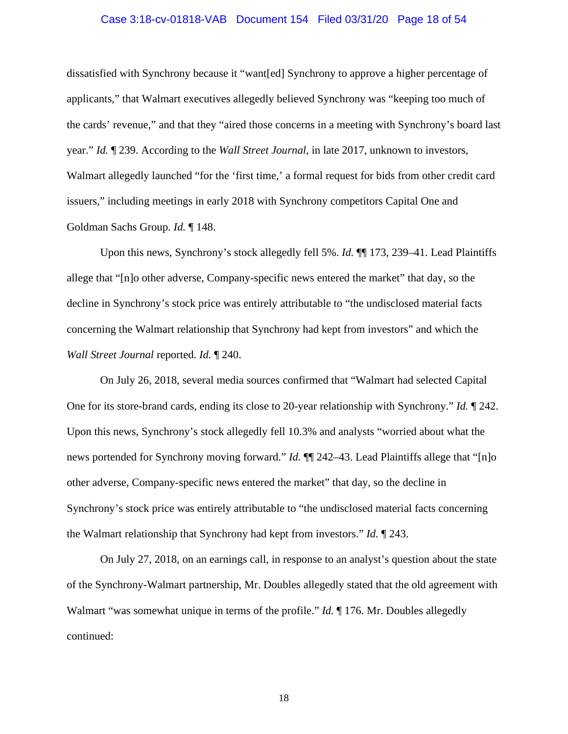dissatisfied with Synchrony because it "want[ed] Synchrony to approve a higher percentage of applicants," that Walmart executives allegedly believed Synchrony was "keeping too much of the cards' revenue," and that they "aired those concerns in a meeting with Synchrony's board last year." *Id.* ¶ 239. According to the *Wall Street Journal*, in late 2017, unknown to investors, Walmart allegedly launched "for the 'first time,' a formal request for bids from other credit card issuers," including meetings in early 2018 with Synchrony competitors Capital One and Goldman Sachs Group. *Id.* ¶ 148.

Upon this news, Synchrony's stock allegedly fell 5%. *Id.* ¶¶ 173, 239–41. Lead Plaintiffs allege that "[n]o other adverse, Company-specific news entered the market" that day, so the decline in Synchrony's stock price was entirely attributable to "the undisclosed material facts concerning the Walmart relationship that Synchrony had kept from investors" and which the *Wall Street Journal* reported. *Id.* ¶ 240.

On July 26, 2018, several media sources confirmed that "Walmart had selected Capital One for its store-brand cards, ending its close to 20-year relationship with Synchrony." *Id.* ¶ 242. Upon this news, Synchrony's stock allegedly fell 10.3% and analysts "worried about what the news portended for Synchrony moving forward." *Id.* ¶¶ 242–43. Lead Plaintiffs allege that "[n]o other adverse, Company-specific news entered the market" that day, so the decline in Synchrony's stock price was entirely attributable to "the undisclosed material facts concerning the Walmart relationship that Synchrony had kept from investors." *Id.* ¶ 243.

On July 27, 2018, on an earnings call, in response to an analyst's question about the state of the Synchrony-Walmart partnership, Mr. Doubles allegedly stated that the old agreement with Walmart "was somewhat unique in terms of the profile." *Id.* ¶ 176. Mr. Doubles allegedly continued: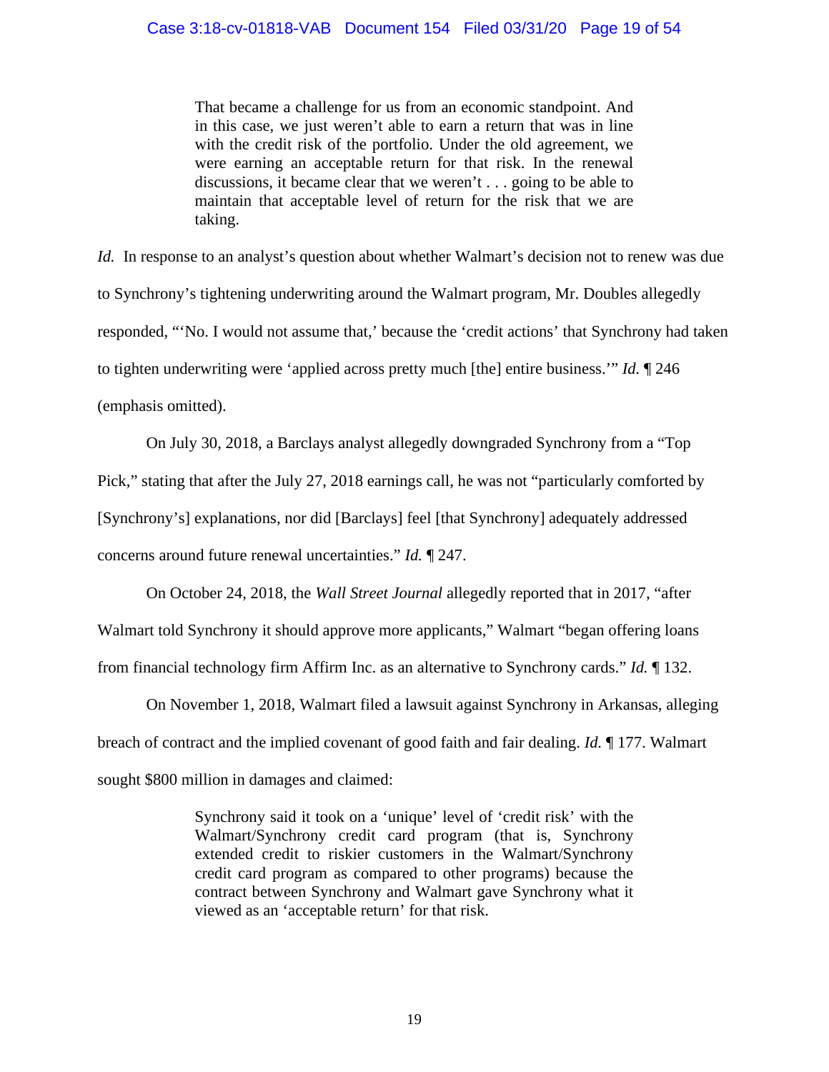> That became a challenge for us from an economic standpoint. And in this case, we just weren't able to earn a return that was in line with the credit risk of the portfolio. Under the old agreement, we were earning an acceptable return for that risk. In the renewal discussions, it became clear that we weren't . . . going to be able to maintain that acceptable level of return for the risk that we are taking.

*Id.* In response to an analyst's question about whether Walmart's decision not to renew was due to Synchrony's tightening underwriting around the Walmart program, Mr. Doubles allegedly responded, "'No. I would not assume that,' because the 'credit actions' that Synchrony had taken to tighten underwriting were 'applied across pretty much [the] entire business.'" *Id.* ¶ 246 (emphasis omitted).

On July 30, 2018, a Barclays analyst allegedly downgraded Synchrony from a "Top Pick," stating that after the July 27, 2018 earnings call, he was not "particularly comforted by [Synchrony's] explanations, nor did [Barclays] feel [that Synchrony] adequately addressed concerns around future renewal uncertainties." *Id.* ¶ 247.

On October 24, 2018, the *Wall Street Journal* allegedly reported that in 2017, "after Walmart told Synchrony it should approve more applicants," Walmart "began offering loans from financial technology firm Affirm Inc. as an alternative to Synchrony cards." *Id.* ¶ 132.

On November 1, 2018, Walmart filed a lawsuit against Synchrony in Arkansas, alleging breach of contract and the implied covenant of good faith and fair dealing. *Id.* ¶ 177. Walmart sought $800 million in damages and claimed:

> Synchrony said it took on a 'unique' level of 'credit risk' with the Walmart/Synchrony credit card program (that is, Synchrony extended credit to riskier customers in the Walmart/Synchrony credit card program as compared to other programs) because the contract between Synchrony and Walmart gave Synchrony what it viewed as an 'acceptable return' for that risk.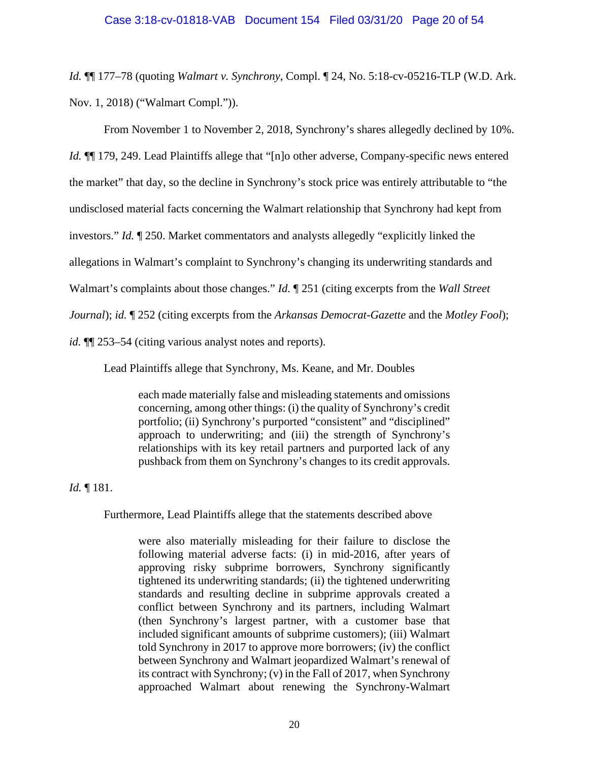*Id.* ¶¶ 177–78 (quoting *Walmart v. Synchrony*, Compl. ¶ 24, No. 5:18-cv-05216-TLP (W.D. Ark. Nov. 1, 2018) ("Walmart Compl.")).

From November 1 to November 2, 2018, Synchrony's shares allegedly declined by 10%. *Id.* ¶¶ 179, 249. Lead Plaintiffs allege that "[n]o other adverse, Company-specific news entered the market" that day, so the decline in Synchrony's stock price was entirely attributable to "the undisclosed material facts concerning the Walmart relationship that Synchrony had kept from investors." *Id.* ¶ 250. Market commentators and analysts allegedly "explicitly linked the allegations in Walmart's complaint to Synchrony's changing its underwriting standards and Walmart's complaints about those changes." *Id.* ¶ 251 (citing excerpts from the *Wall Street Journal*); *id.* ¶ 252 (citing excerpts from the *Arkansas Democrat-Gazette* and the *Motley Fool*); *id.* ¶¶ 253–54 (citing various analyst notes and reports).

Lead Plaintiffs allege that Synchrony, Ms. Keane, and Mr. Doubles

> each made materially false and misleading statements and omissions concerning, among other things: (i) the quality of Synchrony's credit portfolio; (ii) Synchrony's purported "consistent" and "disciplined" approach to underwriting; and (iii) the strength of Synchrony's relationships with its key retail partners and purported lack of any pushback from them on Synchrony's changes to its credit approvals.

*Id.* ¶ 181.

Furthermore, Lead Plaintiffs allege that the statements described above

> were also materially misleading for their failure to disclose the following material adverse facts: (i) in mid-2016, after years of approving risky subprime borrowers, Synchrony significantly tightened its underwriting standards; (ii) the tightened underwriting standards and resulting decline in subprime approvals created a conflict between Synchrony and its partners, including Walmart (then Synchrony's largest partner, with a customer base that included significant amounts of subprime customers); (iii) Walmart told Synchrony in 2017 to approve more borrowers; (iv) the conflict between Synchrony and Walmart jeopardized Walmart's renewal of its contract with Synchrony; (v) in the Fall of 2017, when Synchrony approached Walmart about renewing the Synchrony-Walmart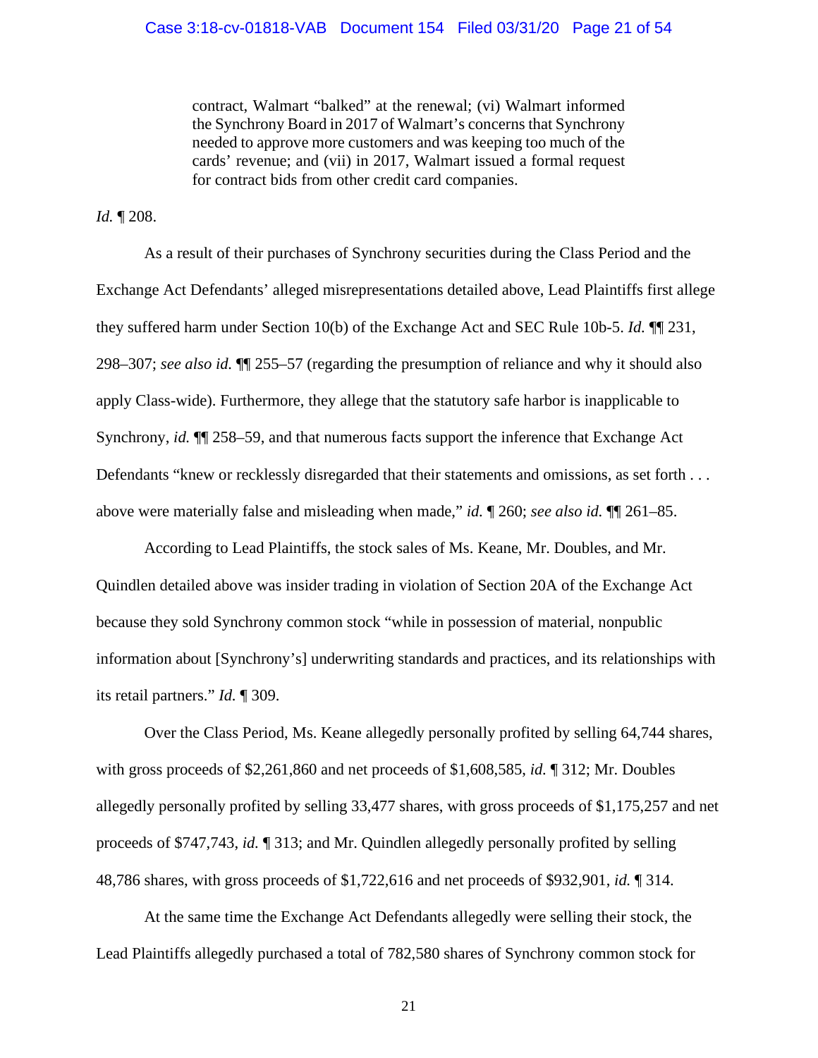> contract, Walmart "balked" at the renewal; (vi) Walmart informed the Synchrony Board in 2017 of Walmart's concerns that Synchrony needed to approve more customers and was keeping too much of the cards' revenue; and (vii) in 2017, Walmart issued a formal request for contract bids from other credit card companies.

*Id.* ¶ 208.

As a result of their purchases of Synchrony securities during the Class Period and the Exchange Act Defendants' alleged misrepresentations detailed above, Lead Plaintiffs first allege they suffered harm under Section 10(b) of the Exchange Act and SEC Rule 10b-5. *Id.* ¶¶ 231, 298–307; *see also id.* ¶¶ 255–57 (regarding the presumption of reliance and why it should also apply Class-wide). Furthermore, they allege that the statutory safe harbor is inapplicable to Synchrony, *id.* ¶¶ 258–59, and that numerous facts support the inference that Exchange Act Defendants "knew or recklessly disregarded that their statements and omissions, as set forth . . . above were materially false and misleading when made," *id.* ¶ 260; *see also id.* ¶¶ 261–85.

According to Lead Plaintiffs, the stock sales of Ms. Keane, Mr. Doubles, and Mr. Quindlen detailed above was insider trading in violation of Section 20A of the Exchange Act because they sold Synchrony common stock "while in possession of material, nonpublic information about [Synchrony's] underwriting standards and practices, and its relationships with its retail partners." *Id.* ¶ 309.

Over the Class Period, Ms. Keane allegedly personally profited by selling 64,744 shares, with gross proceeds of $2,261,860 and net proceeds of $1,608,585, *id.* ¶ 312; Mr. Doubles allegedly personally profited by selling 33,477 shares, with gross proceeds of $1,175,257 and net proceeds of $747,743, *id.* ¶ 313; and Mr. Quindlen allegedly personally profited by selling 48,786 shares, with gross proceeds of $1,722,616 and net proceeds of $932,901, *id.* ¶ 314.

At the same time the Exchange Act Defendants allegedly were selling their stock, the Lead Plaintiffs allegedly purchased a total of 782,580 shares of Synchrony common stock for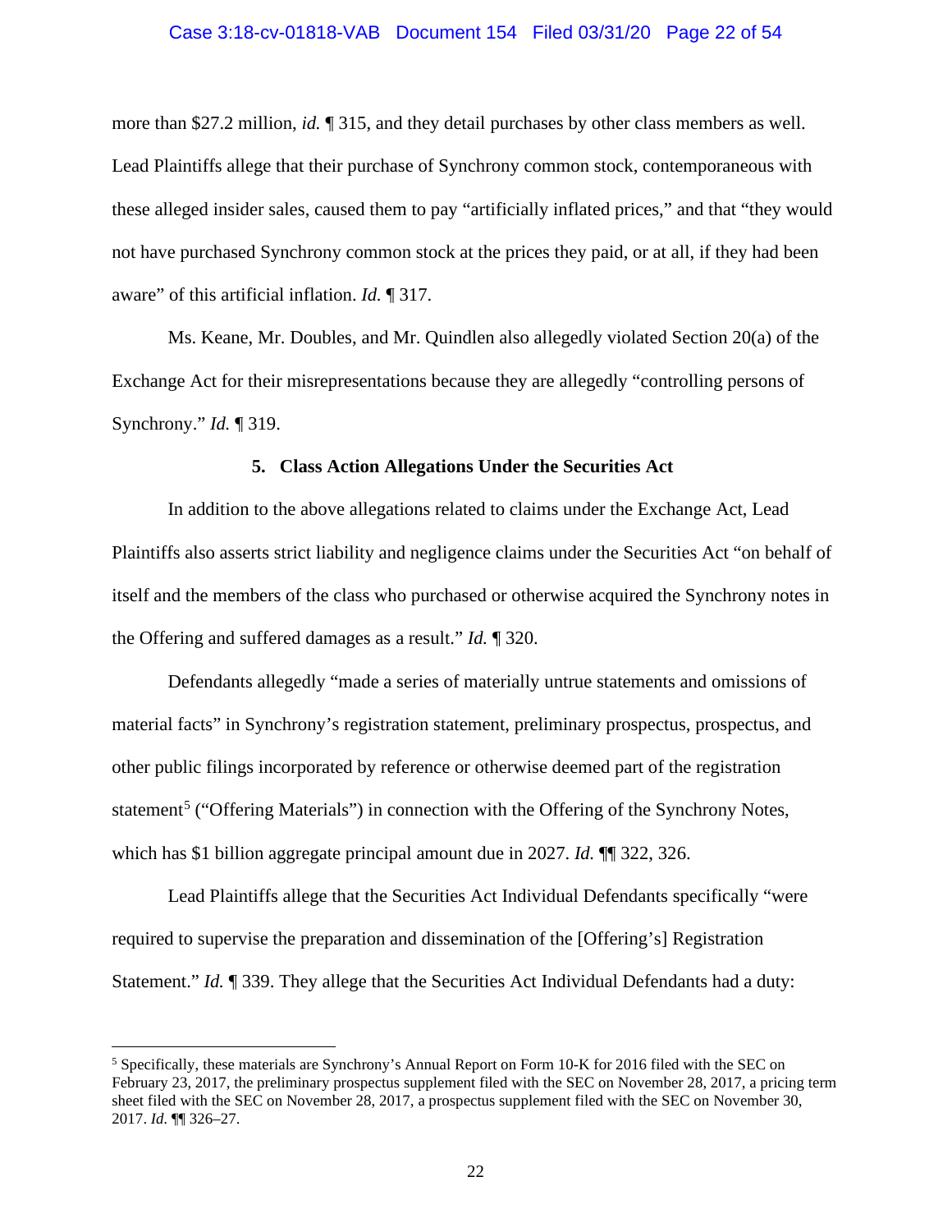more than $27.2 million, *id.* ¶ 315, and they detail purchases by other class members as well. Lead Plaintiffs allege that their purchase of Synchrony common stock, contemporaneous with these alleged insider sales, caused them to pay "artificially inflated prices," and that "they would not have purchased Synchrony common stock at the prices they paid, or at all, if they had been aware" of this artificial inflation. *Id.* ¶ 317.

Ms. Keane, Mr. Doubles, and Mr. Quindlen also allegedly violated Section 20(a) of the Exchange Act for their misrepresentations because they are allegedly "controlling persons of Synchrony." *Id.* ¶ 319.

**5. Class Action Allegations Under the Securities Act**

In addition to the above allegations related to claims under the Exchange Act, Lead Plaintiffs also asserts strict liability and negligence claims under the Securities Act "on behalf of itself and the members of the class who purchased or otherwise acquired the Synchrony notes in the Offering and suffered damages as a result." *Id.* ¶ 320.

Defendants allegedly "made a series of materially untrue statements and omissions of material facts" in Synchrony's registration statement, preliminary prospectus, prospectus, and other public filings incorporated by reference or otherwise deemed part of the registration statement[5] ("Offering Materials") in connection with the Offering of the Synchrony Notes, which has $1 billion aggregate principal amount due in 2027. *Id.* ¶¶ 322, 326.

Lead Plaintiffs allege that the Securities Act Individual Defendants specifically "were required to supervise the preparation and dissemination of the [Offering's] Registration Statement." *Id.* ¶ 339. They allege that the Securities Act Individual Defendants had a duty:

[5] Specifically, these materials are Synchrony's Annual Report on Form 10-K for 2016 filed with the SEC on February 23, 2017, the preliminary prospectus supplement filed with the SEC on November 28, 2017, a pricing term sheet filed with the SEC on November 28, 2017, a prospectus supplement filed with the SEC on November 30, 2017. *Id.* ¶¶ 326–27.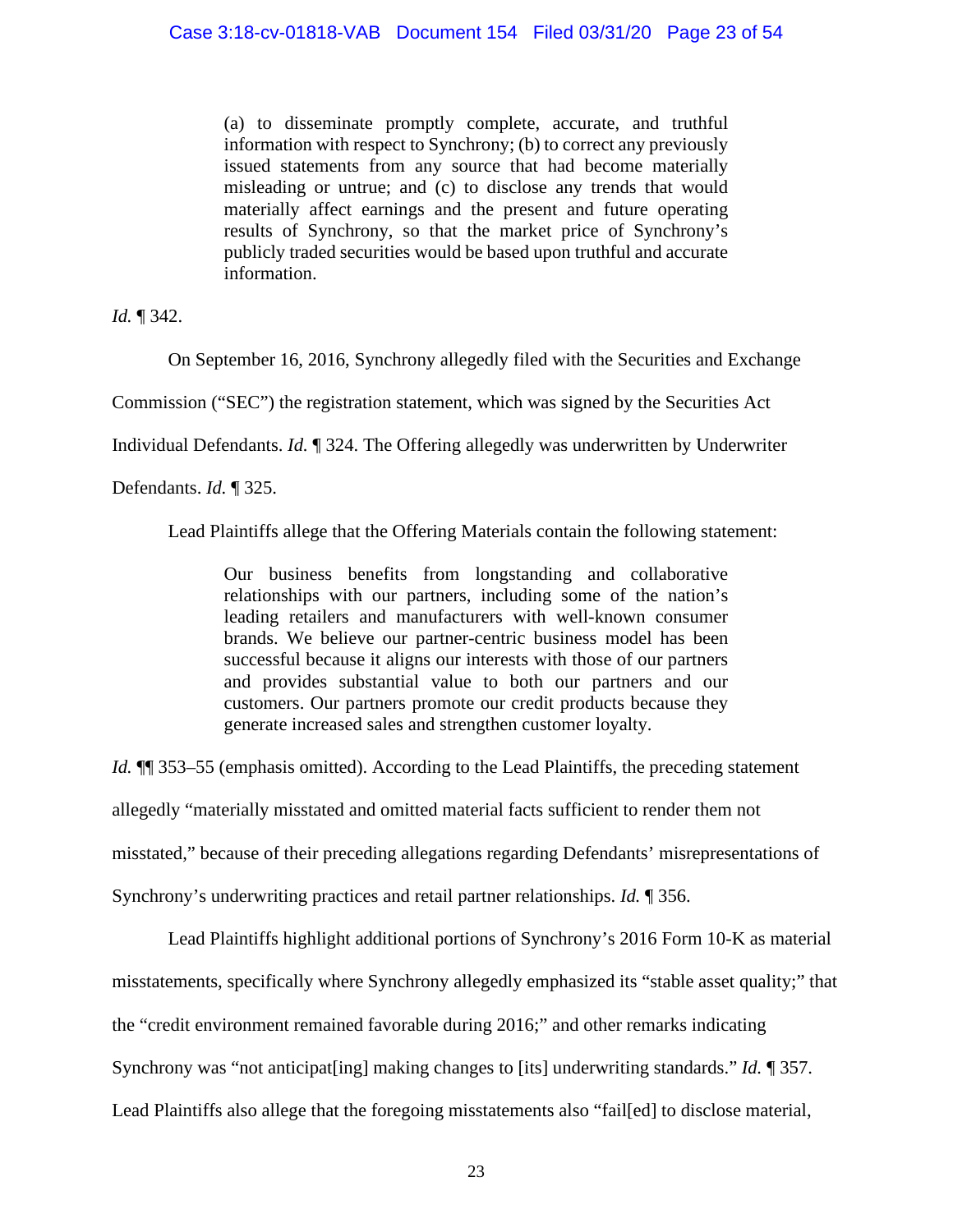> (a) to disseminate promptly complete, accurate, and truthful information with respect to Synchrony; (b) to correct any previously issued statements from any source that had become materially misleading or untrue; and (c) to disclose any trends that would materially affect earnings and the present and future operating results of Synchrony, so that the market price of Synchrony's publicly traded securities would be based upon truthful and accurate information.

*Id.* ¶ 342.

On September 16, 2016, Synchrony allegedly filed with the Securities and Exchange Commission ("SEC") the registration statement, which was signed by the Securities Act Individual Defendants. *Id.* ¶ 324. The Offering allegedly was underwritten by Underwriter Defendants. *Id.* ¶ 325.

Lead Plaintiffs allege that the Offering Materials contain the following statement:

> Our business benefits from longstanding and collaborative relationships with our partners, including some of the nation's leading retailers and manufacturers with well-known consumer brands. We believe our partner-centric business model has been successful because it aligns our interests with those of our partners and provides substantial value to both our partners and our customers. Our partners promote our credit products because they generate increased sales and strengthen customer loyalty.

*Id.* ¶¶ 353–55 (emphasis omitted). According to the Lead Plaintiffs, the preceding statement allegedly "materially misstated and omitted material facts sufficient to render them not misstated," because of their preceding allegations regarding Defendants' misrepresentations of Synchrony's underwriting practices and retail partner relationships. *Id.* ¶ 356.

Lead Plaintiffs highlight additional portions of Synchrony's 2016 Form 10-K as material misstatements, specifically where Synchrony allegedly emphasized its "stable asset quality;" that the "credit environment remained favorable during 2016;" and other remarks indicating Synchrony was "not anticipat[ing] making changes to [its] underwriting standards." *Id.* ¶ 357. Lead Plaintiffs also allege that the foregoing misstatements also "fail[ed] to disclose material,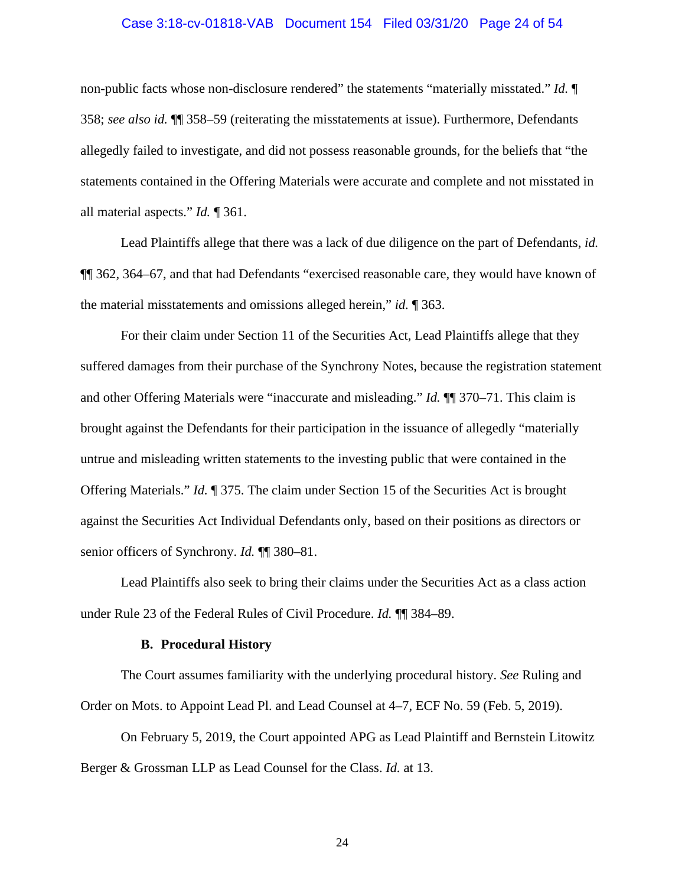non-public facts whose non-disclosure rendered" the statements "materially misstated." *Id.* ¶ 358; *see also id.* ¶¶ 358–59 (reiterating the misstatements at issue). Furthermore, Defendants allegedly failed to investigate, and did not possess reasonable grounds, for the beliefs that "the statements contained in the Offering Materials were accurate and complete and not misstated in all material aspects." *Id.* ¶ 361.

Lead Plaintiffs allege that there was a lack of due diligence on the part of Defendants, *id.* ¶¶ 362, 364–67, and that had Defendants "exercised reasonable care, they would have known of the material misstatements and omissions alleged herein," *id.* ¶ 363.

For their claim under Section 11 of the Securities Act, Lead Plaintiffs allege that they suffered damages from their purchase of the Synchrony Notes, because the registration statement and other Offering Materials were "inaccurate and misleading." *Id.* ¶¶ 370–71. This claim is brought against the Defendants for their participation in the issuance of allegedly "materially untrue and misleading written statements to the investing public that were contained in the Offering Materials." *Id.* ¶ 375. The claim under Section 15 of the Securities Act is brought against the Securities Act Individual Defendants only, based on their positions as directors or senior officers of Synchrony. *Id.* ¶¶ 380–81.

Lead Plaintiffs also seek to bring their claims under the Securities Act as a class action under Rule 23 of the Federal Rules of Civil Procedure. *Id.* ¶¶ 384–89.

### B. Procedural History

The Court assumes familiarity with the underlying procedural history. *See* Ruling and Order on Mots. to Appoint Lead Pl. and Lead Counsel at 4–7, ECF No. 59 (Feb. 5, 2019).

On February 5, 2019, the Court appointed APG as Lead Plaintiff and Bernstein Litowitz Berger & Grossman LLP as Lead Counsel for the Class. *Id.* at 13.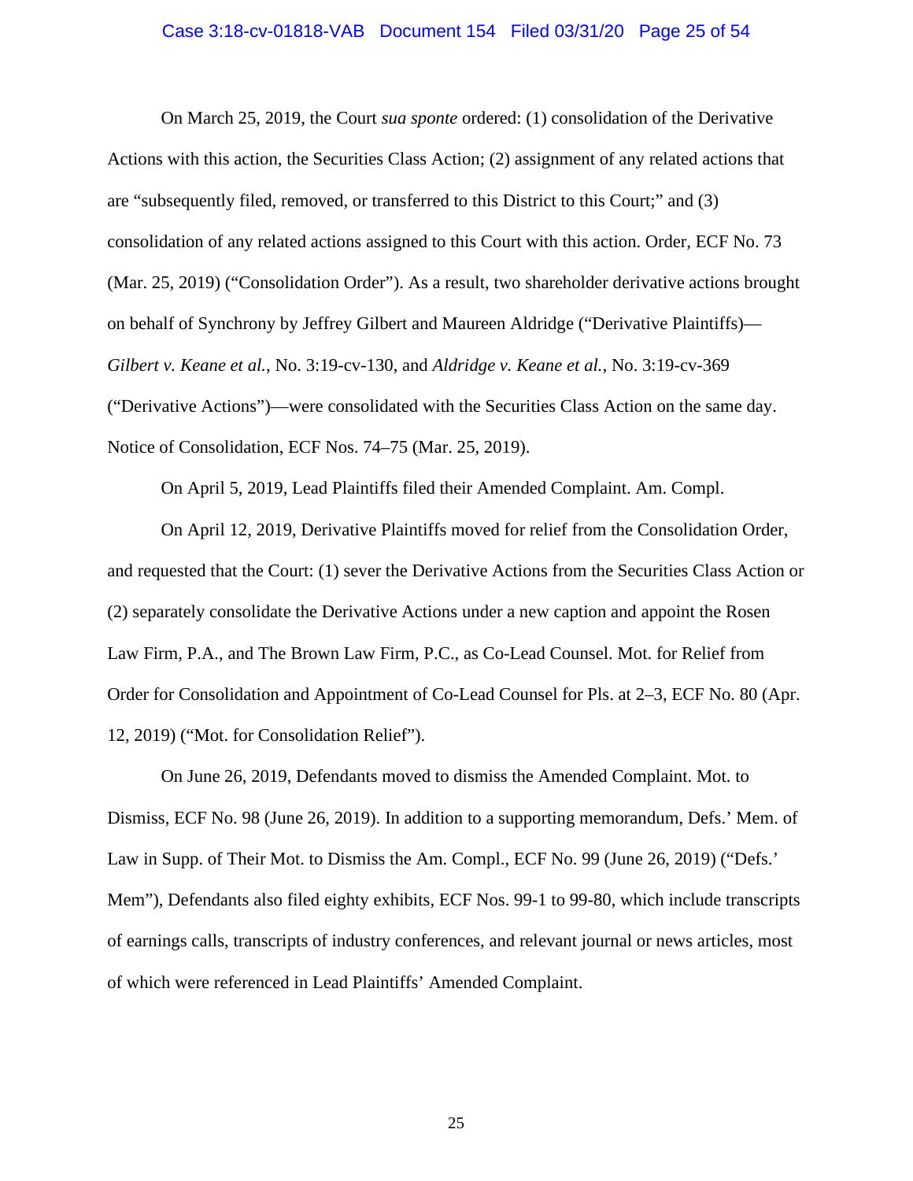On March 25, 2019, the Court *sua sponte* ordered: (1) consolidation of the Derivative Actions with this action, the Securities Class Action; (2) assignment of any related actions that are "subsequently filed, removed, or transferred to this District to this Court;" and (3) consolidation of any related actions assigned to this Court with this action. Order, ECF No. 73 (Mar. 25, 2019) ("Consolidation Order"). As a result, two shareholder derivative actions brought on behalf of Synchrony by Jeffrey Gilbert and Maureen Aldridge ("Derivative Plaintiffs")—*Gilbert v. Keane et al.*, No. 3:19-cv-130, and *Aldridge v. Keane et al.*, No. 3:19-cv-369 ("Derivative Actions")—were consolidated with the Securities Class Action on the same day. Notice of Consolidation, ECF Nos. 74–75 (Mar. 25, 2019).

On April 5, 2019, Lead Plaintiffs filed their Amended Complaint. Am. Compl.

On April 12, 2019, Derivative Plaintiffs moved for relief from the Consolidation Order, and requested that the Court: (1) sever the Derivative Actions from the Securities Class Action or (2) separately consolidate the Derivative Actions under a new caption and appoint the Rosen Law Firm, P.A., and The Brown Law Firm, P.C., as Co-Lead Counsel. Mot. for Relief from Order for Consolidation and Appointment of Co-Lead Counsel for Pls. at 2–3, ECF No. 80 (Apr. 12, 2019) ("Mot. for Consolidation Relief").

On June 26, 2019, Defendants moved to dismiss the Amended Complaint. Mot. to Dismiss, ECF No. 98 (June 26, 2019). In addition to a supporting memorandum, Defs.' Mem. of Law in Supp. of Their Mot. to Dismiss the Am. Compl., ECF No. 99 (June 26, 2019) ("Defs.' Mem"), Defendants also filed eighty exhibits, ECF Nos. 99-1 to 99-80, which include transcripts of earnings calls, transcripts of industry conferences, and relevant journal or news articles, most of which were referenced in Lead Plaintiffs' Amended Complaint.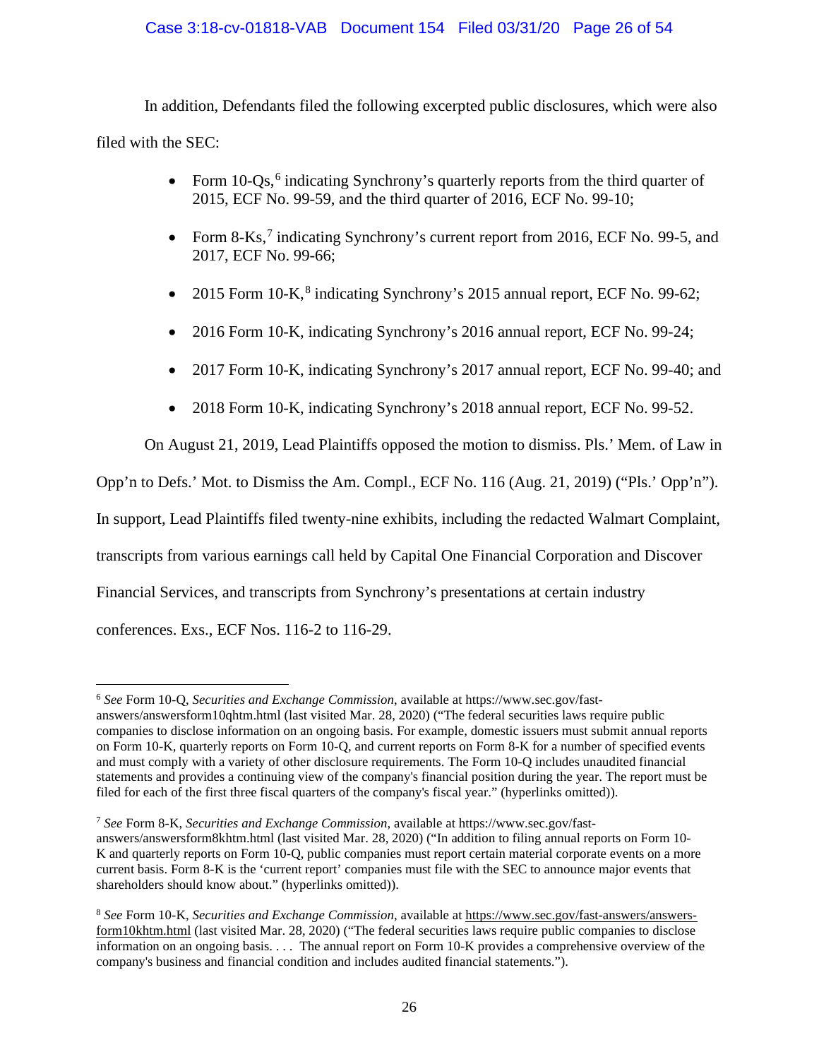In addition, Defendants filed the following excerpted public disclosures, which were also filed with the SEC:

- Form 10-Qs,[6] indicating Synchrony's quarterly reports from the third quarter of 2015, ECF No. 99-59, and the third quarter of 2016, ECF No. 99-10;
- Form 8-Ks,[7] indicating Synchrony's current report from 2016, ECF No. 99-5, and 2017, ECF No. 99-66;
- 2015 Form 10-K,[8] indicating Synchrony's 2015 annual report, ECF No. 99-62;
- 2016 Form 10-K, indicating Synchrony's 2016 annual report, ECF No. 99-24;
- 2017 Form 10-K, indicating Synchrony's 2017 annual report, ECF No. 99-40; and
- 2018 Form 10-K, indicating Synchrony's 2018 annual report, ECF No. 99-52.

On August 21, 2019, Lead Plaintiffs opposed the motion to dismiss. Pls.' Mem. of Law in Opp'n to Defs.' Mot. to Dismiss the Am. Compl., ECF No. 116 (Aug. 21, 2019) ("Pls.' Opp'n"). In support, Lead Plaintiffs filed twenty-nine exhibits, including the redacted Walmart Complaint, transcripts from various earnings call held by Capital One Financial Corporation and Discover Financial Services, and transcripts from Synchrony's presentations at certain industry conferences. Exs., ECF Nos. 116-2 to 116-29.

---

[6] *See* Form 10-Q, *Securities and Exchange Commission*, available at https://www.sec.gov/fast-answers/answersform10qhtm.html (last visited Mar. 28, 2020) ("The federal securities laws require public companies to disclose information on an ongoing basis. For example, domestic issuers must submit annual reports on Form 10-K, quarterly reports on Form 10-Q, and current reports on Form 8-K for a number of specified events and must comply with a variety of other disclosure requirements. The Form 10-Q includes unaudited financial statements and provides a continuing view of the company's financial position during the year. The report must be filed for each of the first three fiscal quarters of the company's fiscal year." (hyperlinks omitted)).

[7] *See* Form 8-K, *Securities and Exchange Commission*, available at https://www.sec.gov/fast-answers/answersform8khtm.html (last visited Mar. 28, 2020) ("In addition to filing annual reports on Form 10-K and quarterly reports on Form 10-Q, public companies must report certain material corporate events on a more current basis. Form 8-K is the 'current report' companies must file with the SEC to announce major events that shareholders should know about." (hyperlinks omitted)).

[8] *See* Form 10-K, *Securities and Exchange Commission*, available at https://www.sec.gov/fast-answers/answers-form10khtm.html (last visited Mar. 28, 2020) ("The federal securities laws require public companies to disclose information on an ongoing basis. . . . The annual report on Form 10-K provides a comprehensive overview of the company's business and financial condition and includes audited financial statements.").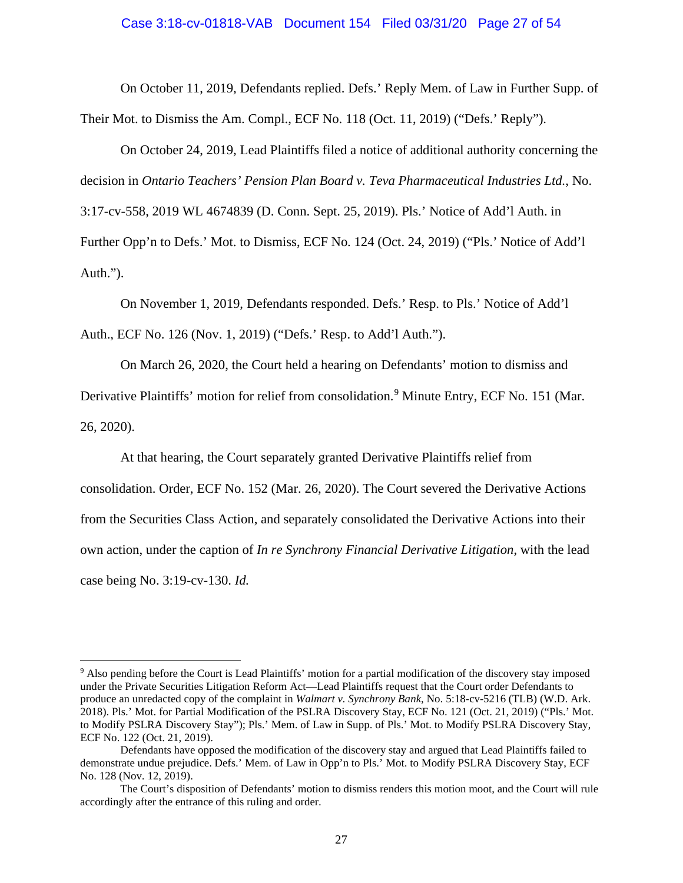On October 11, 2019, Defendants replied. Defs.' Reply Mem. of Law in Further Supp. of Their Mot. to Dismiss the Am. Compl., ECF No. 118 (Oct. 11, 2019) ("Defs.' Reply").

On October 24, 2019, Lead Plaintiffs filed a notice of additional authority concerning the decision in *Ontario Teachers' Pension Plan Board v. Teva Pharmaceutical Industries Ltd.*, No. 3:17-cv-558, 2019 WL 4674839 (D. Conn. Sept. 25, 2019). Pls.' Notice of Add'l Auth. in Further Opp'n to Defs.' Mot. to Dismiss, ECF No. 124 (Oct. 24, 2019) ("Pls.' Notice of Add'l Auth.").

On November 1, 2019, Defendants responded. Defs.' Resp. to Pls.' Notice of Add'l Auth., ECF No. 126 (Nov. 1, 2019) ("Defs.' Resp. to Add'l Auth.").

On March 26, 2020, the Court held a hearing on Defendants' motion to dismiss and Derivative Plaintiffs' motion for relief from consolidation.[9] Minute Entry, ECF No. 151 (Mar. 26, 2020).

At that hearing, the Court separately granted Derivative Plaintiffs relief from consolidation. Order, ECF No. 152 (Mar. 26, 2020). The Court severed the Derivative Actions from the Securities Class Action, and separately consolidated the Derivative Actions into their own action, under the caption of *In re Synchrony Financial Derivative Litigation*, with the lead case being No. 3:19-cv-130. *Id.*

---

[9] Also pending before the Court is Lead Plaintiffs' motion for a partial modification of the discovery stay imposed under the Private Securities Litigation Reform Act—Lead Plaintiffs request that the Court order Defendants to produce an unredacted copy of the complaint in *Walmart v. Synchrony Bank*, No. 5:18-cv-5216 (TLB) (W.D. Ark. 2018). Pls.' Mot. for Partial Modification of the PSLRA Discovery Stay, ECF No. 121 (Oct. 21, 2019) ("Pls.' Mot. to Modify PSLRA Discovery Stay"); Pls.' Mem. of Law in Supp. of Pls.' Mot. to Modify PSLRA Discovery Stay, ECF No. 122 (Oct. 21, 2019).

Defendants have opposed the modification of the discovery stay and argued that Lead Plaintiffs failed to demonstrate undue prejudice. Defs.' Mem. of Law in Opp'n to Pls.' Mot. to Modify PSLRA Discovery Stay, ECF No. 128 (Nov. 12, 2019).

The Court's disposition of Defendants' motion to dismiss renders this motion moot, and the Court will rule accordingly after the entrance of this ruling and order.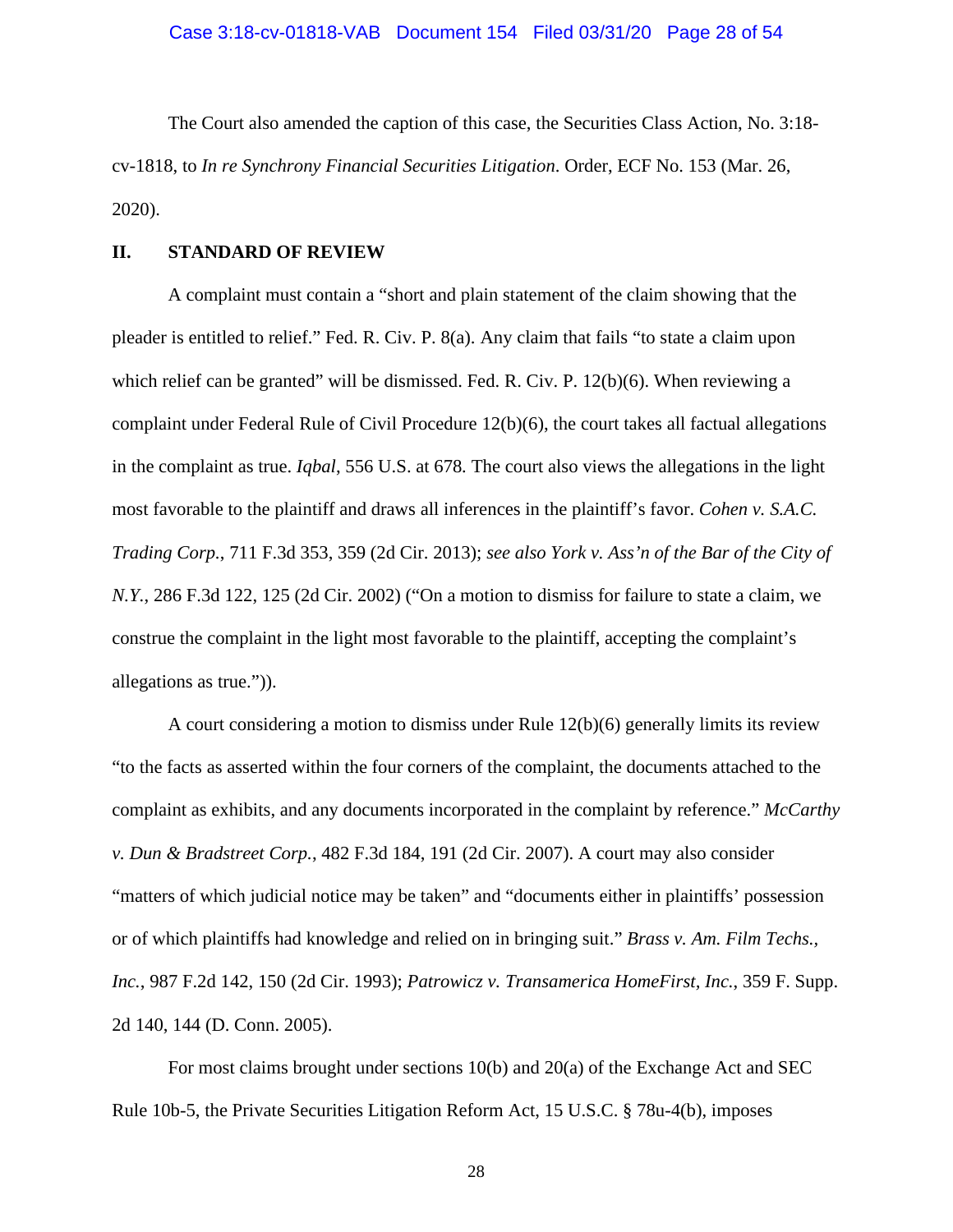The Court also amended the caption of this case, the Securities Class Action, No. 3:18-cv-1818, to *In re Synchrony Financial Securities Litigation*. Order, ECF No. 153 (Mar. 26, 2020).

## II. STANDARD OF REVIEW

A complaint must contain a "short and plain statement of the claim showing that the pleader is entitled to relief." Fed. R. Civ. P. 8(a). Any claim that fails "to state a claim upon which relief can be granted" will be dismissed. Fed. R. Civ. P. 12(b)(6). When reviewing a complaint under Federal Rule of Civil Procedure 12(b)(6), the court takes all factual allegations in the complaint as true. *Iqbal*, 556 U.S. at 678. The court also views the allegations in the light most favorable to the plaintiff and draws all inferences in the plaintiff's favor. *Cohen v. S.A.C. Trading Corp.*, 711 F.3d 353, 359 (2d Cir. 2013); *see also York v. Ass'n of the Bar of the City of N.Y.*, 286 F.3d 122, 125 (2d Cir. 2002) ("On a motion to dismiss for failure to state a claim, we construe the complaint in the light most favorable to the plaintiff, accepting the complaint's allegations as true.")).

A court considering a motion to dismiss under Rule 12(b)(6) generally limits its review "to the facts as asserted within the four corners of the complaint, the documents attached to the complaint as exhibits, and any documents incorporated in the complaint by reference." *McCarthy v. Dun & Bradstreet Corp.*, 482 F.3d 184, 191 (2d Cir. 2007). A court may also consider "matters of which judicial notice may be taken" and "documents either in plaintiffs' possession or of which plaintiffs had knowledge and relied on in bringing suit." *Brass v. Am. Film Techs., Inc.*, 987 F.2d 142, 150 (2d Cir. 1993); *Patrowicz v. Transamerica HomeFirst, Inc.*, 359 F. Supp. 2d 140, 144 (D. Conn. 2005).

For most claims brought under sections 10(b) and 20(a) of the Exchange Act and SEC Rule 10b-5, the Private Securities Litigation Reform Act, 15 U.S.C. § 78u-4(b), imposes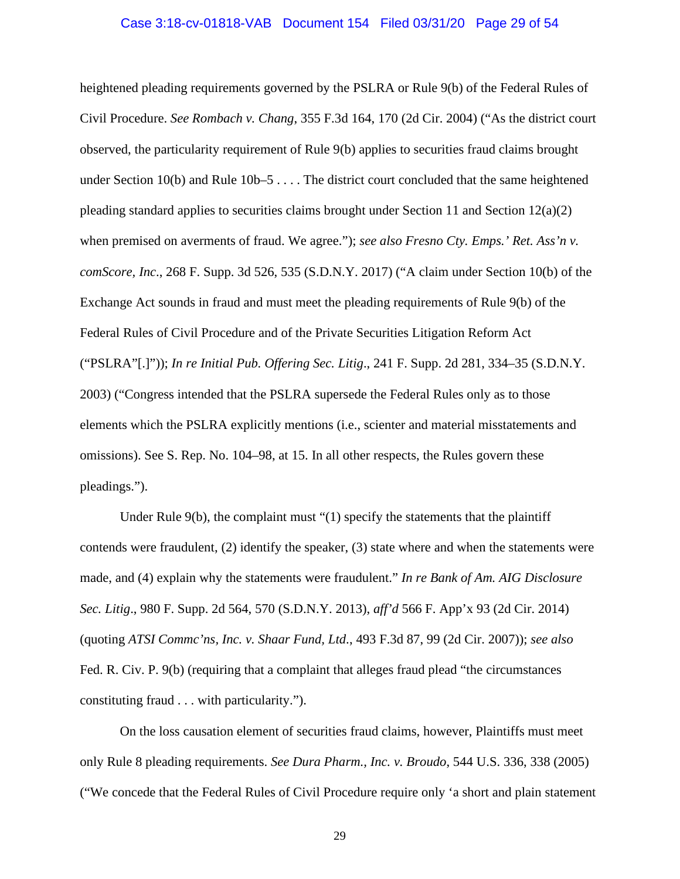heightened pleading requirements governed by the PSLRA or Rule 9(b) of the Federal Rules of Civil Procedure. *See Rombach v. Chang*, 355 F.3d 164, 170 (2d Cir. 2004) ("As the district court observed, the particularity requirement of Rule 9(b) applies to securities fraud claims brought under Section 10(b) and Rule 10b–5 . . . . The district court concluded that the same heightened pleading standard applies to securities claims brought under Section 11 and Section 12(a)(2) when premised on averments of fraud. We agree."); *see also Fresno Cty. Emps.' Ret. Ass'n v. comScore, Inc*., 268 F. Supp. 3d 526, 535 (S.D.N.Y. 2017) ("A claim under Section 10(b) of the Exchange Act sounds in fraud and must meet the pleading requirements of Rule 9(b) of the Federal Rules of Civil Procedure and of the Private Securities Litigation Reform Act ("PSLRA"[.]")); *In re Initial Pub. Offering Sec. Litig*., 241 F. Supp. 2d 281, 334–35 (S.D.N.Y. 2003) ("Congress intended that the PSLRA supersede the Federal Rules only as to those elements which the PSLRA explicitly mentions (i.e., scienter and material misstatements and omissions). See S. Rep. No. 104–98, at 15. In all other respects, the Rules govern these pleadings.").

Under Rule 9(b), the complaint must "(1) specify the statements that the plaintiff contends were fraudulent, (2) identify the speaker, (3) state where and when the statements were made, and (4) explain why the statements were fraudulent." *In re Bank of Am. AIG Disclosure Sec. Litig*., 980 F. Supp. 2d 564, 570 (S.D.N.Y. 2013), *aff'd* 566 F. App'x 93 (2d Cir. 2014) (quoting *ATSI Commc'ns, Inc. v. Shaar Fund, Ltd.*, 493 F.3d 87, 99 (2d Cir. 2007)); *see also* Fed. R. Civ. P. 9(b) (requiring that a complaint that alleges fraud plead "the circumstances constituting fraud . . . with particularity.").

On the loss causation element of securities fraud claims, however, Plaintiffs must meet only Rule 8 pleading requirements. *See Dura Pharm., Inc. v. Broudo*, 544 U.S. 336, 338 (2005) ("We concede that the Federal Rules of Civil Procedure require only 'a short and plain statement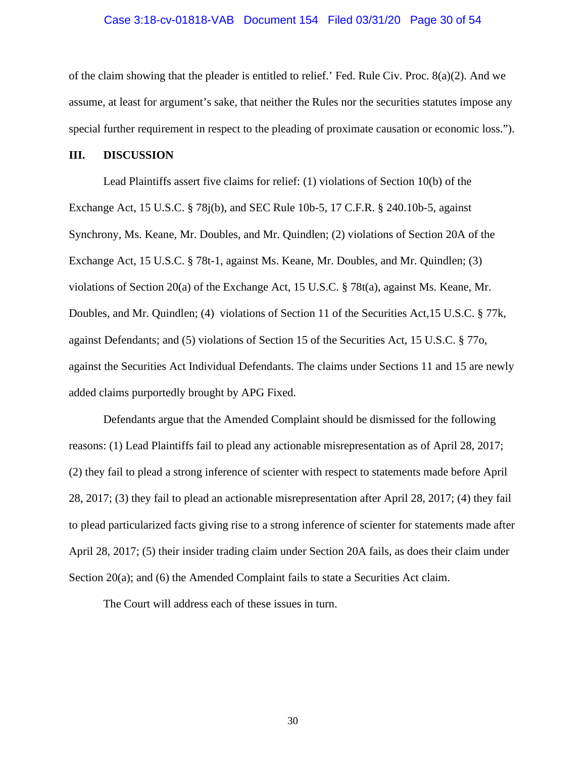of the claim showing that the pleader is entitled to relief.' Fed. Rule Civ. Proc. 8(a)(2). And we assume, at least for argument's sake, that neither the Rules nor the securities statutes impose any special further requirement in respect to the pleading of proximate causation or economic loss.").

## III. DISCUSSION

Lead Plaintiffs assert five claims for relief: (1) violations of Section 10(b) of the Exchange Act, 15 U.S.C. § 78j(b), and SEC Rule 10b-5, 17 C.F.R. § 240.10b-5, against Synchrony, Ms. Keane, Mr. Doubles, and Mr. Quindlen; (2) violations of Section 20A of the Exchange Act, 15 U.S.C. § 78t-1, against Ms. Keane, Mr. Doubles, and Mr. Quindlen; (3) violations of Section 20(a) of the Exchange Act, 15 U.S.C. § 78t(a), against Ms. Keane, Mr. Doubles, and Mr. Quindlen; (4) violations of Section 11 of the Securities Act,15 U.S.C. § 77k, against Defendants; and (5) violations of Section 15 of the Securities Act, 15 U.S.C. § 77o, against the Securities Act Individual Defendants. The claims under Sections 11 and 15 are newly added claims purportedly brought by APG Fixed.

Defendants argue that the Amended Complaint should be dismissed for the following reasons: (1) Lead Plaintiffs fail to plead any actionable misrepresentation as of April 28, 2017; (2) they fail to plead a strong inference of scienter with respect to statements made before April 28, 2017; (3) they fail to plead an actionable misrepresentation after April 28, 2017; (4) they fail to plead particularized facts giving rise to a strong inference of scienter for statements made after April 28, 2017; (5) their insider trading claim under Section 20A fails, as does their claim under Section 20(a); and (6) the Amended Complaint fails to state a Securities Act claim.

The Court will address each of these issues in turn.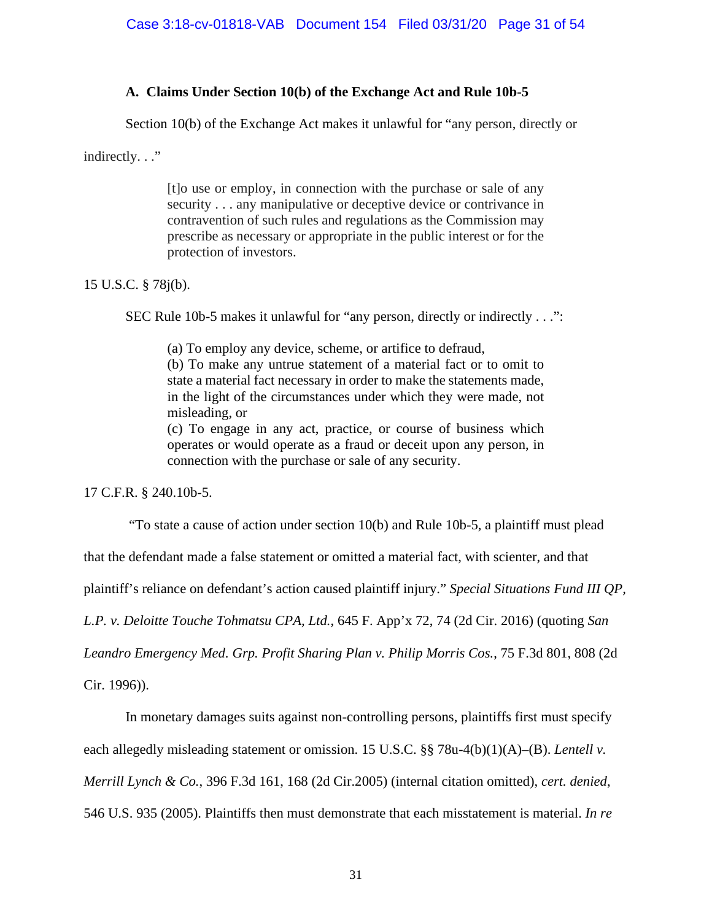### A. Claims Under Section 10(b) of the Exchange Act and Rule 10b-5

Section 10(b) of the Exchange Act makes it unlawful for "any person, directly or indirectly. . ."

> [t]o use or employ, in connection with the purchase or sale of any security . . . any manipulative or deceptive device or contrivance in contravention of such rules and regulations as the Commission may prescribe as necessary or appropriate in the public interest or for the protection of investors.

15 U.S.C. § 78j(b).

SEC Rule 10b-5 makes it unlawful for "any person, directly or indirectly . . .":

> (a) To employ any device, scheme, or artifice to defraud,
> (b) To make any untrue statement of a material fact or to omit to state a material fact necessary in order to make the statements made, in the light of the circumstances under which they were made, not misleading, or
> (c) To engage in any act, practice, or course of business which operates or would operate as a fraud or deceit upon any person, in connection with the purchase or sale of any security.

17 C.F.R. § 240.10b-5.

"To state a cause of action under section 10(b) and Rule 10b-5, a plaintiff must plead that the defendant made a false statement or omitted a material fact, with scienter, and that plaintiff's reliance on defendant's action caused plaintiff injury." *Special Situations Fund III QP, L.P. v. Deloitte Touche Tohmatsu CPA, Ltd.*, 645 F. App'x 72, 74 (2d Cir. 2016) (quoting *San Leandro Emergency Med. Grp. Profit Sharing Plan v. Philip Morris Cos.*, 75 F.3d 801, 808 (2d Cir. 1996)).

In monetary damages suits against non-controlling persons, plaintiffs first must specify each allegedly misleading statement or omission. 15 U.S.C. §§ 78u-4(b)(1)(A)–(B). *Lentell v. Merrill Lynch & Co.*, 396 F.3d 161, 168 (2d Cir.2005) (internal citation omitted), *cert. denied*, 546 U.S. 935 (2005). Plaintiffs then must demonstrate that each misstatement is material. *In re*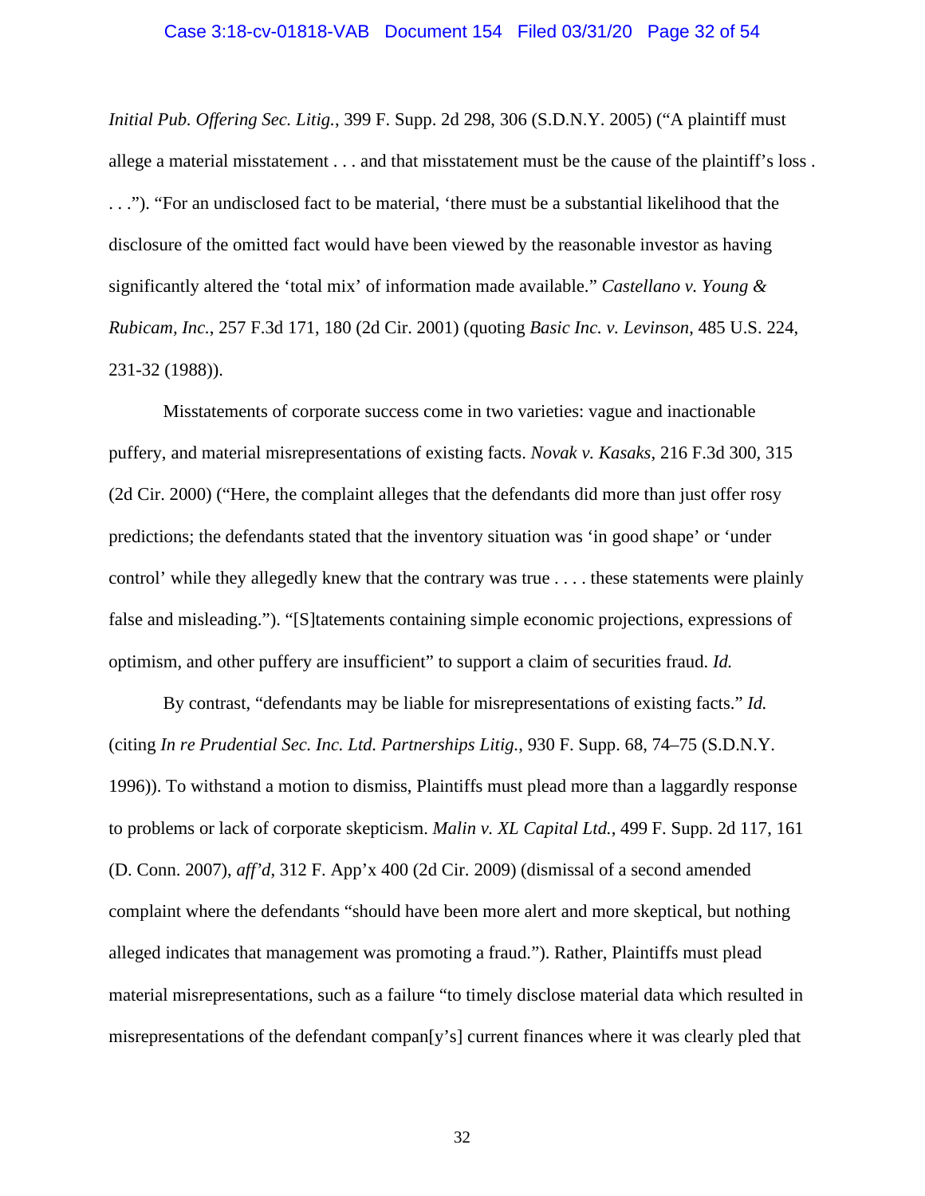*Initial Pub. Offering Sec. Litig.*, 399 F. Supp. 2d 298, 306 (S.D.N.Y. 2005) ("A plaintiff must allege a material misstatement . . . and that misstatement must be the cause of the plaintiff's loss . . . ."). "For an undisclosed fact to be material, 'there must be a substantial likelihood that the disclosure of the omitted fact would have been viewed by the reasonable investor as having significantly altered the 'total mix' of information made available." *Castellano v. Young & Rubicam, Inc.*, 257 F.3d 171, 180 (2d Cir. 2001) (quoting *Basic Inc. v. Levinson*, 485 U.S. 224, 231-32 (1988)).

Misstatements of corporate success come in two varieties: vague and inactionable puffery, and material misrepresentations of existing facts. *Novak v. Kasaks*, 216 F.3d 300, 315 (2d Cir. 2000) ("Here, the complaint alleges that the defendants did more than just offer rosy predictions; the defendants stated that the inventory situation was 'in good shape' or 'under control' while they allegedly knew that the contrary was true . . . . these statements were plainly false and misleading."). "[S]tatements containing simple economic projections, expressions of optimism, and other puffery are insufficient" to support a claim of securities fraud. *Id.*

By contrast, "defendants may be liable for misrepresentations of existing facts." *Id.* (citing *In re Prudential Sec. Inc. Ltd. Partnerships Litig.*, 930 F. Supp. 68, 74–75 (S.D.N.Y. 1996)). To withstand a motion to dismiss, Plaintiffs must plead more than a laggardly response to problems or lack of corporate skepticism. *Malin v. XL Capital Ltd.*, 499 F. Supp. 2d 117, 161 (D. Conn. 2007), *aff'd*, 312 F. App'x 400 (2d Cir. 2009) (dismissal of a second amended complaint where the defendants "should have been more alert and more skeptical, but nothing alleged indicates that management was promoting a fraud."). Rather, Plaintiffs must plead material misrepresentations, such as a failure "to timely disclose material data which resulted in misrepresentations of the defendant compan[y's] current finances where it was clearly pled that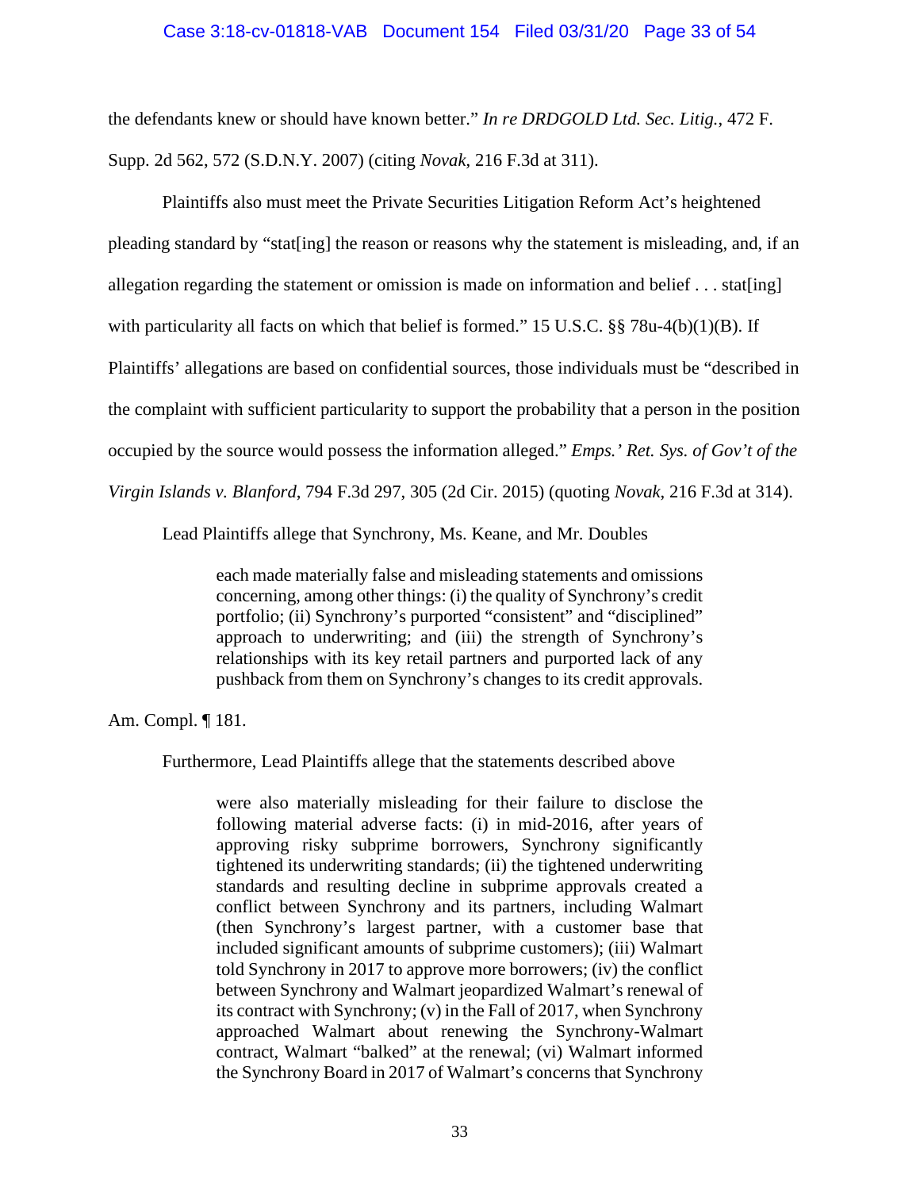the defendants knew or should have known better." *In re DRDGOLD Ltd. Sec. Litig.*, 472 F. Supp. 2d 562, 572 (S.D.N.Y. 2007) (citing *Novak*, 216 F.3d at 311).

Plaintiffs also must meet the Private Securities Litigation Reform Act's heightened pleading standard by "stat[ing] the reason or reasons why the statement is misleading, and, if an allegation regarding the statement or omission is made on information and belief . . . stat[ing] with particularity all facts on which that belief is formed." 15 U.S.C. §§ 78u-4(b)(1)(B). If Plaintiffs' allegations are based on confidential sources, those individuals must be "described in the complaint with sufficient particularity to support the probability that a person in the position occupied by the source would possess the information alleged." *Emps.' Ret. Sys. of Gov't of the Virgin Islands v. Blanford*, 794 F.3d 297, 305 (2d Cir. 2015) (quoting *Novak*, 216 F.3d at 314).

Lead Plaintiffs allege that Synchrony, Ms. Keane, and Mr. Doubles

> each made materially false and misleading statements and omissions concerning, among other things: (i) the quality of Synchrony's credit portfolio; (ii) Synchrony's purported "consistent" and "disciplined" approach to underwriting; and (iii) the strength of Synchrony's relationships with its key retail partners and purported lack of any pushback from them on Synchrony's changes to its credit approvals.

Am. Compl. ¶ 181.

Furthermore, Lead Plaintiffs allege that the statements described above

> were also materially misleading for their failure to disclose the following material adverse facts: (i) in mid-2016, after years of approving risky subprime borrowers, Synchrony significantly tightened its underwriting standards; (ii) the tightened underwriting standards and resulting decline in subprime approvals created a conflict between Synchrony and its partners, including Walmart (then Synchrony's largest partner, with a customer base that included significant amounts of subprime customers); (iii) Walmart told Synchrony in 2017 to approve more borrowers; (iv) the conflict between Synchrony and Walmart jeopardized Walmart's renewal of its contract with Synchrony; (v) in the Fall of 2017, when Synchrony approached Walmart about renewing the Synchrony-Walmart contract, Walmart "balked" at the renewal; (vi) Walmart informed the Synchrony Board in 2017 of Walmart's concerns that Synchrony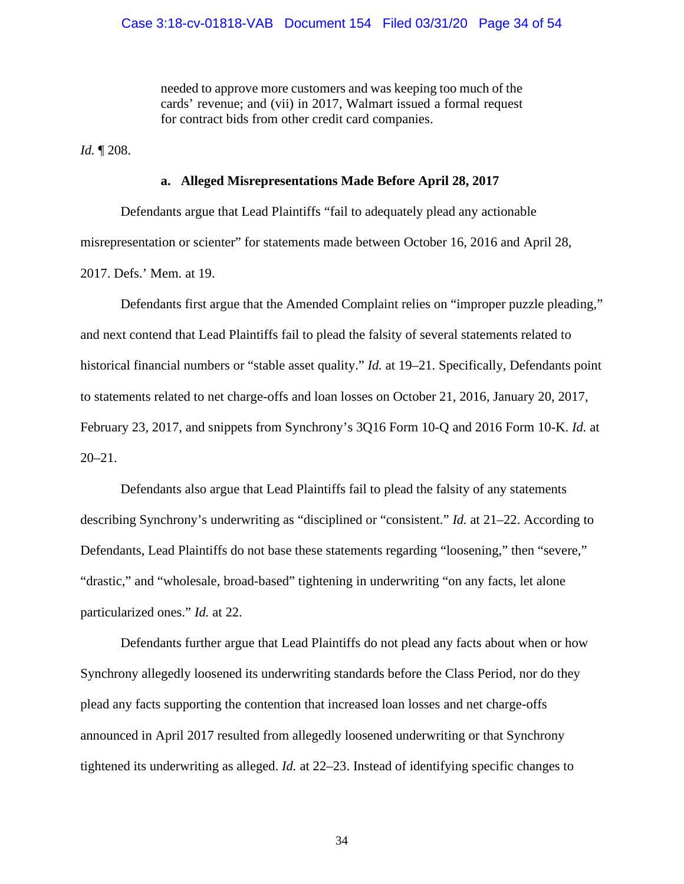> needed to approve more customers and was keeping too much of the cards' revenue; and (vii) in 2017, Walmart issued a formal request for contract bids from other credit card companies.

*Id.* ¶ 208.

**a. Alleged Misrepresentations Made Before April 28, 2017**

Defendants argue that Lead Plaintiffs "fail to adequately plead any actionable misrepresentation or scienter" for statements made between October 16, 2016 and April 28, 2017. Defs.' Mem. at 19.

Defendants first argue that the Amended Complaint relies on "improper puzzle pleading," and next contend that Lead Plaintiffs fail to plead the falsity of several statements related to historical financial numbers or "stable asset quality." *Id.* at 19–21. Specifically, Defendants point to statements related to net charge-offs and loan losses on October 21, 2016, January 20, 2017, February 23, 2017, and snippets from Synchrony's 3Q16 Form 10-Q and 2016 Form 10-K. *Id.* at 20–21.

Defendants also argue that Lead Plaintiffs fail to plead the falsity of any statements describing Synchrony's underwriting as "disciplined or "consistent." *Id.* at 21–22. According to Defendants, Lead Plaintiffs do not base these statements regarding "loosening," then "severe," "drastic," and "wholesale, broad-based" tightening in underwriting "on any facts, let alone particularized ones." *Id.* at 22.

Defendants further argue that Lead Plaintiffs do not plead any facts about when or how Synchrony allegedly loosened its underwriting standards before the Class Period, nor do they plead any facts supporting the contention that increased loan losses and net charge-offs announced in April 2017 resulted from allegedly loosened underwriting or that Synchrony tightened its underwriting as alleged. *Id.* at 22–23. Instead of identifying specific changes to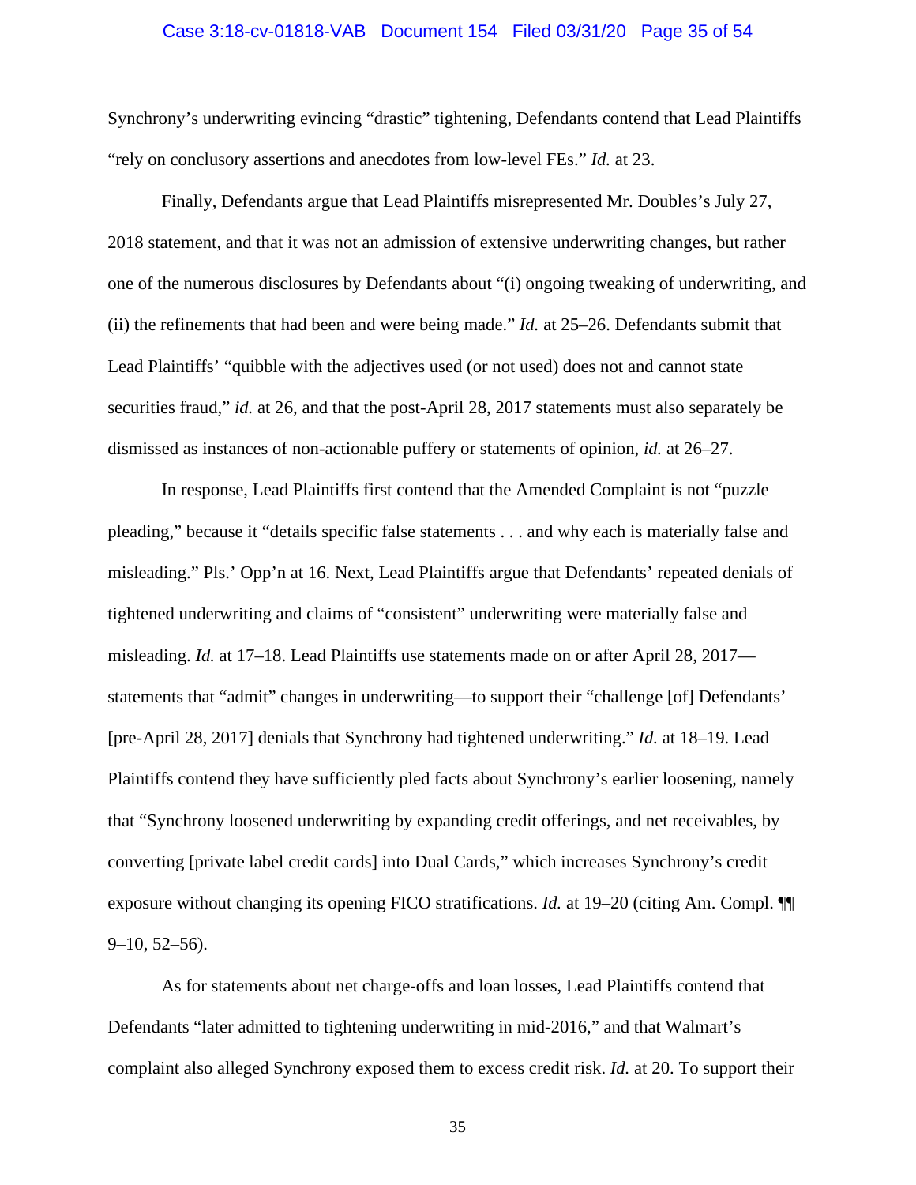Synchrony's underwriting evincing "drastic" tightening, Defendants contend that Lead Plaintiffs "rely on conclusory assertions and anecdotes from low-level FEs." *Id.* at 23.

Finally, Defendants argue that Lead Plaintiffs misrepresented Mr. Doubles's July 27, 2018 statement, and that it was not an admission of extensive underwriting changes, but rather one of the numerous disclosures by Defendants about "(i) ongoing tweaking of underwriting, and (ii) the refinements that had been and were being made." *Id.* at 25–26. Defendants submit that Lead Plaintiffs' "quibble with the adjectives used (or not used) does not and cannot state securities fraud," *id.* at 26, and that the post-April 28, 2017 statements must also separately be dismissed as instances of non-actionable puffery or statements of opinion, *id.* at 26–27.

In response, Lead Plaintiffs first contend that the Amended Complaint is not "puzzle pleading," because it "details specific false statements . . . and why each is materially false and misleading." Pls.' Opp'n at 16. Next, Lead Plaintiffs argue that Defendants' repeated denials of tightened underwriting and claims of "consistent" underwriting were materially false and misleading. *Id.* at 17–18. Lead Plaintiffs use statements made on or after April 28, 2017—statements that "admit" changes in underwriting—to support their "challenge [of] Defendants' [pre-April 28, 2017] denials that Synchrony had tightened underwriting." *Id.* at 18–19. Lead Plaintiffs contend they have sufficiently pled facts about Synchrony's earlier loosening, namely that "Synchrony loosened underwriting by expanding credit offerings, and net receivables, by converting [private label credit cards] into Dual Cards," which increases Synchrony's credit exposure without changing its opening FICO stratifications. *Id.* at 19–20 (citing Am. Compl. ¶¶ 9–10, 52–56).

As for statements about net charge-offs and loan losses, Lead Plaintiffs contend that Defendants "later admitted to tightening underwriting in mid-2016," and that Walmart's complaint also alleged Synchrony exposed them to excess credit risk. *Id.* at 20. To support their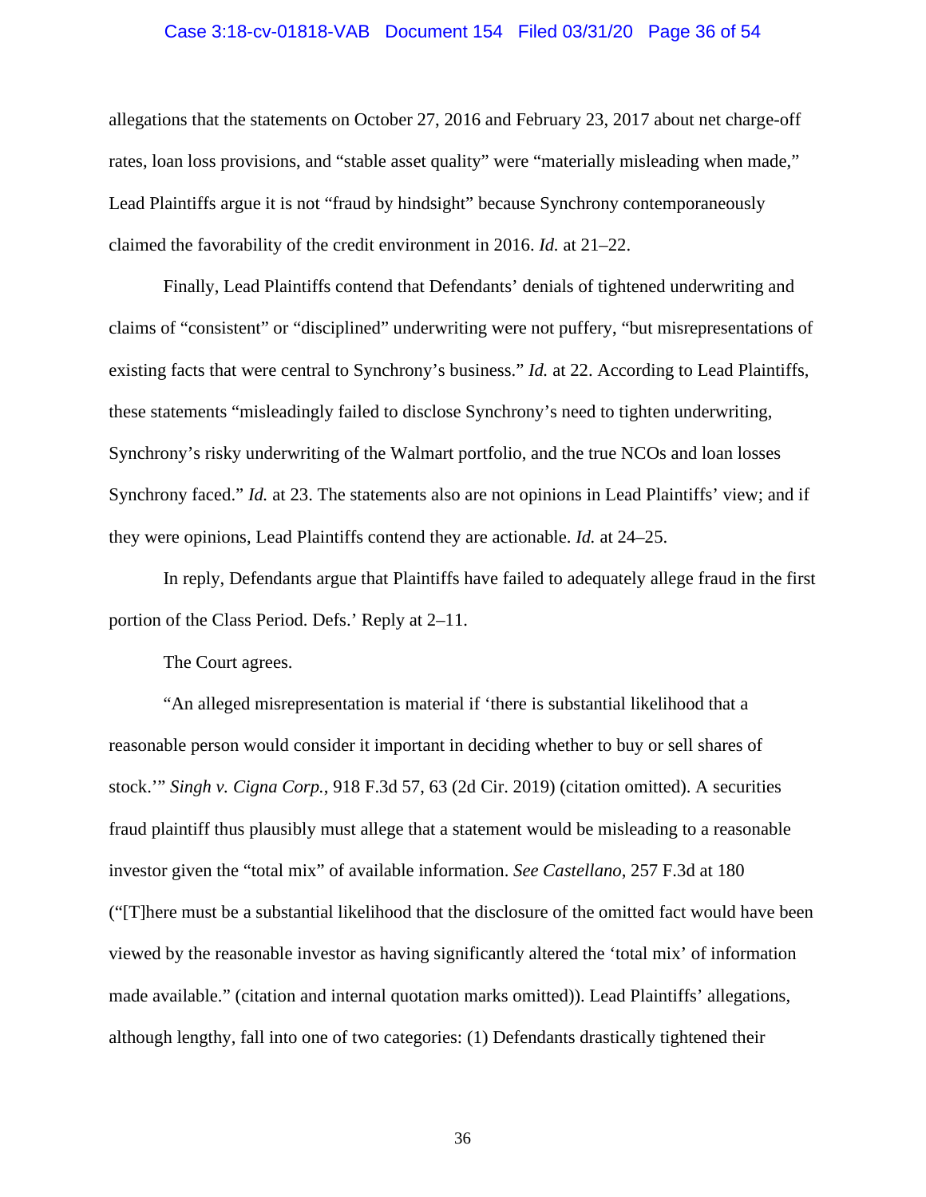allegations that the statements on October 27, 2016 and February 23, 2017 about net charge-off rates, loan loss provisions, and "stable asset quality" were "materially misleading when made," Lead Plaintiffs argue it is not "fraud by hindsight" because Synchrony contemporaneously claimed the favorability of the credit environment in 2016. *Id.* at 21–22.

Finally, Lead Plaintiffs contend that Defendants' denials of tightened underwriting and claims of "consistent" or "disciplined" underwriting were not puffery, "but misrepresentations of existing facts that were central to Synchrony's business." *Id.* at 22. According to Lead Plaintiffs, these statements "misleadingly failed to disclose Synchrony's need to tighten underwriting, Synchrony's risky underwriting of the Walmart portfolio, and the true NCOs and loan losses Synchrony faced." *Id.* at 23. The statements also are not opinions in Lead Plaintiffs' view; and if they were opinions, Lead Plaintiffs contend they are actionable. *Id.* at 24–25.

In reply, Defendants argue that Plaintiffs have failed to adequately allege fraud in the first portion of the Class Period. Defs.' Reply at 2–11.

The Court agrees.

"An alleged misrepresentation is material if 'there is substantial likelihood that a reasonable person would consider it important in deciding whether to buy or sell shares of stock.'" *Singh v. Cigna Corp.*, 918 F.3d 57, 63 (2d Cir. 2019) (citation omitted). A securities fraud plaintiff thus plausibly must allege that a statement would be misleading to a reasonable investor given the "total mix" of available information. *See Castellano*, 257 F.3d at 180 ("[T]here must be a substantial likelihood that the disclosure of the omitted fact would have been viewed by the reasonable investor as having significantly altered the 'total mix' of information made available." (citation and internal quotation marks omitted)). Lead Plaintiffs' allegations, although lengthy, fall into one of two categories: (1) Defendants drastically tightened their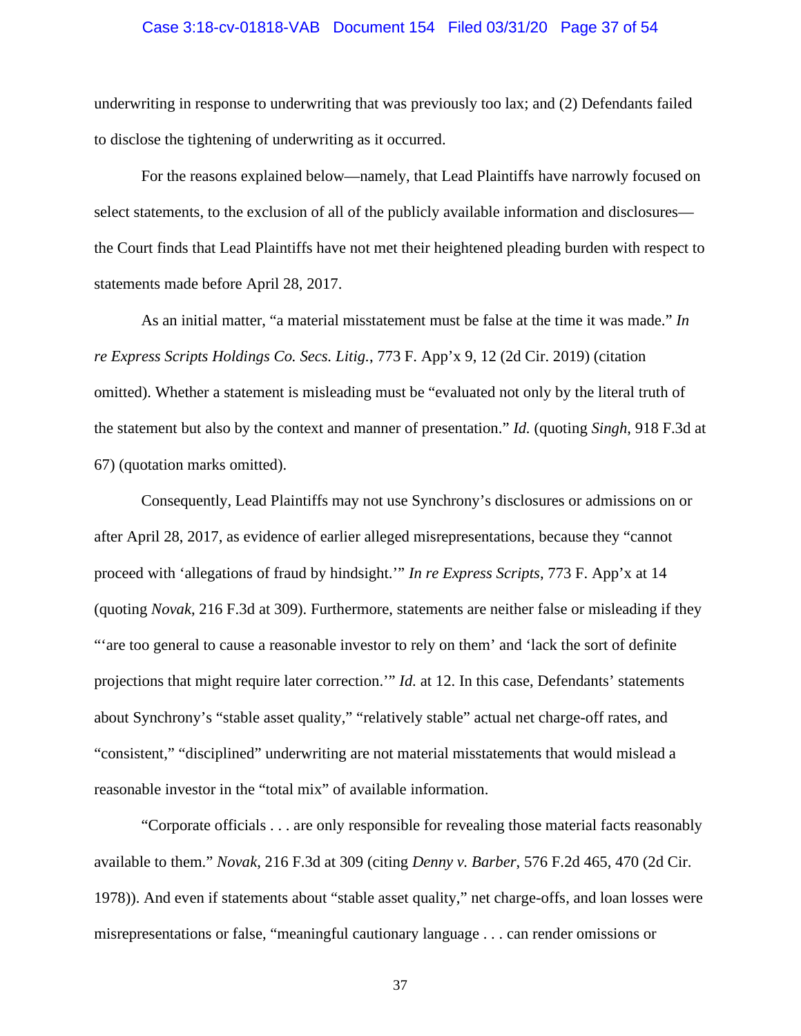underwriting in response to underwriting that was previously too lax; and (2) Defendants failed to disclose the tightening of underwriting as it occurred.

For the reasons explained below—namely, that Lead Plaintiffs have narrowly focused on select statements, to the exclusion of all of the publicly available information and disclosures—the Court finds that Lead Plaintiffs have not met their heightened pleading burden with respect to statements made before April 28, 2017.

As an initial matter, "a material misstatement must be false at the time it was made." *In re Express Scripts Holdings Co. Secs. Litig.*, 773 F. App'x 9, 12 (2d Cir. 2019) (citation omitted). Whether a statement is misleading must be "evaluated not only by the literal truth of the statement but also by the context and manner of presentation." *Id.* (quoting *Singh*, 918 F.3d at 67) (quotation marks omitted).

Consequently, Lead Plaintiffs may not use Synchrony's disclosures or admissions on or after April 28, 2017, as evidence of earlier alleged misrepresentations, because they "cannot proceed with 'allegations of fraud by hindsight.'" *In re Express Scripts*, 773 F. App'x at 14 (quoting *Novak*, 216 F.3d at 309). Furthermore, statements are neither false or misleading if they "'are too general to cause a reasonable investor to rely on them' and 'lack the sort of definite projections that might require later correction.'" *Id.* at 12. In this case, Defendants' statements about Synchrony's "stable asset quality," "relatively stable" actual net charge-off rates, and "consistent," "disciplined" underwriting are not material misstatements that would mislead a reasonable investor in the "total mix" of available information.

"Corporate officials . . . are only responsible for revealing those material facts reasonably available to them." *Novak*, 216 F.3d at 309 (citing *Denny v. Barber*, 576 F.2d 465, 470 (2d Cir. 1978)). And even if statements about "stable asset quality," net charge-offs, and loan losses were misrepresentations or false, "meaningful cautionary language . . . can render omissions or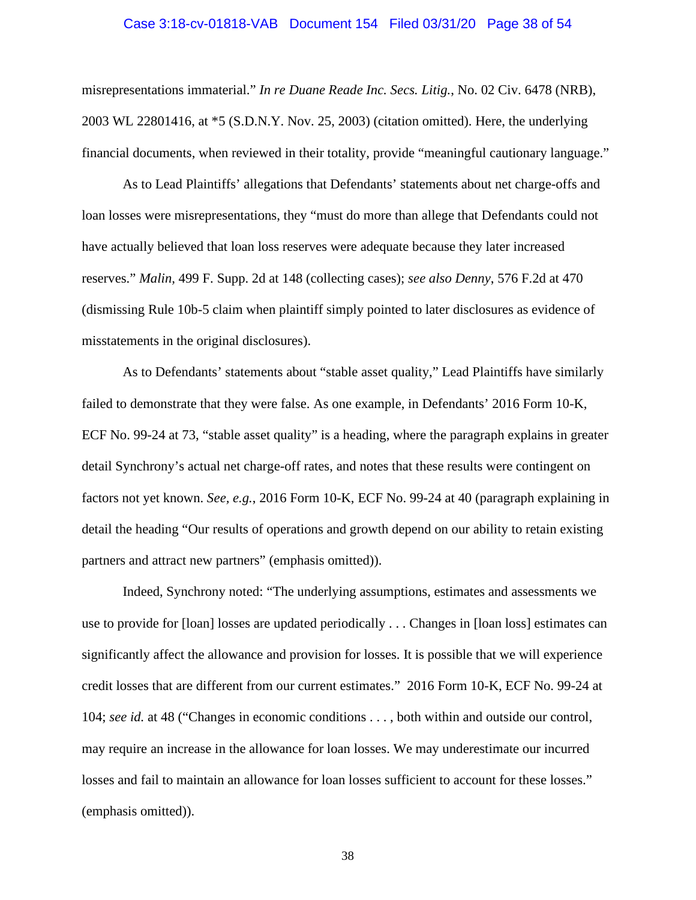misrepresentations immaterial." *In re Duane Reade Inc. Secs. Litig.*, No. 02 Civ. 6478 (NRB), 2003 WL 22801416, at *5 (S.D.N.Y. Nov. 25, 2003) (citation omitted). Here, the underlying financial documents, when reviewed in their totality, provide "meaningful cautionary language."

As to Lead Plaintiffs' allegations that Defendants' statements about net charge-offs and loan losses were misrepresentations, they "must do more than allege that Defendants could not have actually believed that loan loss reserves were adequate because they later increased reserves." *Malin*, 499 F. Supp. 2d at 148 (collecting cases); *see also Denny*, 576 F.2d at 470 (dismissing Rule 10b-5 claim when plaintiff simply pointed to later disclosures as evidence of misstatements in the original disclosures).

As to Defendants' statements about "stable asset quality," Lead Plaintiffs have similarly failed to demonstrate that they were false. As one example, in Defendants' 2016 Form 10-K, ECF No. 99-24 at 73, "stable asset quality" is a heading, where the paragraph explains in greater detail Synchrony's actual net charge-off rates, and notes that these results were contingent on factors not yet known. *See, e.g.*, 2016 Form 10-K, ECF No. 99-24 at 40 (paragraph explaining in detail the heading "Our results of operations and growth depend on our ability to retain existing partners and attract new partners" (emphasis omitted)).

Indeed, Synchrony noted: "The underlying assumptions, estimates and assessments we use to provide for [loan] losses are updated periodically . . . Changes in [loan loss] estimates can significantly affect the allowance and provision for losses. It is possible that we will experience credit losses that are different from our current estimates." 2016 Form 10-K, ECF No. 99-24 at 104; *see id.* at 48 ("Changes in economic conditions . . . , both within and outside our control, may require an increase in the allowance for loan losses. We may underestimate our incurred losses and fail to maintain an allowance for loan losses sufficient to account for these losses." (emphasis omitted)).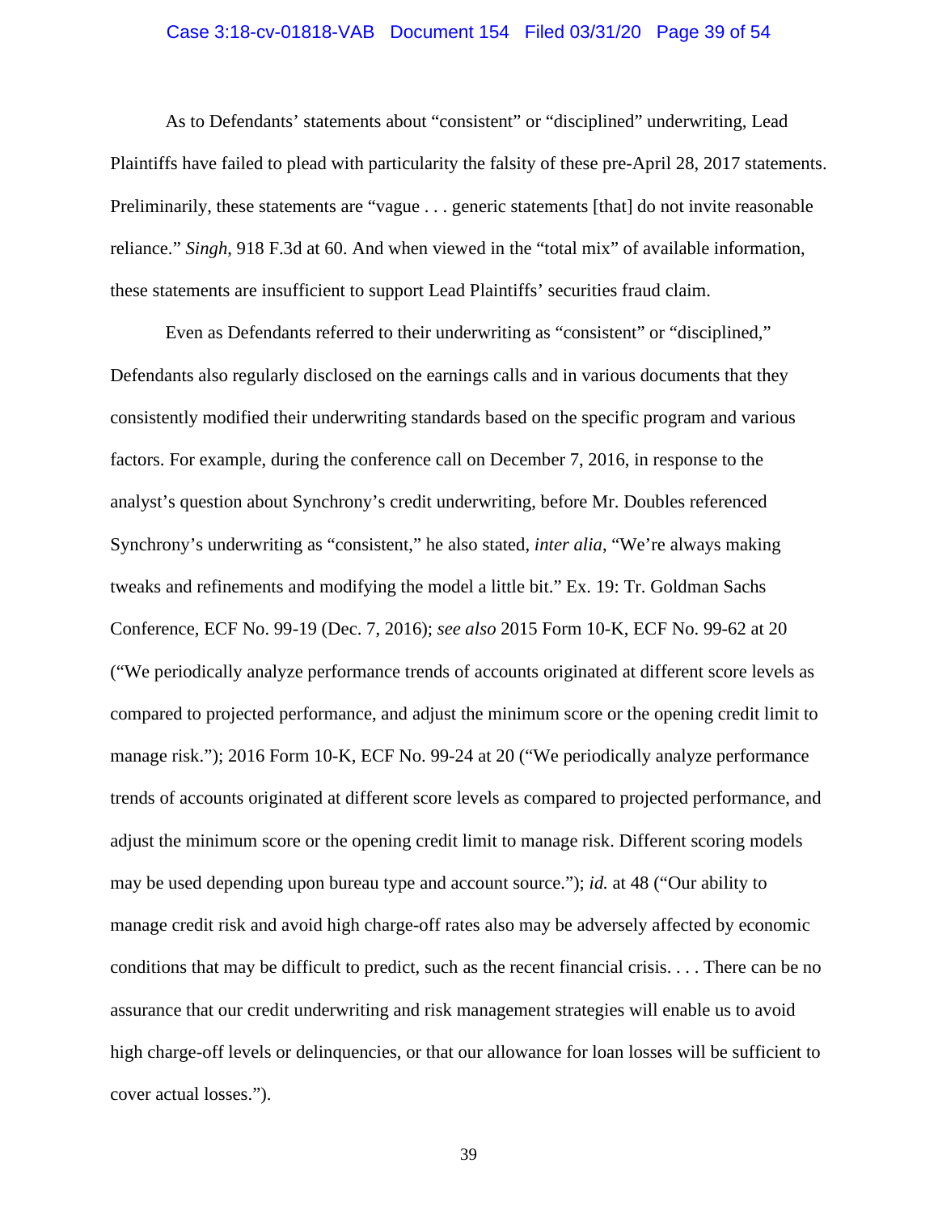As to Defendants' statements about "consistent" or "disciplined" underwriting, Lead Plaintiffs have failed to plead with particularity the falsity of these pre-April 28, 2017 statements. Preliminarily, these statements are "vague . . . generic statements [that] do not invite reasonable reliance." *Singh*, 918 F.3d at 60. And when viewed in the "total mix" of available information, these statements are insufficient to support Lead Plaintiffs' securities fraud claim.

Even as Defendants referred to their underwriting as "consistent" or "disciplined," Defendants also regularly disclosed on the earnings calls and in various documents that they consistently modified their underwriting standards based on the specific program and various factors. For example, during the conference call on December 7, 2016, in response to the analyst's question about Synchrony's credit underwriting, before Mr. Doubles referenced Synchrony's underwriting as "consistent," he also stated, *inter alia*, "We're always making tweaks and refinements and modifying the model a little bit." Ex. 19: Tr. Goldman Sachs Conference, ECF No. 99-19 (Dec. 7, 2016); *see also* 2015 Form 10-K, ECF No. 99-62 at 20 ("We periodically analyze performance trends of accounts originated at different score levels as compared to projected performance, and adjust the minimum score or the opening credit limit to manage risk."); 2016 Form 10-K, ECF No. 99-24 at 20 ("We periodically analyze performance trends of accounts originated at different score levels as compared to projected performance, and adjust the minimum score or the opening credit limit to manage risk. Different scoring models may be used depending upon bureau type and account source."); *id.* at 48 ("Our ability to manage credit risk and avoid high charge-off rates also may be adversely affected by economic conditions that may be difficult to predict, such as the recent financial crisis. . . . There can be no assurance that our credit underwriting and risk management strategies will enable us to avoid high charge-off levels or delinquencies, or that our allowance for loan losses will be sufficient to cover actual losses.").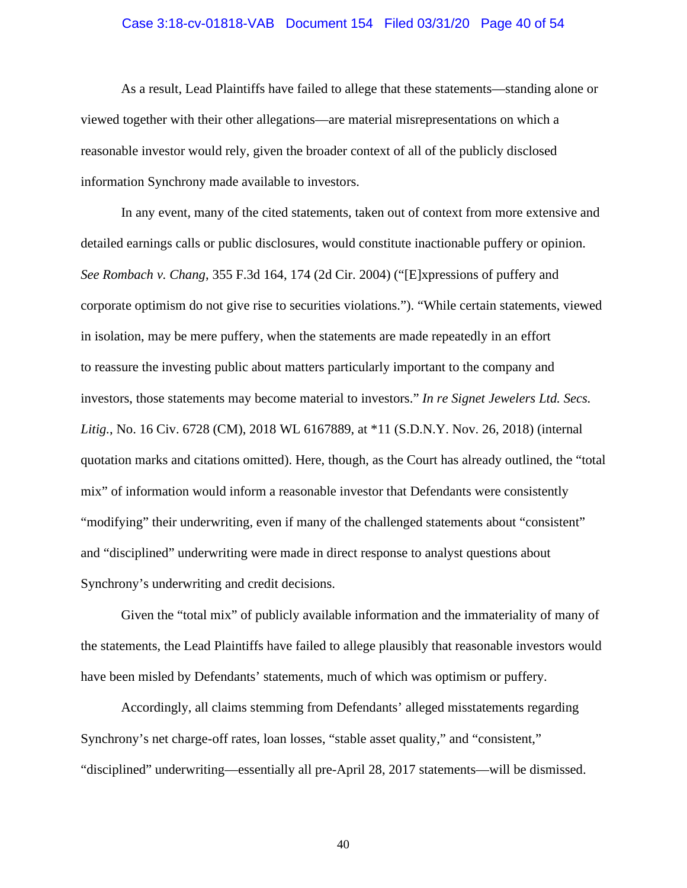As a result, Lead Plaintiffs have failed to allege that these statements—standing alone or viewed together with their other allegations—are material misrepresentations on which a reasonable investor would rely, given the broader context of all of the publicly disclosed information Synchrony made available to investors.

In any event, many of the cited statements, taken out of context from more extensive and detailed earnings calls or public disclosures, would constitute inactionable puffery or opinion. *See Rombach v. Chang*, 355 F.3d 164, 174 (2d Cir. 2004) ("[E]xpressions of puffery and corporate optimism do not give rise to securities violations."). "While certain statements, viewed in isolation, may be mere puffery, when the statements are made repeatedly in an effort to reassure the investing public about matters particularly important to the company and investors, those statements may become material to investors." *In re Signet Jewelers Ltd. Secs. Litig.*, No. 16 Civ. 6728 (CM), 2018 WL 6167889, at *11 (S.D.N.Y. Nov. 26, 2018) (internal quotation marks and citations omitted). Here, though, as the Court has already outlined, the "total mix" of information would inform a reasonable investor that Defendants were consistently "modifying" their underwriting, even if many of the challenged statements about "consistent" and "disciplined" underwriting were made in direct response to analyst questions about Synchrony's underwriting and credit decisions.

Given the "total mix" of publicly available information and the immateriality of many of the statements, the Lead Plaintiffs have failed to allege plausibly that reasonable investors would have been misled by Defendants' statements, much of which was optimism or puffery.

Accordingly, all claims stemming from Defendants' alleged misstatements regarding Synchrony's net charge-off rates, loan losses, "stable asset quality," and "consistent," "disciplined" underwriting—essentially all pre-April 28, 2017 statements—will be dismissed.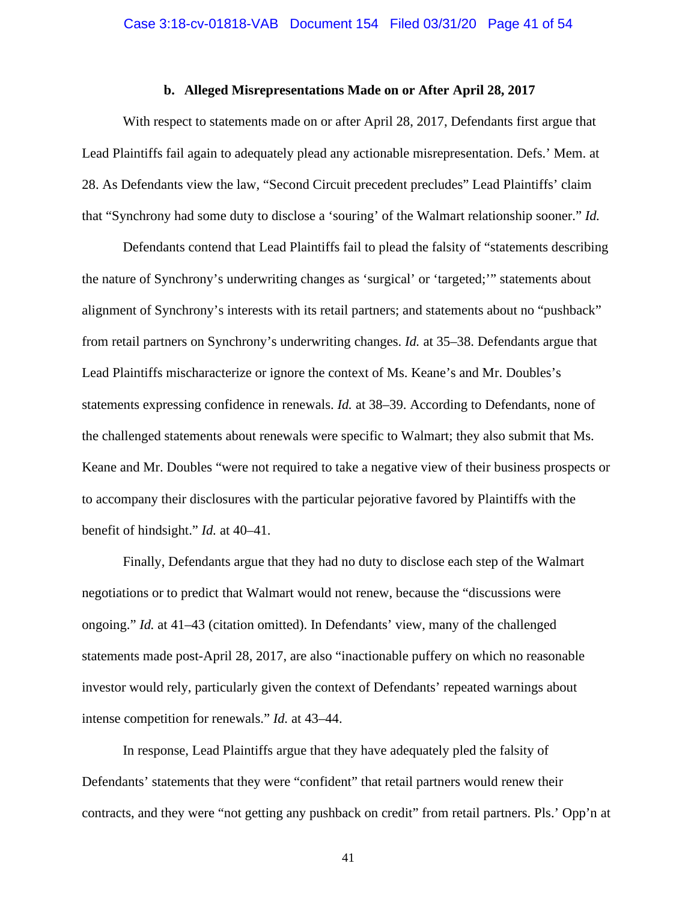### b. Alleged Misrepresentations Made on or After April 28, 2017

With respect to statements made on or after April 28, 2017, Defendants first argue that Lead Plaintiffs fail again to adequately plead any actionable misrepresentation. Defs.' Mem. at 28. As Defendants view the law, "Second Circuit precedent precludes" Lead Plaintiffs' claim that "Synchrony had some duty to disclose a 'souring' of the Walmart relationship sooner." *Id.*

Defendants contend that Lead Plaintiffs fail to plead the falsity of "statements describing the nature of Synchrony's underwriting changes as 'surgical' or 'targeted;'" statements about alignment of Synchrony's interests with its retail partners; and statements about no "pushback" from retail partners on Synchrony's underwriting changes. *Id.* at 35–38. Defendants argue that Lead Plaintiffs mischaracterize or ignore the context of Ms. Keane's and Mr. Doubles's statements expressing confidence in renewals. *Id.* at 38–39. According to Defendants, none of the challenged statements about renewals were specific to Walmart; they also submit that Ms. Keane and Mr. Doubles "were not required to take a negative view of their business prospects or to accompany their disclosures with the particular pejorative favored by Plaintiffs with the benefit of hindsight." *Id.* at 40–41.

Finally, Defendants argue that they had no duty to disclose each step of the Walmart negotiations or to predict that Walmart would not renew, because the "discussions were ongoing." *Id.* at 41–43 (citation omitted). In Defendants' view, many of the challenged statements made post-April 28, 2017, are also "inactionable puffery on which no reasonable investor would rely, particularly given the context of Defendants' repeated warnings about intense competition for renewals." *Id.* at 43–44.

In response, Lead Plaintiffs argue that they have adequately pled the falsity of Defendants' statements that they were "confident" that retail partners would renew their contracts, and they were "not getting any pushback on credit" from retail partners. Pls.' Opp'n at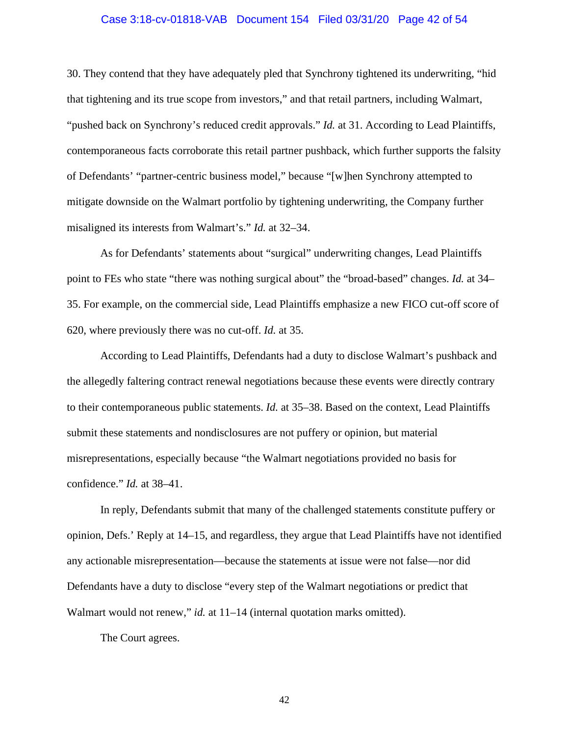30. They contend that they have adequately pled that Synchrony tightened its underwriting, "hid that tightening and its true scope from investors," and that retail partners, including Walmart, "pushed back on Synchrony's reduced credit approvals." *Id.* at 31. According to Lead Plaintiffs, contemporaneous facts corroborate this retail partner pushback, which further supports the falsity of Defendants' "partner-centric business model," because "[w]hen Synchrony attempted to mitigate downside on the Walmart portfolio by tightening underwriting, the Company further misaligned its interests from Walmart's." *Id.* at 32–34.

As for Defendants' statements about "surgical" underwriting changes, Lead Plaintiffs point to FEs who state "there was nothing surgical about" the "broad-based" changes. *Id.* at 34–35. For example, on the commercial side, Lead Plaintiffs emphasize a new FICO cut-off score of 620, where previously there was no cut-off. *Id.* at 35.

According to Lead Plaintiffs, Defendants had a duty to disclose Walmart's pushback and the allegedly faltering contract renewal negotiations because these events were directly contrary to their contemporaneous public statements. *Id.* at 35–38. Based on the context, Lead Plaintiffs submit these statements and nondisclosures are not puffery or opinion, but material misrepresentations, especially because "the Walmart negotiations provided no basis for confidence." *Id.* at 38–41.

In reply, Defendants submit that many of the challenged statements constitute puffery or opinion, Defs.' Reply at 14–15, and regardless, they argue that Lead Plaintiffs have not identified any actionable misrepresentation—because the statements at issue were not false—nor did Defendants have a duty to disclose "every step of the Walmart negotiations or predict that Walmart would not renew," *id.* at 11–14 (internal quotation marks omitted).

The Court agrees.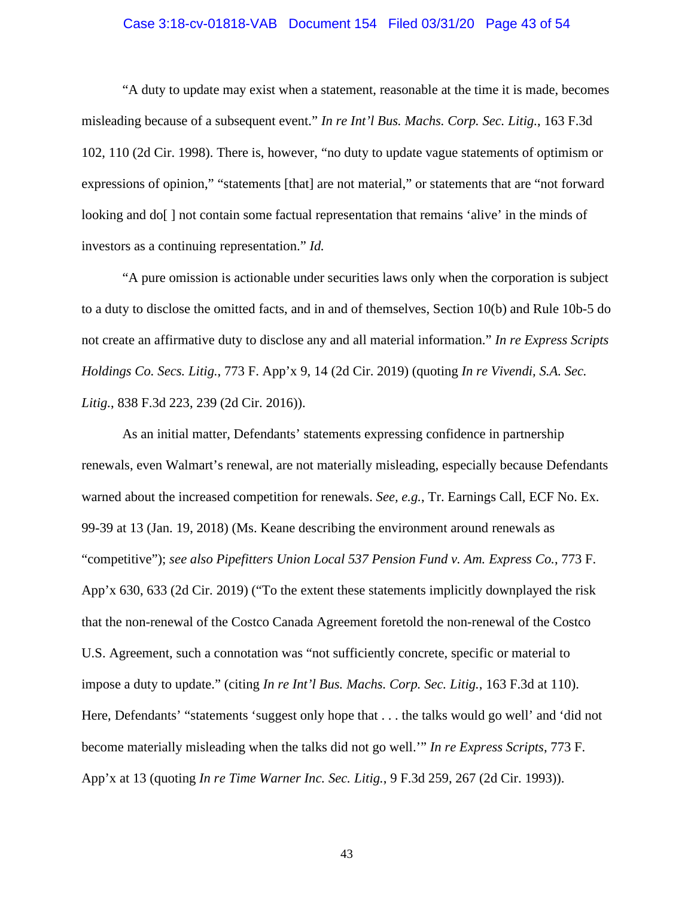"A duty to update may exist when a statement, reasonable at the time it is made, becomes misleading because of a subsequent event." *In re Int'l Bus. Machs. Corp. Sec. Litig.*, 163 F.3d 102, 110 (2d Cir. 1998). There is, however, "no duty to update vague statements of optimism or expressions of opinion," "statements [that] are not material," or statements that are "not forward looking and do[ ] not contain some factual representation that remains 'alive' in the minds of investors as a continuing representation." *Id.*

"A pure omission is actionable under securities laws only when the corporation is subject to a duty to disclose the omitted facts, and in and of themselves, Section 10(b) and Rule 10b-5 do not create an affirmative duty to disclose any and all material information." *In re Express Scripts Holdings Co. Secs. Litig.*, 773 F. App'x 9, 14 (2d Cir. 2019) (quoting *In re Vivendi, S.A. Sec. Litig.*, 838 F.3d 223, 239 (2d Cir. 2016)).

As an initial matter, Defendants' statements expressing confidence in partnership renewals, even Walmart's renewal, are not materially misleading, especially because Defendants warned about the increased competition for renewals. *See, e.g.*, Tr. Earnings Call, ECF No. Ex. 99-39 at 13 (Jan. 19, 2018) (Ms. Keane describing the environment around renewals as "competitive"); *see also Pipefitters Union Local 537 Pension Fund v. Am. Express Co.*, 773 F. App'x 630, 633 (2d Cir. 2019) ("To the extent these statements implicitly downplayed the risk that the non-renewal of the Costco Canada Agreement foretold the non-renewal of the Costco U.S. Agreement, such a connotation was "not sufficiently concrete, specific or material to impose a duty to update." (citing *In re Int'l Bus. Machs. Corp. Sec. Litig.*, 163 F.3d at 110). Here, Defendants' "statements 'suggest only hope that . . . the talks would go well' and 'did not become materially misleading when the talks did not go well.'" *In re Express Scripts*, 773 F. App'x at 13 (quoting *In re Time Warner Inc. Sec. Litig.*, 9 F.3d 259, 267 (2d Cir. 1993)).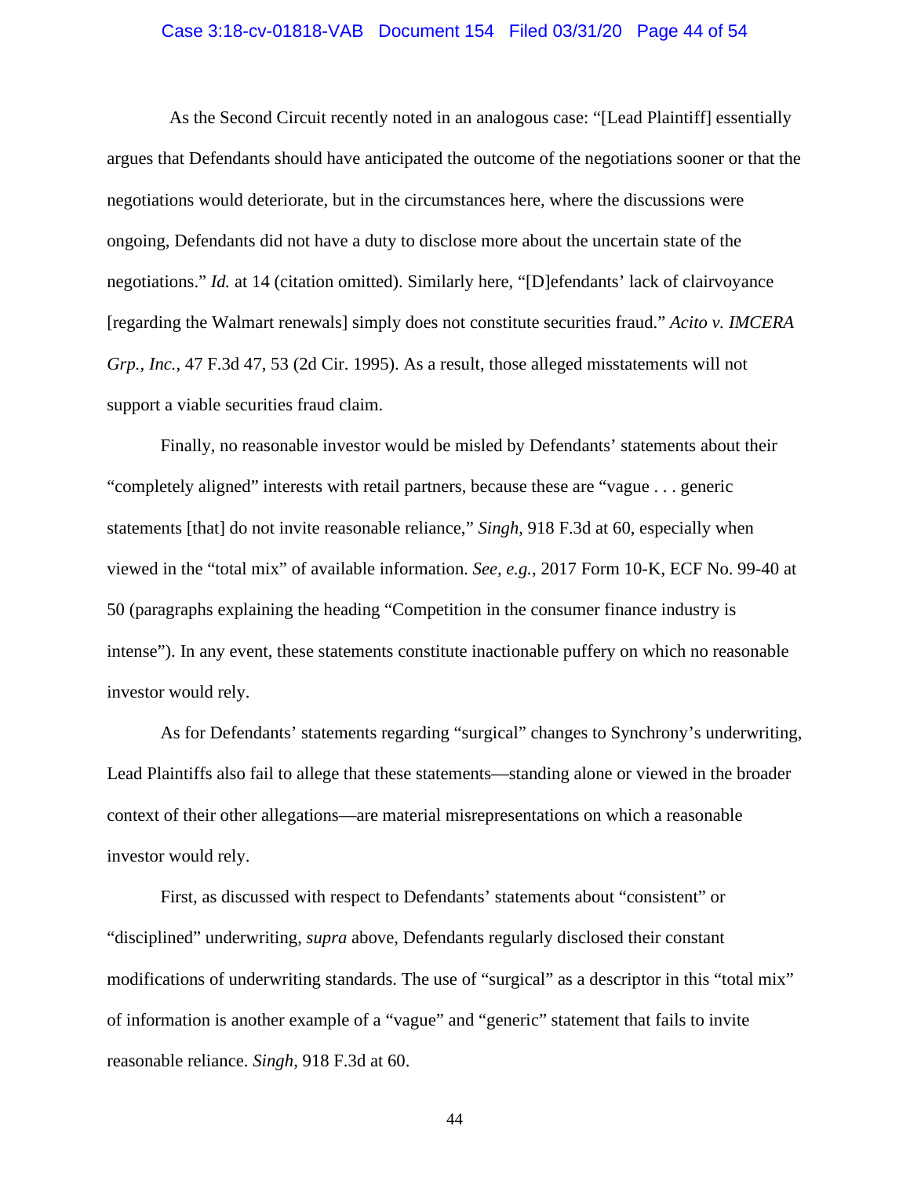As the Second Circuit recently noted in an analogous case: "[Lead Plaintiff] essentially argues that Defendants should have anticipated the outcome of the negotiations sooner or that the negotiations would deteriorate, but in the circumstances here, where the discussions were ongoing, Defendants did not have a duty to disclose more about the uncertain state of the negotiations." *Id.* at 14 (citation omitted). Similarly here, "[D]efendants' lack of clairvoyance [regarding the Walmart renewals] simply does not constitute securities fraud." *Acito v. IMCERA Grp., Inc.*, 47 F.3d 47, 53 (2d Cir. 1995). As a result, those alleged misstatements will not support a viable securities fraud claim.

Finally, no reasonable investor would be misled by Defendants' statements about their "completely aligned" interests with retail partners, because these are "vague . . . generic statements [that] do not invite reasonable reliance," *Singh*, 918 F.3d at 60, especially when viewed in the "total mix" of available information. *See, e.g.*, 2017 Form 10-K, ECF No. 99-40 at 50 (paragraphs explaining the heading "Competition in the consumer finance industry is intense"). In any event, these statements constitute inactionable puffery on which no reasonable investor would rely.

As for Defendants' statements regarding "surgical" changes to Synchrony's underwriting, Lead Plaintiffs also fail to allege that these statements—standing alone or viewed in the broader context of their other allegations—are material misrepresentations on which a reasonable investor would rely.

First, as discussed with respect to Defendants' statements about "consistent" or "disciplined" underwriting, *supra* above, Defendants regularly disclosed their constant modifications of underwriting standards. The use of "surgical" as a descriptor in this "total mix" of information is another example of a "vague" and "generic" statement that fails to invite reasonable reliance. *Singh*, 918 F.3d at 60.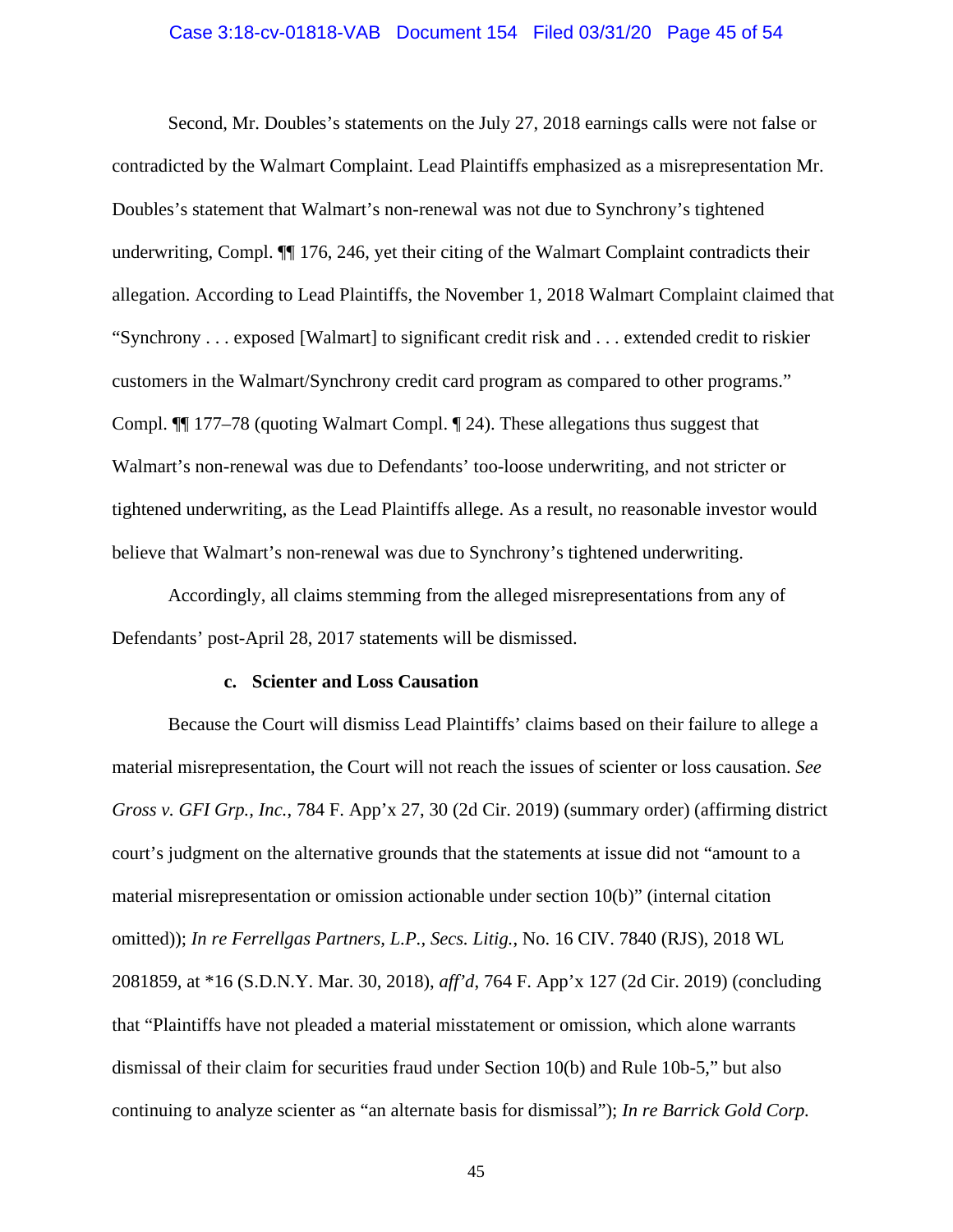Second, Mr. Doubles's statements on the July 27, 2018 earnings calls were not false or contradicted by the Walmart Complaint. Lead Plaintiffs emphasized as a misrepresentation Mr. Doubles's statement that Walmart's non-renewal was not due to Synchrony's tightened underwriting, Compl. ¶¶ 176, 246, yet their citing of the Walmart Complaint contradicts their allegation. According to Lead Plaintiffs, the November 1, 2018 Walmart Complaint claimed that "Synchrony . . . exposed [Walmart] to significant credit risk and . . . extended credit to riskier customers in the Walmart/Synchrony credit card program as compared to other programs." Compl. ¶¶ 177–78 (quoting Walmart Compl. ¶ 24). These allegations thus suggest that Walmart's non-renewal was due to Defendants' too-loose underwriting, and not stricter or tightened underwriting, as the Lead Plaintiffs allege. As a result, no reasonable investor would believe that Walmart's non-renewal was due to Synchrony's tightened underwriting.

Accordingly, all claims stemming from the alleged misrepresentations from any of Defendants' post-April 28, 2017 statements will be dismissed.

#### c. Scienter and Loss Causation

Because the Court will dismiss Lead Plaintiffs' claims based on their failure to allege a material misrepresentation, the Court will not reach the issues of scienter or loss causation. *See Gross v. GFI Grp., Inc.*, 784 F. App'x 27, 30 (2d Cir. 2019) (summary order) (affirming district court's judgment on the alternative grounds that the statements at issue did not "amount to a material misrepresentation or omission actionable under section 10(b)" (internal citation omitted)); *In re Ferrellgas Partners, L.P., Secs. Litig.*, No. 16 CIV. 7840 (RJS), 2018 WL 2081859, at *16 (S.D.N.Y. Mar. 30, 2018), *aff'd*, 764 F. App'x 127 (2d Cir. 2019) (concluding that "Plaintiffs have not pleaded a material misstatement or omission, which alone warrants dismissal of their claim for securities fraud under Section 10(b) and Rule 10b-5," but also continuing to analyze scienter as "an alternate basis for dismissal"); *In re Barrick Gold Corp.*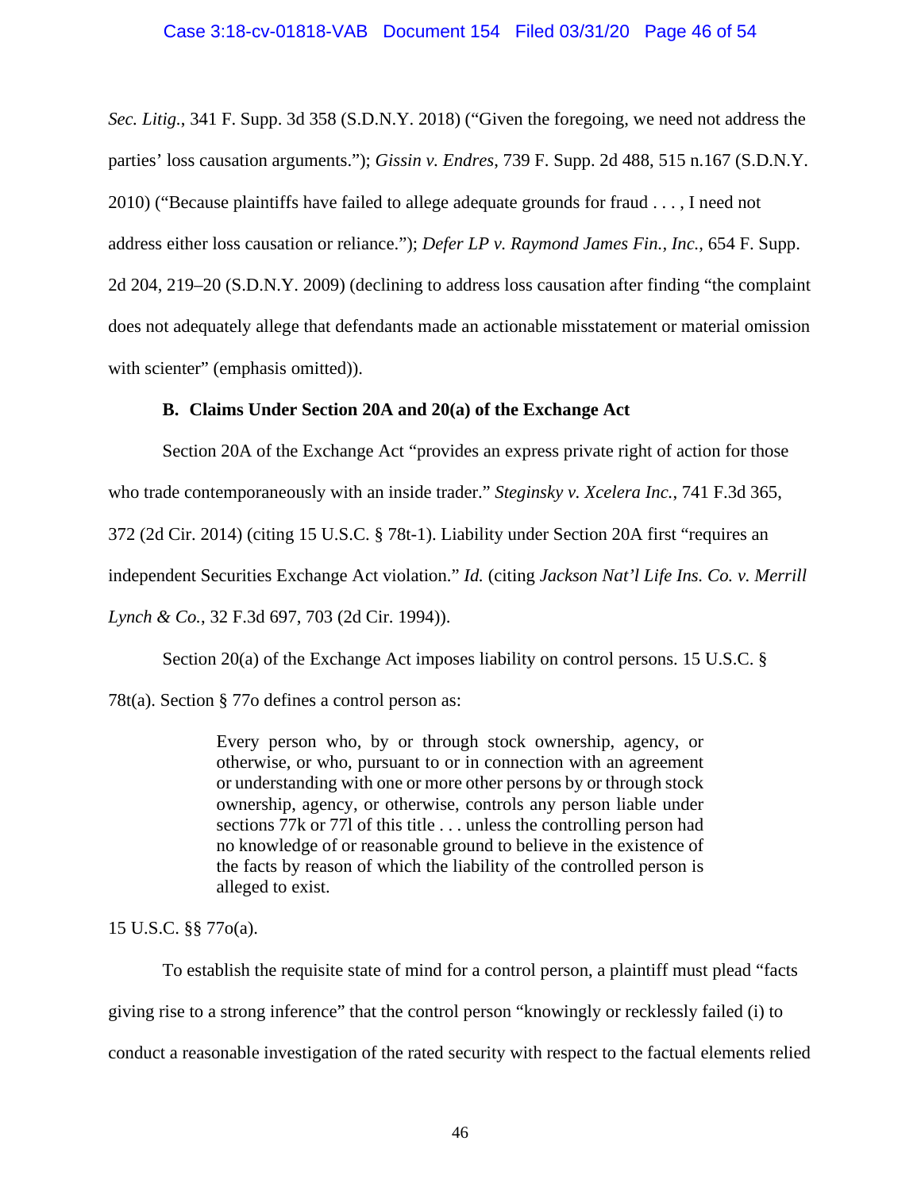*Sec. Litig.*, 341 F. Supp. 3d 358 (S.D.N.Y. 2018) ("Given the foregoing, we need not address the parties' loss causation arguments."); *Gissin v. Endres*, 739 F. Supp. 2d 488, 515 n.167 (S.D.N.Y. 2010) ("Because plaintiffs have failed to allege adequate grounds for fraud . . . , I need not address either loss causation or reliance."); *Defer LP v. Raymond James Fin., Inc.*, 654 F. Supp. 2d 204, 219–20 (S.D.N.Y. 2009) (declining to address loss causation after finding "the complaint does not adequately allege that defendants made an actionable misstatement or material omission with scienter" (emphasis omitted)).

### B. Claims Under Section 20A and 20(a) of the Exchange Act

Section 20A of the Exchange Act "provides an express private right of action for those who trade contemporaneously with an inside trader." *Steginsky v. Xcelera Inc.*, 741 F.3d 365, 372 (2d Cir. 2014) (citing 15 U.S.C. § 78t-1). Liability under Section 20A first "requires an independent Securities Exchange Act violation." *Id.* (citing *Jackson Nat'l Life Ins. Co. v. Merrill Lynch & Co.*, 32 F.3d 697, 703 (2d Cir. 1994)).

Section 20(a) of the Exchange Act imposes liability on control persons. 15 U.S.C. § 78t(a). Section § 77o defines a control person as:

> Every person who, by or through stock ownership, agency, or otherwise, or who, pursuant to or in connection with an agreement or understanding with one or more other persons by or through stock ownership, agency, or otherwise, controls any person liable under sections 77k or 77l of this title . . . unless the controlling person had no knowledge of or reasonable ground to believe in the existence of the facts by reason of which the liability of the controlled person is alleged to exist.

15 U.S.C. §§ 77o(a).

To establish the requisite state of mind for a control person, a plaintiff must plead "facts giving rise to a strong inference" that the control person "knowingly or recklessly failed (i) to conduct a reasonable investigation of the rated security with respect to the factual elements relied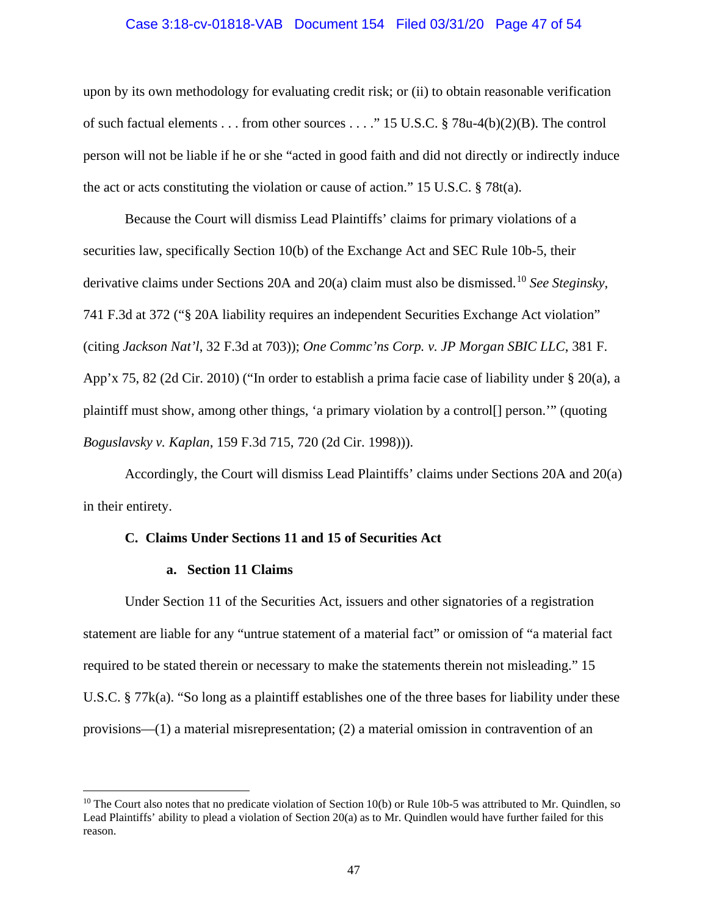upon by its own methodology for evaluating credit risk; or (ii) to obtain reasonable verification of such factual elements . . . from other sources . . . ." 15 U.S.C. § 78u-4(b)(2)(B). The control person will not be liable if he or she "acted in good faith and did not directly or indirectly induce the act or acts constituting the violation or cause of action." 15 U.S.C. § 78t(a).

Because the Court will dismiss Lead Plaintiffs' claims for primary violations of a securities law, specifically Section 10(b) of the Exchange Act and SEC Rule 10b-5, their derivative claims under Sections 20A and 20(a) claim must also be dismissed.[10] *See Steginsky*, 741 F.3d at 372 ("§ 20A liability requires an independent Securities Exchange Act violation" (citing *Jackson Nat'l*, 32 F.3d at 703)); *One Commc'ns Corp. v. JP Morgan SBIC LLC*, 381 F. App'x 75, 82 (2d Cir. 2010) ("In order to establish a prima facie case of liability under § 20(a), a plaintiff must show, among other things, 'a primary violation by a control[] person.'" (quoting *Boguslavsky v. Kaplan*, 159 F.3d 715, 720 (2d Cir. 1998))).

Accordingly, the Court will dismiss Lead Plaintiffs' claims under Sections 20A and 20(a) in their entirety.

### C. Claims Under Sections 11 and 15 of Securities Act

#### a. Section 11 Claims

Under Section 11 of the Securities Act, issuers and other signatories of a registration statement are liable for any "untrue statement of a material fact" or omission of "a material fact required to be stated therein or necessary to make the statements therein not misleading." 15 U.S.C. § 77k(a). "So long as a plaintiff establishes one of the three bases for liability under these provisions—(1) a material misrepresentation; (2) a material omission in contravention of an

---

[10] The Court also notes that no predicate violation of Section 10(b) or Rule 10b-5 was attributed to Mr. Quindlen, so Lead Plaintiffs' ability to plead a violation of Section 20(a) as to Mr. Quindlen would have further failed for this reason.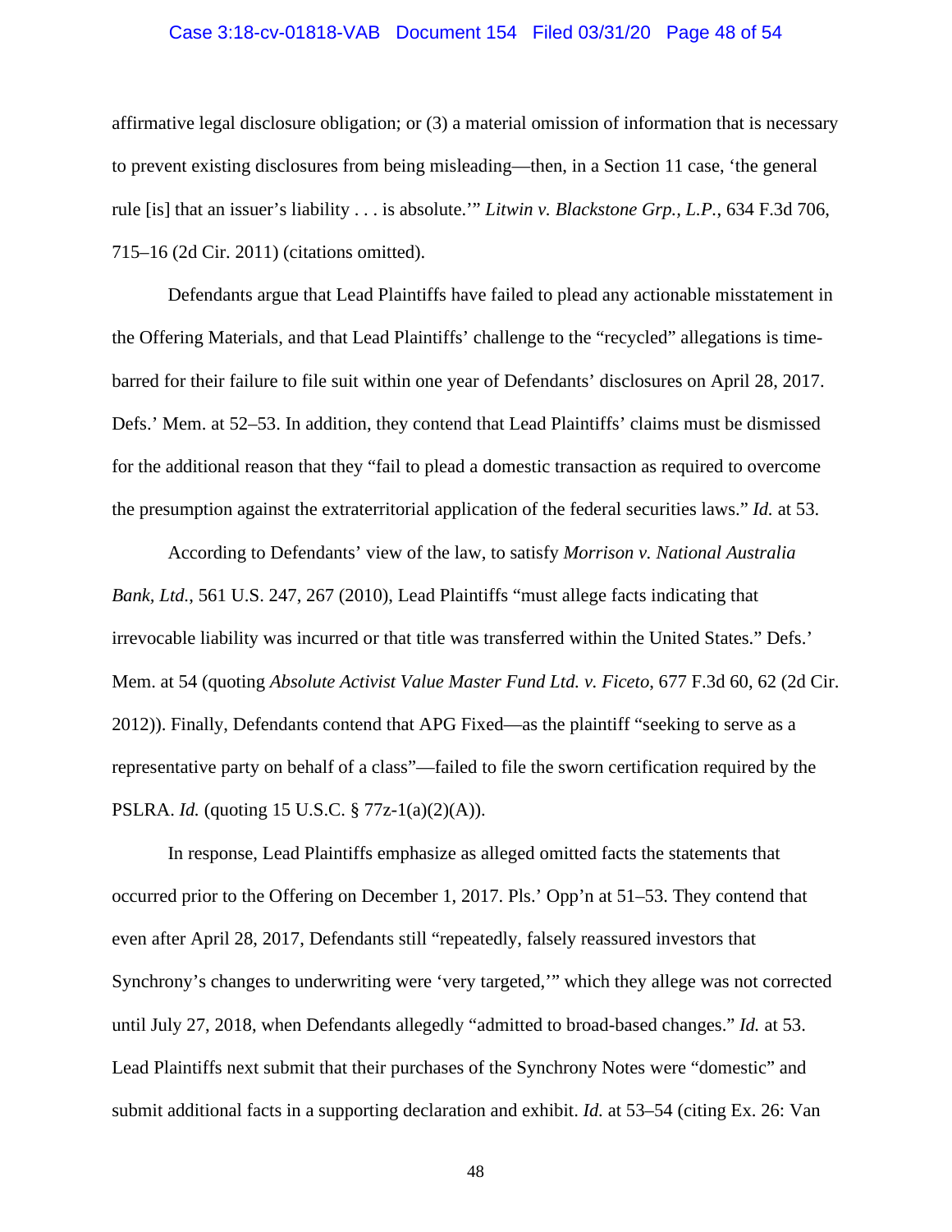affirmative legal disclosure obligation; or (3) a material omission of information that is necessary to prevent existing disclosures from being misleading—then, in a Section 11 case, 'the general rule [is] that an issuer's liability . . . is absolute.'" *Litwin v. Blackstone Grp., L.P.*, 634 F.3d 706, 715–16 (2d Cir. 2011) (citations omitted).

Defendants argue that Lead Plaintiffs have failed to plead any actionable misstatement in the Offering Materials, and that Lead Plaintiffs' challenge to the "recycled" allegations is time-barred for their failure to file suit within one year of Defendants' disclosures on April 28, 2017. Defs.' Mem. at 52–53. In addition, they contend that Lead Plaintiffs' claims must be dismissed for the additional reason that they "fail to plead a domestic transaction as required to overcome the presumption against the extraterritorial application of the federal securities laws." *Id.* at 53.

According to Defendants' view of the law, to satisfy *Morrison v. National Australia Bank, Ltd.*, 561 U.S. 247, 267 (2010), Lead Plaintiffs "must allege facts indicating that irrevocable liability was incurred or that title was transferred within the United States." Defs.' Mem. at 54 (quoting *Absolute Activist Value Master Fund Ltd. v. Ficeto*, 677 F.3d 60, 62 (2d Cir. 2012)). Finally, Defendants contend that APG Fixed—as the plaintiff "seeking to serve as a representative party on behalf of a class"—failed to file the sworn certification required by the PSLRA. *Id.* (quoting 15 U.S.C. § 77z-1(a)(2)(A)).

In response, Lead Plaintiffs emphasize as alleged omitted facts the statements that occurred prior to the Offering on December 1, 2017. Pls.' Opp'n at 51–53. They contend that even after April 28, 2017, Defendants still "repeatedly, falsely reassured investors that Synchrony's changes to underwriting were 'very targeted,'" which they allege was not corrected until July 27, 2018, when Defendants allegedly "admitted to broad-based changes." *Id.* at 53. Lead Plaintiffs next submit that their purchases of the Synchrony Notes were "domestic" and submit additional facts in a supporting declaration and exhibit. *Id.* at 53–54 (citing Ex. 26: Van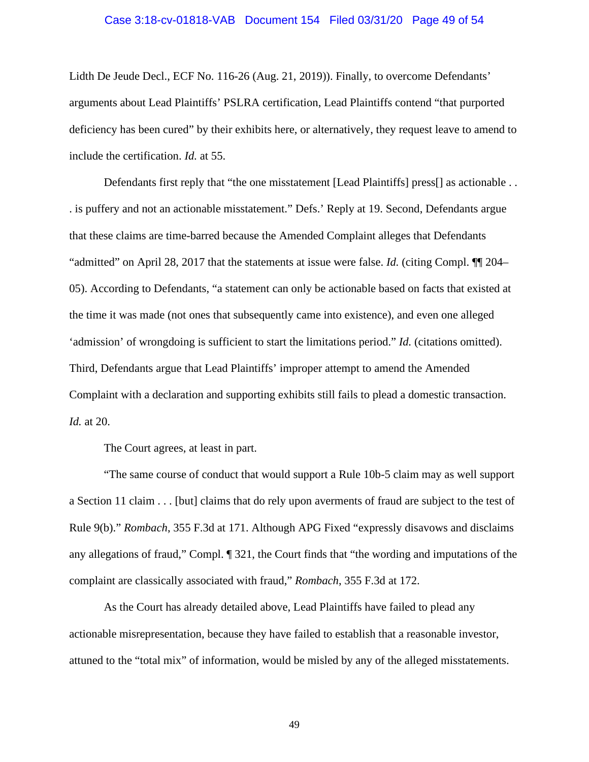Lidth De Jeude Decl., ECF No. 116-26 (Aug. 21, 2019)). Finally, to overcome Defendants' arguments about Lead Plaintiffs' PSLRA certification, Lead Plaintiffs contend "that purported deficiency has been cured" by their exhibits here, or alternatively, they request leave to amend to include the certification. *Id.* at 55.

Defendants first reply that "the one misstatement [Lead Plaintiffs] press[] as actionable . . . is puffery and not an actionable misstatement." Defs.' Reply at 19. Second, Defendants argue that these claims are time-barred because the Amended Complaint alleges that Defendants "admitted" on April 28, 2017 that the statements at issue were false. *Id.* (citing Compl. ¶¶ 204–05). According to Defendants, "a statement can only be actionable based on facts that existed at the time it was made (not ones that subsequently came into existence), and even one alleged 'admission' of wrongdoing is sufficient to start the limitations period." *Id.* (citations omitted). Third, Defendants argue that Lead Plaintiffs' improper attempt to amend the Amended Complaint with a declaration and supporting exhibits still fails to plead a domestic transaction. *Id.* at 20.

The Court agrees, at least in part.

"The same course of conduct that would support a Rule 10b-5 claim may as well support a Section 11 claim . . . [but] claims that do rely upon averments of fraud are subject to the test of Rule 9(b)." *Rombach*, 355 F.3d at 171. Although APG Fixed "expressly disavows and disclaims any allegations of fraud," Compl. ¶ 321, the Court finds that "the wording and imputations of the complaint are classically associated with fraud," *Rombach*, 355 F.3d at 172.

As the Court has already detailed above, Lead Plaintiffs have failed to plead any actionable misrepresentation, because they have failed to establish that a reasonable investor, attuned to the "total mix" of information, would be misled by any of the alleged misstatements.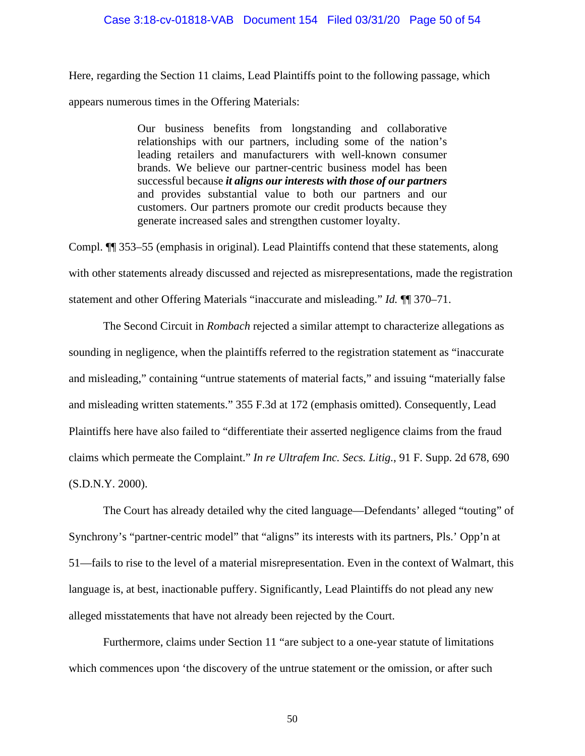Here, regarding the Section 11 claims, Lead Plaintiffs point to the following passage, which appears numerous times in the Offering Materials:

> Our business benefits from longstanding and collaborative relationships with our partners, including some of the nation's leading retailers and manufacturers with well-known consumer brands. We believe our partner-centric business model has been successful because ***it aligns our interests with those of our partners*** and provides substantial value to both our partners and our customers. Our partners promote our credit products because they generate increased sales and strengthen customer loyalty.

Compl. ¶¶ 353–55 (emphasis in original). Lead Plaintiffs contend that these statements, along with other statements already discussed and rejected as misrepresentations, made the registration statement and other Offering Materials "inaccurate and misleading." *Id.* ¶¶ 370–71.

The Second Circuit in *Rombach* rejected a similar attempt to characterize allegations as sounding in negligence, when the plaintiffs referred to the registration statement as "inaccurate and misleading," containing "untrue statements of material facts," and issuing "materially false and misleading written statements." 355 F.3d at 172 (emphasis omitted). Consequently, Lead Plaintiffs here have also failed to "differentiate their asserted negligence claims from the fraud claims which permeate the Complaint." *In re Ultrafem Inc. Secs. Litig.*, 91 F. Supp. 2d 678, 690 (S.D.N.Y. 2000).

The Court has already detailed why the cited language—Defendants' alleged "touting" of Synchrony's "partner-centric model" that "aligns" its interests with its partners, Pls.' Opp'n at 51—fails to rise to the level of a material misrepresentation. Even in the context of Walmart, this language is, at best, inactionable puffery. Significantly, Lead Plaintiffs do not plead any new alleged misstatements that have not already been rejected by the Court.

Furthermore, claims under Section 11 "are subject to a one-year statute of limitations which commences upon 'the discovery of the untrue statement or the omission, or after such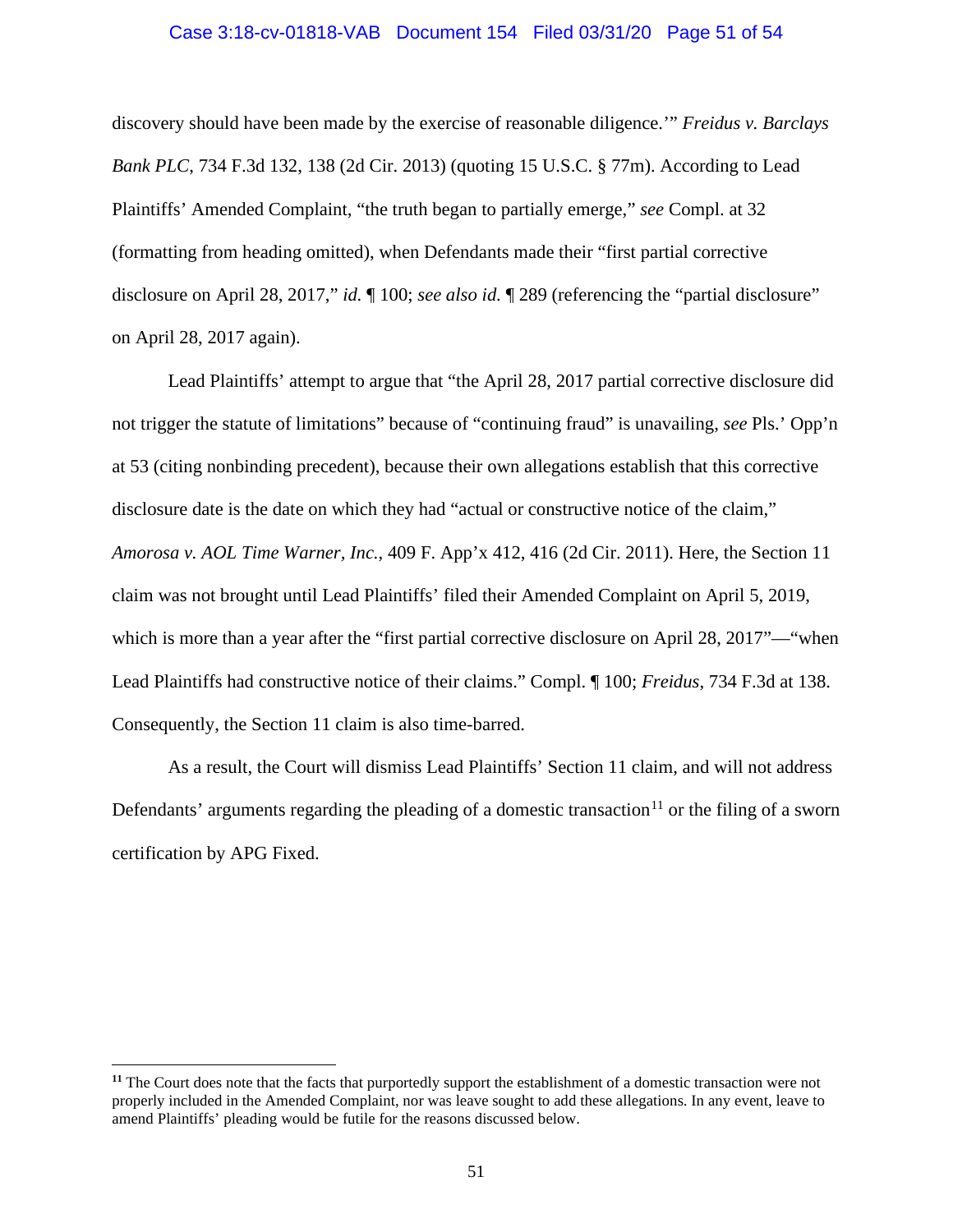discovery should have been made by the exercise of reasonable diligence.'" *Freidus v. Barclays Bank PLC*, 734 F.3d 132, 138 (2d Cir. 2013) (quoting 15 U.S.C. § 77m). According to Lead Plaintiffs' Amended Complaint, "the truth began to partially emerge," *see* Compl. at 32 (formatting from heading omitted), when Defendants made their "first partial corrective disclosure on April 28, 2017," *id.* ¶ 100; *see also id.* ¶ 289 (referencing the "partial disclosure" on April 28, 2017 again).

Lead Plaintiffs' attempt to argue that "the April 28, 2017 partial corrective disclosure did not trigger the statute of limitations" because of "continuing fraud" is unavailing, *see* Pls.' Opp'n at 53 (citing nonbinding precedent), because their own allegations establish that this corrective disclosure date is the date on which they had "actual or constructive notice of the claim," *Amorosa v. AOL Time Warner, Inc.*, 409 F. App'x 412, 416 (2d Cir. 2011). Here, the Section 11 claim was not brought until Lead Plaintiffs' filed their Amended Complaint on April 5, 2019, which is more than a year after the "first partial corrective disclosure on April 28, 2017"—"when Lead Plaintiffs had constructive notice of their claims." Compl. ¶ 100; *Freidus*, 734 F.3d at 138. Consequently, the Section 11 claim is also time-barred.

As a result, the Court will dismiss Lead Plaintiffs' Section 11 claim, and will not address Defendants' arguments regarding the pleading of a domestic transaction[11] or the filing of a sworn certification by APG Fixed.

---

[11] The Court does note that the facts that purportedly support the establishment of a domestic transaction were not properly included in the Amended Complaint, nor was leave sought to add these allegations. In any event, leave to amend Plaintiffs' pleading would be futile for the reasons discussed below.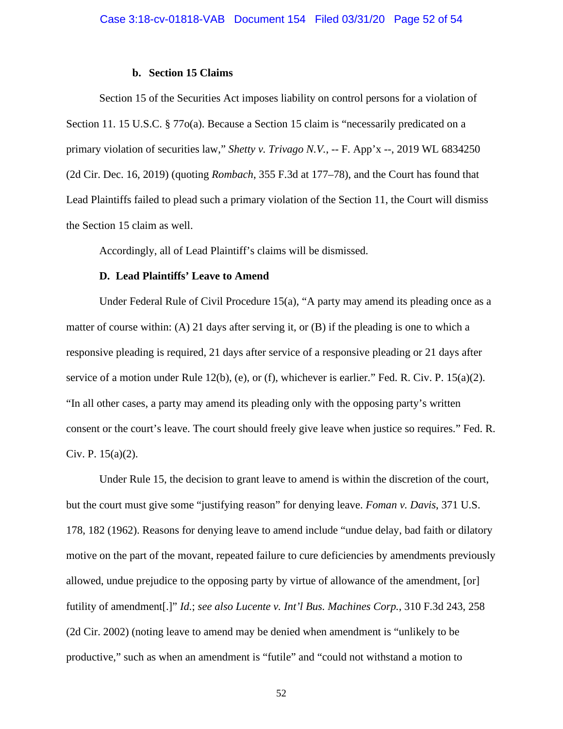#### b. Section 15 Claims

Section 15 of the Securities Act imposes liability on control persons for a violation of Section 11. 15 U.S.C. § 77o(a). Because a Section 15 claim is "necessarily predicated on a primary violation of securities law," *Shetty v. Trivago N.V.*, -- F. App'x --, 2019 WL 6834250 (2d Cir. Dec. 16, 2019) (quoting *Rombach*, 355 F.3d at 177–78), and the Court has found that Lead Plaintiffs failed to plead such a primary violation of the Section 11, the Court will dismiss the Section 15 claim as well.

Accordingly, all of Lead Plaintiff's claims will be dismissed.

### D. Lead Plaintiffs' Leave to Amend

Under Federal Rule of Civil Procedure 15(a), "A party may amend its pleading once as a matter of course within: (A) 21 days after serving it, or (B) if the pleading is one to which a responsive pleading is required, 21 days after service of a responsive pleading or 21 days after service of a motion under Rule 12(b), (e), or (f), whichever is earlier." Fed. R. Civ. P. 15(a)(2). "In all other cases, a party may amend its pleading only with the opposing party's written consent or the court's leave. The court should freely give leave when justice so requires." Fed. R. Civ. P. 15(a)(2).

Under Rule 15, the decision to grant leave to amend is within the discretion of the court, but the court must give some "justifying reason" for denying leave. *Foman v. Davis*, 371 U.S. 178, 182 (1962). Reasons for denying leave to amend include "undue delay, bad faith or dilatory motive on the part of the movant, repeated failure to cure deficiencies by amendments previously allowed, undue prejudice to the opposing party by virtue of allowance of the amendment, [or] futility of amendment[.]" *Id.*; *see also Lucente v. Int'l Bus. Machines Corp.*, 310 F.3d 243, 258 (2d Cir. 2002) (noting leave to amend may be denied when amendment is "unlikely to be productive," such as when an amendment is "futile" and "could not withstand a motion to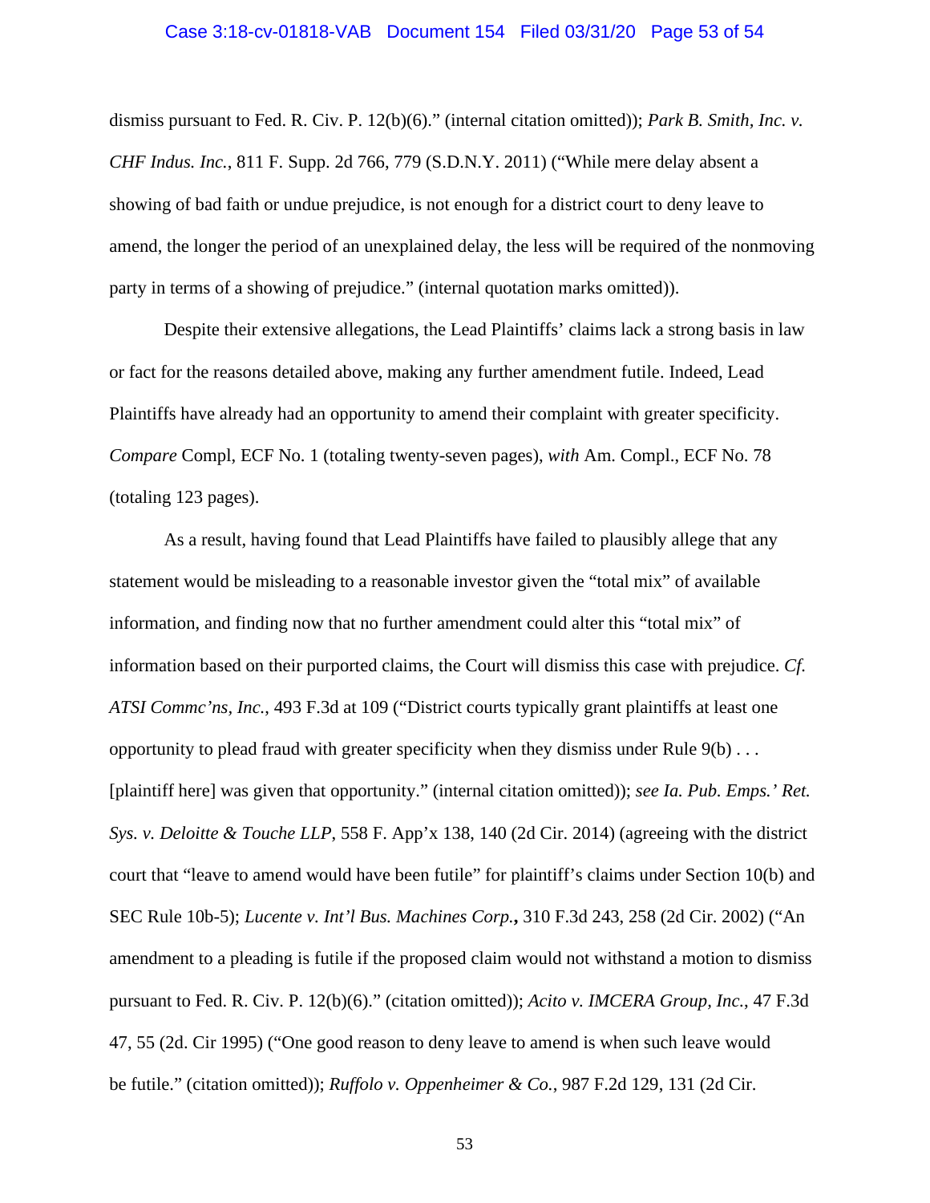dismiss pursuant to Fed. R. Civ. P. 12(b)(6)." (internal citation omitted)); *Park B. Smith, Inc. v. CHF Indus. Inc.*, 811 F. Supp. 2d 766, 779 (S.D.N.Y. 2011) ("While mere delay absent a showing of bad faith or undue prejudice, is not enough for a district court to deny leave to amend, the longer the period of an unexplained delay, the less will be required of the nonmoving party in terms of a showing of prejudice." (internal quotation marks omitted)).

Despite their extensive allegations, the Lead Plaintiffs' claims lack a strong basis in law or fact for the reasons detailed above, making any further amendment futile. Indeed, Lead Plaintiffs have already had an opportunity to amend their complaint with greater specificity. *Compare* Compl, ECF No. 1 (totaling twenty-seven pages), *with* Am. Compl., ECF No. 78 (totaling 123 pages).

As a result, having found that Lead Plaintiffs have failed to plausibly allege that any statement would be misleading to a reasonable investor given the "total mix" of available information, and finding now that no further amendment could alter this "total mix" of information based on their purported claims, the Court will dismiss this case with prejudice. *Cf. ATSI Commc'ns, Inc.*, 493 F.3d at 109 ("District courts typically grant plaintiffs at least one opportunity to plead fraud with greater specificity when they dismiss under Rule 9(b) . . . [plaintiff here] was given that opportunity." (internal citation omitted)); *see Ia. Pub. Emps.' Ret. Sys. v. Deloitte & Touche LLP*, 558 F. App'x 138, 140 (2d Cir. 2014) (agreeing with the district court that "leave to amend would have been futile" for plaintiff's claims under Section 10(b) and SEC Rule 10b-5); *Lucente v. Int'l Bus. Machines Corp.***,** 310 F.3d 243, 258 (2d Cir. 2002) ("An amendment to a pleading is futile if the proposed claim would not withstand a motion to dismiss pursuant to Fed. R. Civ. P. 12(b)(6)." (citation omitted)); *Acito v. IMCERA Group, Inc.*, 47 F.3d 47, 55 (2d. Cir 1995) ("One good reason to deny leave to amend is when such leave would be futile." (citation omitted)); *Ruffolo v. Oppenheimer & Co.*, 987 F.2d 129, 131 (2d Cir.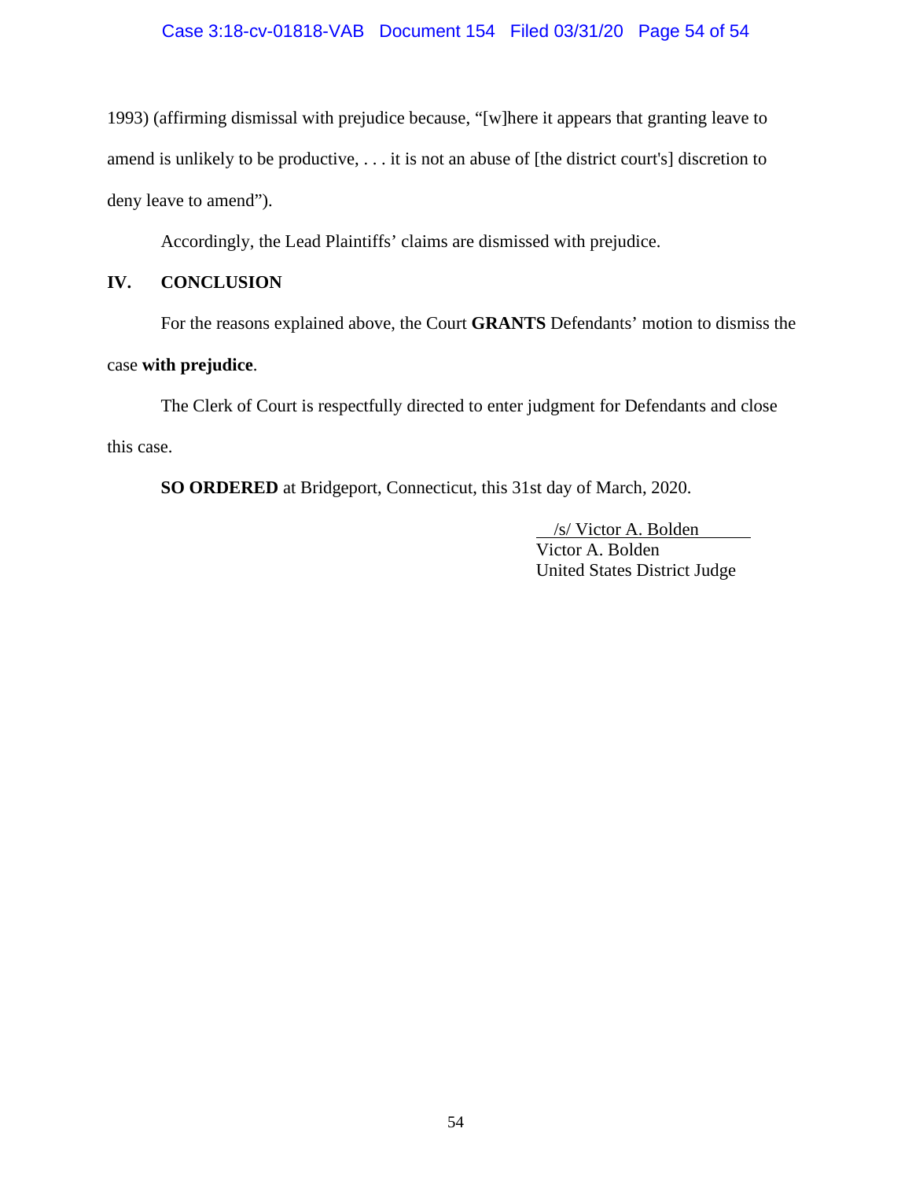1993) (affirming dismissal with prejudice because, "[w]here it appears that granting leave to amend is unlikely to be productive, . . . it is not an abuse of [the district court's] discretion to deny leave to amend").

Accordingly, the Lead Plaintiffs' claims are dismissed with prejudice.

## IV. CONCLUSION

For the reasons explained above, the Court **GRANTS** Defendants' motion to dismiss the case **with prejudice**.

The Clerk of Court is respectfully directed to enter judgment for Defendants and close this case.

**SO ORDERED** at Bridgeport, Connecticut, this 31st day of March, 2020.

/s/ Victor A. Bolden
Victor A. Bolden
United States District Judge